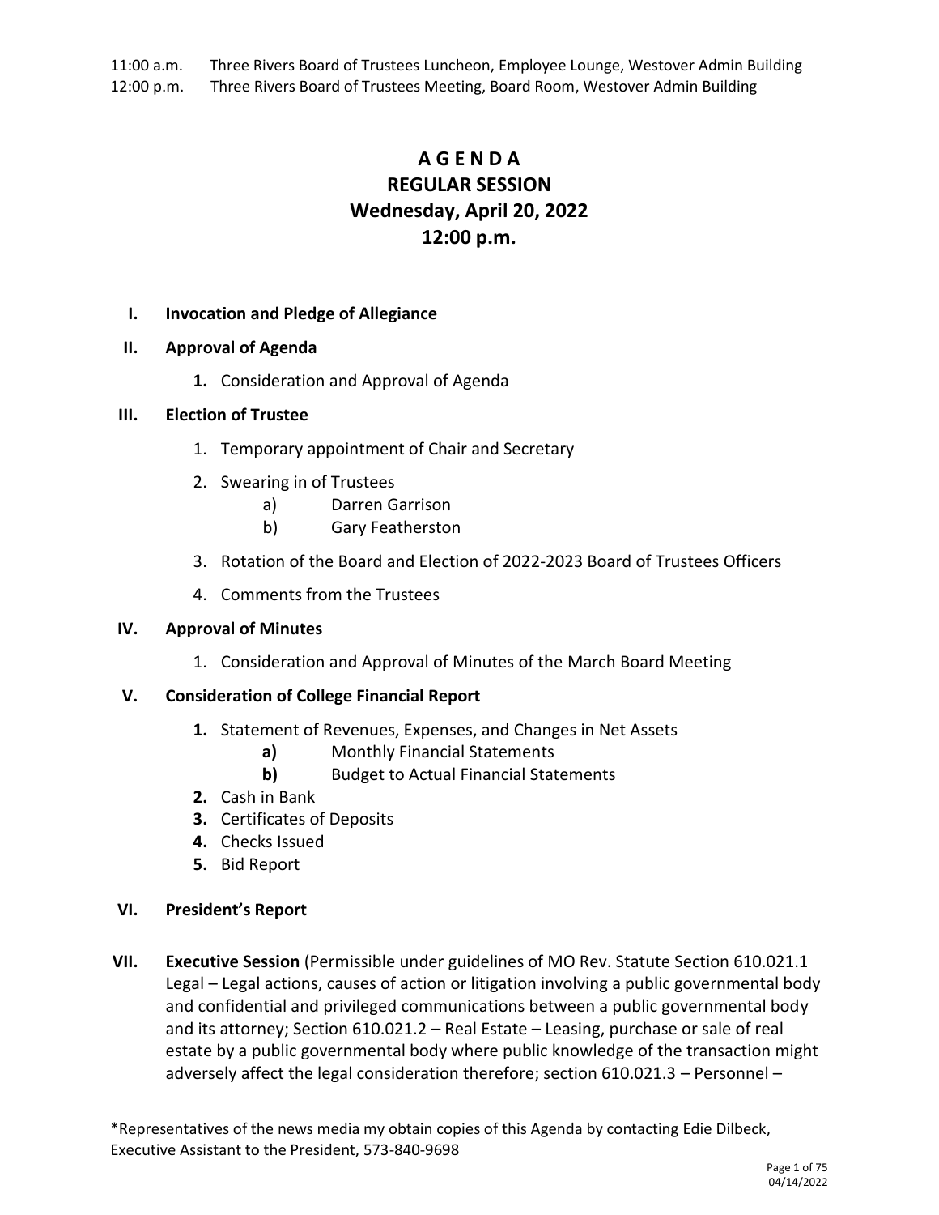11:00 a.m. Three Rivers Board of Trustees Luncheon, Employee Lounge, Westover Admin Building
12:00 p.m. Three Rivers Board of Trustees Meeting, Board Room, Westover Admin Building

# A G E N D A
# REGULAR SESSION
# Wednesday, April 20, 2022
# 12:00 p.m.

**I. Invocation and Pledge of Allegiance**

**II. Approval of Agenda**

- **1.** Consideration and Approval of Agenda

**III. Election of Trustee**

1. Temporary appointment of Chair and Secretary
2. Swearing in of Trustees
   - a) Darren Garrison
   - b) Gary Featherston
3. Rotation of the Board and Election of 2022-2023 Board of Trustees Officers
4. Comments from the Trustees

**IV. Approval of Minutes**

1. Consideration and Approval of Minutes of the March Board Meeting

**V. Consideration of College Financial Report**

- **1.** Statement of Revenues, Expenses, and Changes in Net Assets
  - **a)** Monthly Financial Statements
  - **b)** Budget to Actual Financial Statements
- **2.** Cash in Bank
- **3.** Certificates of Deposits
- **4.** Checks Issued
- **5.** Bid Report

**VI. President's Report**

**VII. Executive Session** (Permissible under guidelines of MO Rev. Statute Section 610.021.1 Legal – Legal actions, causes of action or litigation involving a public governmental body and confidential and privileged communications between a public governmental body and its attorney; Section 610.021.2 – Real Estate – Leasing, purchase or sale of real estate by a public governmental body where public knowledge of the transaction might adversely affect the legal consideration therefore; section 610.021.3 – Personnel –

*Representatives of the news media my obtain copies of this Agenda by contacting Edie Dilbeck, Executive Assistant to the President, 573-840-9698

04/14/2022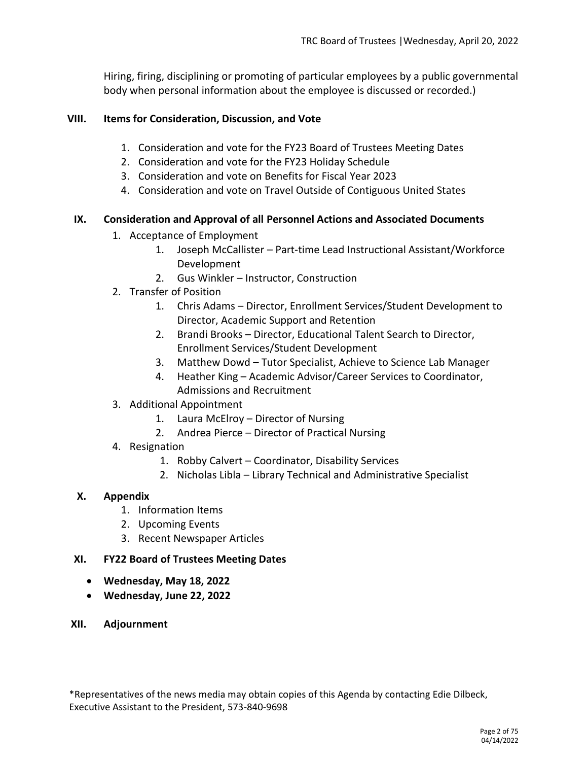Hiring, firing, disciplining or promoting of particular employees by a public governmental body when personal information about the employee is discussed or recorded.)

## VIII. Items for Consideration, Discussion, and Vote

1. Consideration and vote for the FY23 Board of Trustees Meeting Dates
2. Consideration and vote for the FY23 Holiday Schedule
3. Consideration and vote on Benefits for Fiscal Year 2023
4. Consideration and vote on Travel Outside of Contiguous United States

## IX. Consideration and Approval of all Personnel Actions and Associated Documents

1. Acceptance of Employment
    1. Joseph McCallister – Part-time Lead Instructional Assistant/Workforce Development
    2. Gus Winkler – Instructor, Construction
2. Transfer of Position
    1. Chris Adams – Director, Enrollment Services/Student Development to Director, Academic Support and Retention
    2. Brandi Brooks – Director, Educational Talent Search to Director, Enrollment Services/Student Development
    3. Matthew Dowd – Tutor Specialist, Achieve to Science Lab Manager
    4. Heather King – Academic Advisor/Career Services to Coordinator, Admissions and Recruitment
3. Additional Appointment
    1. Laura McElroy – Director of Nursing
    2. Andrea Pierce – Director of Practical Nursing
4. Resignation
    1. Robby Calvert – Coordinator, Disability Services
    2. Nicholas Libla – Library Technical and Administrative Specialist

## X. Appendix

1. Information Items
2. Upcoming Events
3. Recent Newspaper Articles

## XI. FY22 Board of Trustees Meeting Dates

- **Wednesday, May 18, 2022**
- **Wednesday, June 22, 2022**

## XII. Adjournment

*Representatives of the news media may obtain copies of this Agenda by contacting Edie Dilbeck, Executive Assistant to the President, 573-840-9698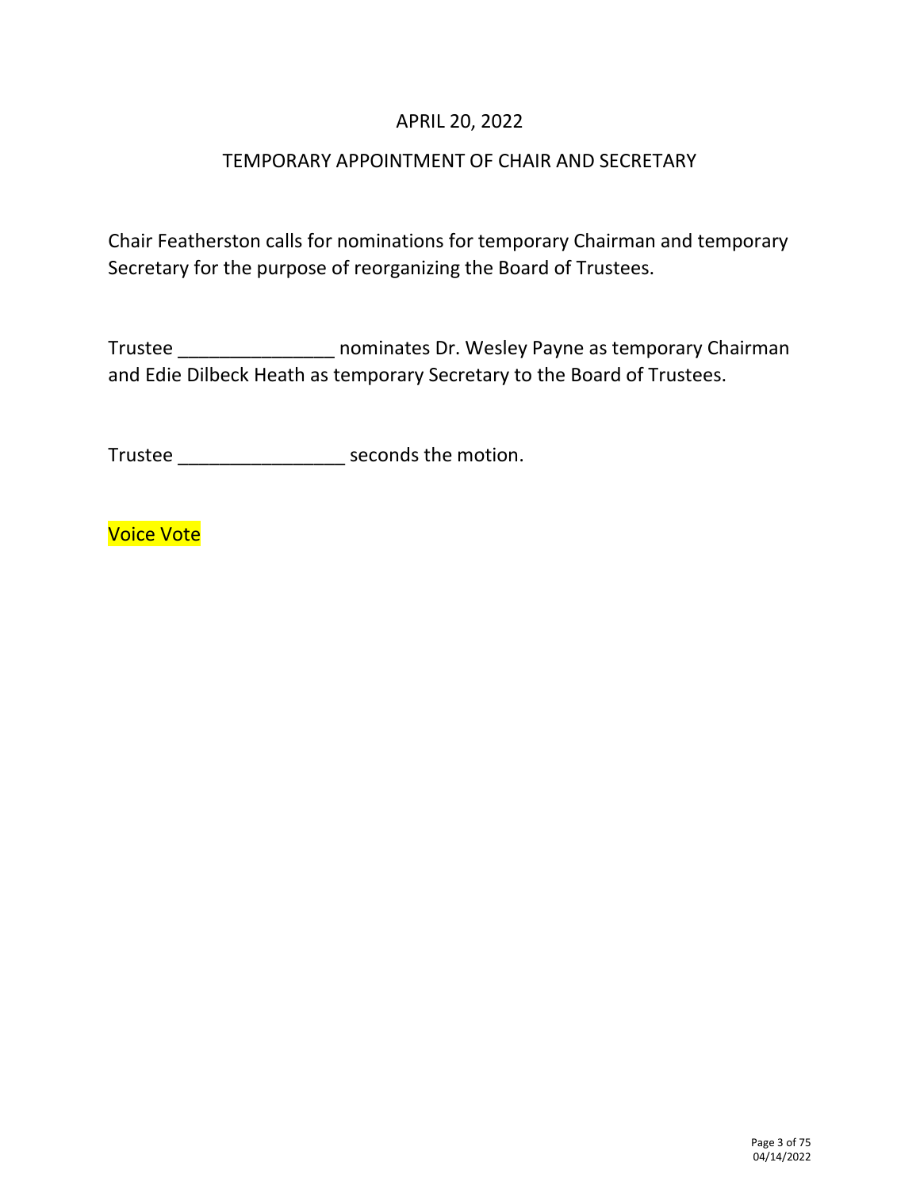## APRIL 20, 2022

## TEMPORARY APPOINTMENT OF CHAIR AND SECRETARY

Chair Featherston calls for nominations for temporary Chairman and temporary Secretary for the purpose of reorganizing the Board of Trustees.

Trustee _______________ nominates Dr. Wesley Payne as temporary Chairman and Edie Dilbeck Heath as temporary Secretary to the Board of Trustees.

Trustee ________________ seconds the motion.

Voice Vote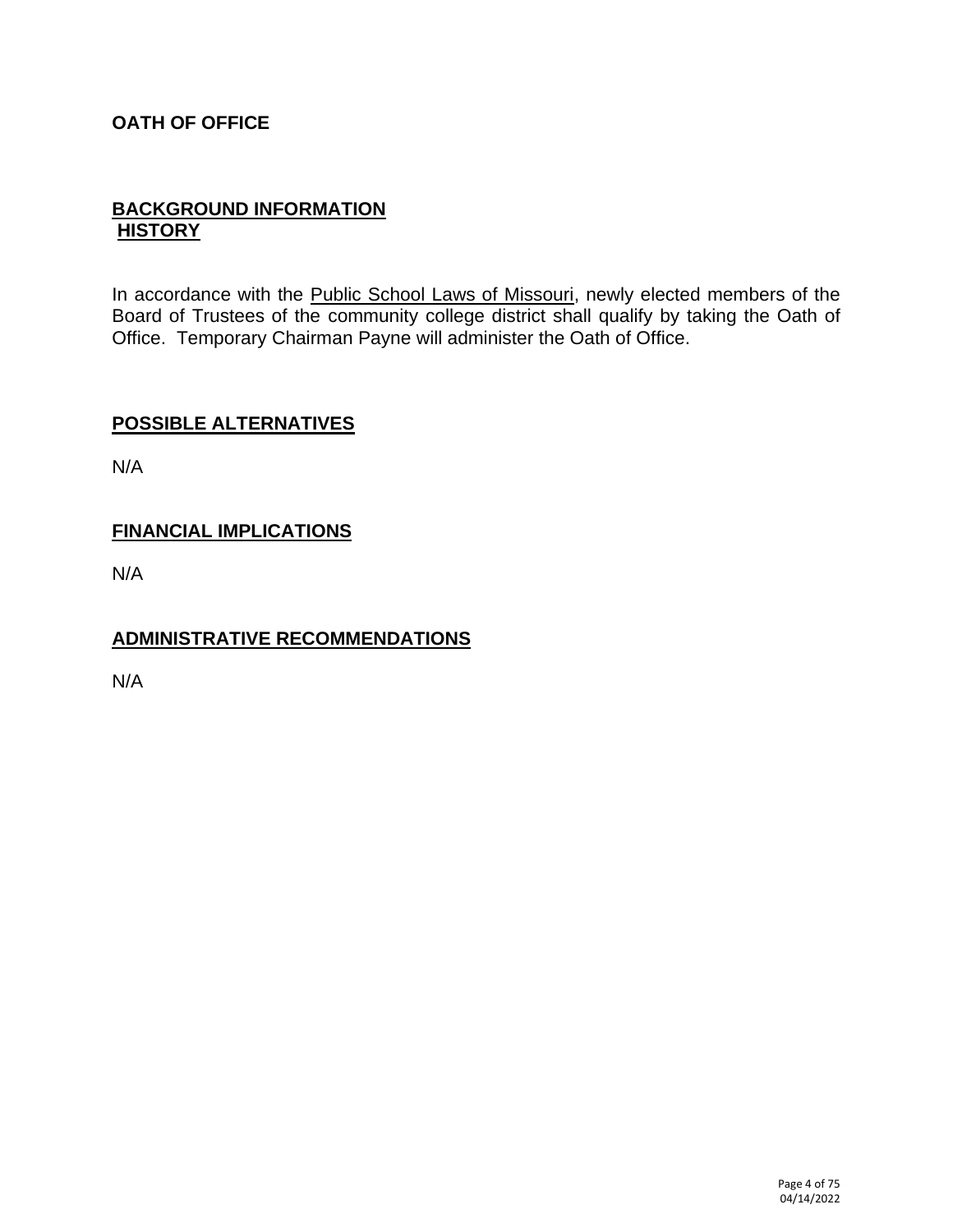**OATH OF OFFICE**

## BACKGROUND INFORMATION
## HISTORY

In accordance with the Public School Laws of Missouri, newly elected members of the Board of Trustees of the community college district shall qualify by taking the Oath of Office. Temporary Chairman Payne will administer the Oath of Office.

## POSSIBLE ALTERNATIVES

N/A

## FINANCIAL IMPLICATIONS

N/A

## ADMINISTRATIVE RECOMMENDATIONS

N/A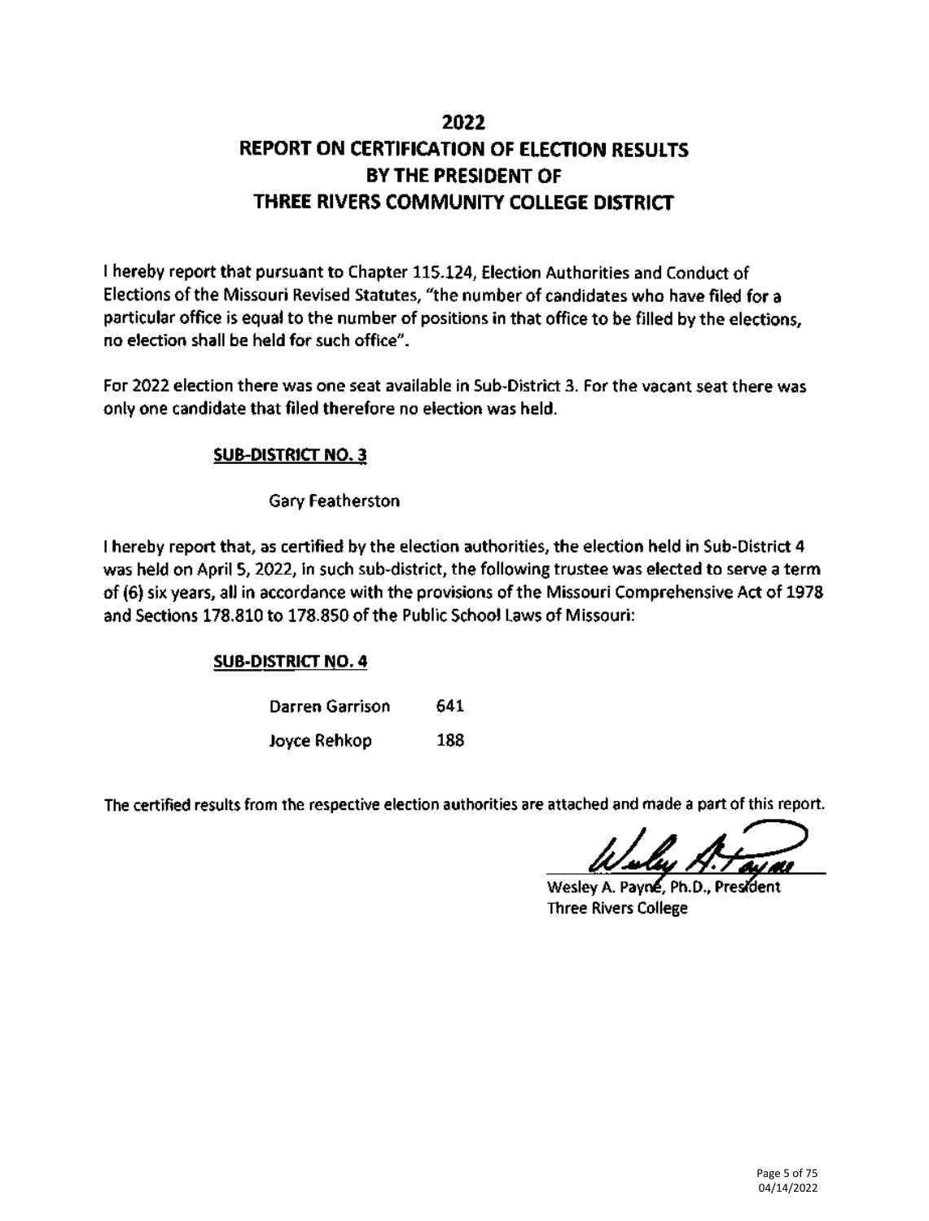# 2022
# REPORT ON CERTIFICATION OF ELECTION RESULTS BY THE PRESIDENT OF THREE RIVERS COMMUNITY COLLEGE DISTRICT

I hereby report that pursuant to Chapter 115.124, Election Authorities and Conduct of Elections of the Missouri Revised Statutes, "the number of candidates who have filed for a particular office is equal to the number of positions in that office to be filled by the elections, no election shall be held for such office".

For 2022 election there was one seat available in Sub-District 3. For the vacant seat there was only one candidate that filed therefore no election was held.

**SUB-DISTRICT NO. 3**

Gary Featherston

I hereby report that, as certified by the election authorities, the election held in Sub-District 4 was held on April 5, 2022, in such sub-district, the following trustee was elected to serve a term of (6) six years, all in accordance with the provisions of the Missouri Comprehensive Act of 1978 and Sections 178.810 to 178.850 of the Public School Laws of Missouri:

**SUB-DISTRICT NO. 4**

| | |
|---|---|
| Darren Garrison | 641 |
| Joyce Rehkop | 188 |

The certified results from the respective election authorities are attached and made a part of this report.

Wesley A. Payne, Ph.D., President
Three Rivers College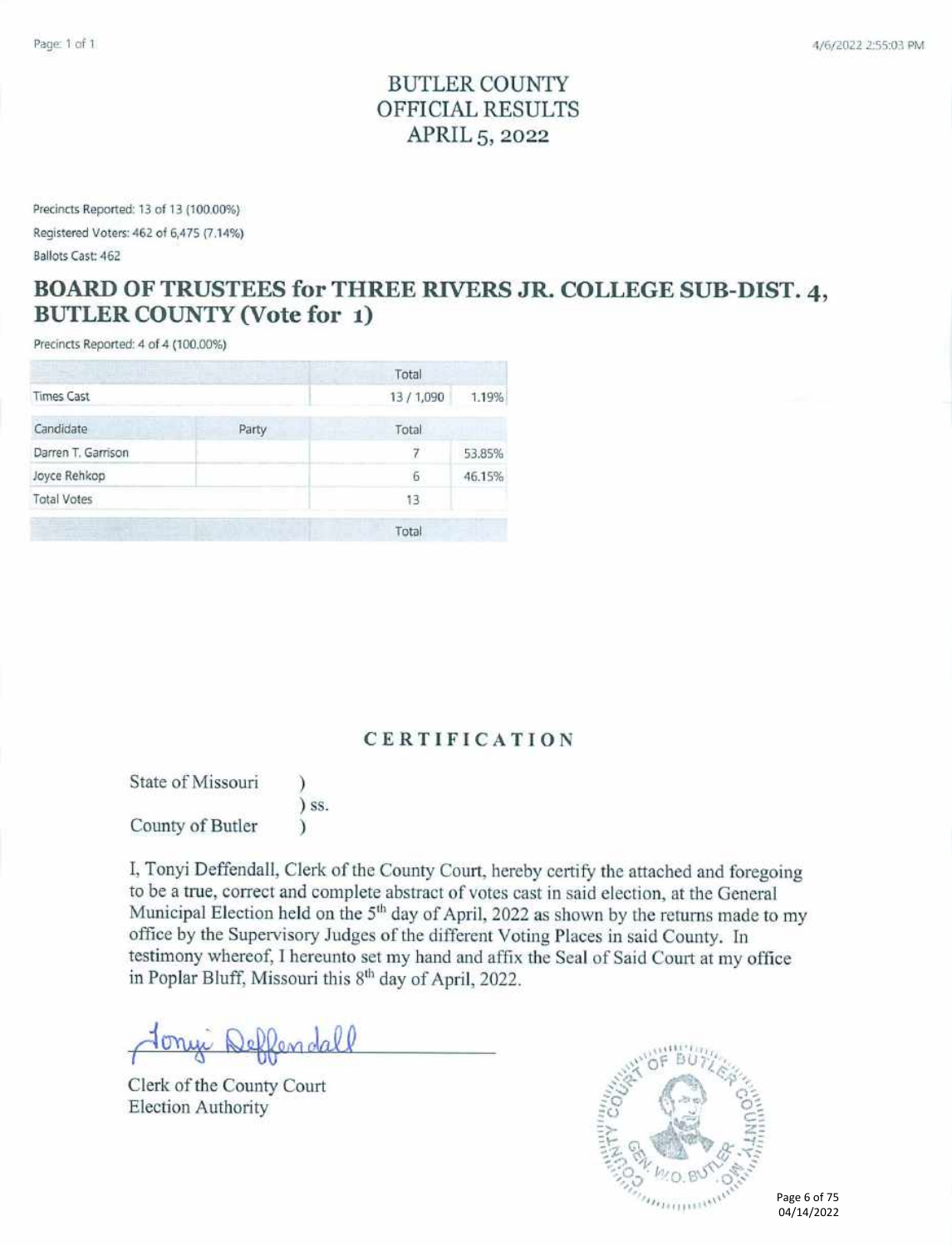# BUTLER COUNTY
# OFFICIAL RESULTS
# APRIL 5, 2022

Precincts Reported: 13 of 13 (100.00%)

Registered Voters: 462 of 6,475 (7.14%)

Ballots Cast: 462

## BOARD OF TRUSTEES for THREE RIVERS JR. COLLEGE SUB-DIST. 4, BUTLER COUNTY (Vote for 1)

Precincts Reported: 4 of 4 (100.00%)

| | | Total | |
|---|---|---|---|
| Times Cast | | 13 / 1,090 | 1.19% |
| **Candidate** | **Party** | **Total** | |
| Darren T. Garrison | | 7 | 53.85% |
| Joyce Rehkop | | 6 | 46.15% |
| Total Votes | | 13 | |
| | | Total | |

### CERTIFICATION

State of Missouri )
) ss.
County of Butler )

I, Tonyi Deffendall, Clerk of the County Court, hereby certify the attached and foregoing to be a true, correct and complete abstract of votes cast in said election, at the General Municipal Election held on the 5th day of April, 2022 as shown by the returns made to my office by the Supervisory Judges of the different Voting Places in said County. In testimony whereof, I hereunto set my hand and affix the Seal of Said Court at my office in Poplar Bluff, Missouri this 8th day of April, 2022.

Tonyi Deffendall

Clerk of the County Court
Election Authority

COUNTY COURT OF BUTLER COUNTY, MO. GEN. W.O. BUTLER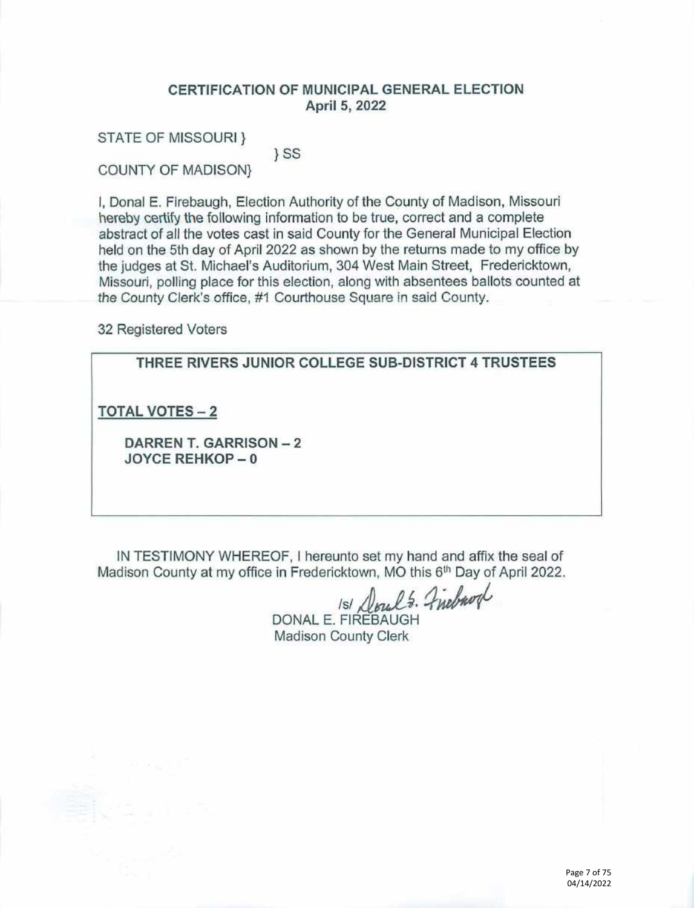## CERTIFICATION OF MUNICIPAL GENERAL ELECTION
**April 5, 2022**

STATE OF MISSOURI }
} SS
COUNTY OF MADISON}

I, Donal E. Firebaugh, Election Authority of the County of Madison, Missouri hereby certify the following information to be true, correct and a complete abstract of all the votes cast in said County for the General Municipal Election held on the 5th day of April 2022 as shown by the returns made to my office by the judges at St. Michael's Auditorium, 304 West Main Street, Fredericktown, Missouri, polling place for this election, along with absentees ballots counted at the County Clerk's office, #1 Courthouse Square in said County.

32 Registered Voters

**THREE RIVERS JUNIOR COLLEGE SUB-DISTRICT 4 TRUSTEES**

**TOTAL VOTES – 2**

**DARREN T. GARRISON – 2**
**JOYCE REHKOP – 0**

IN TESTIMONY WHEREOF, I hereunto set my hand and affix the seal of Madison County at my office in Fredericktown, MO this 6th Day of April 2022.

/s/ Donal E. Firebaugh
DONAL E. FIREBAUGH
Madison County Clerk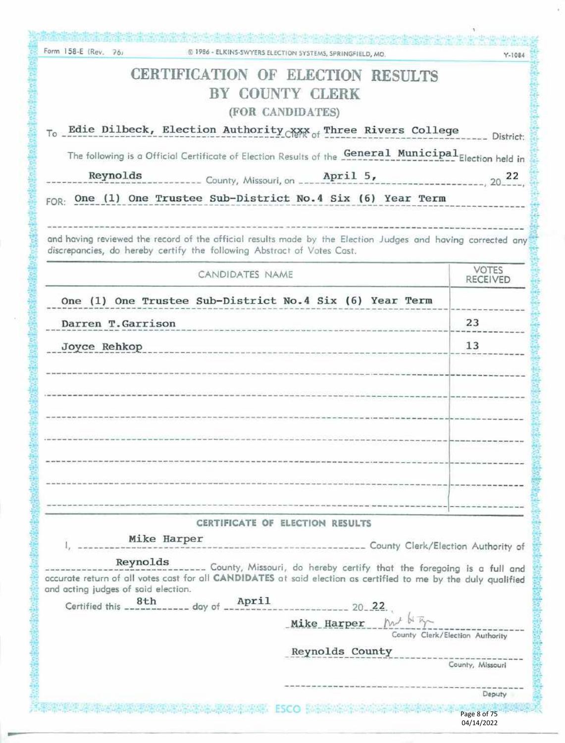Form 158-E (Rev. 76) © 1986 - ELKINS-SWYERS ELECTION SYSTEMS, SPRINGFIELD, MO. Y-1084

# CERTIFICATION OF ELECTION RESULTS
## BY COUNTY CLERK
### (FOR CANDIDATES)

To Edie Dilbeck, Election Authority ~~Clerk~~ xxx of Three Rivers College District:

The following is a Official Certificate of Election Results of the General Municipal Election held in Reynolds County, Missouri, on April 5, 2022,

FOR: One (1) One Trustee Sub-District No.4 Six (6) Year Term

and having reviewed the record of the official results made by the Election Judges and having corrected any discrepancies, do hereby certify the following Abstract of Votes Cast.

| CANDIDATES NAME | VOTES RECEIVED |
|---|---|
| One (1) One Trustee Sub-District No.4 Six (6) Year Term | |
| Darren T.Garrison | 23 |
| Joyce Rehkop | 13 |

### CERTIFICATE OF ELECTION RESULTS

I, Mike Harper County Clerk/Election Authority of Reynolds County, Missouri, do hereby certify that the foregoing is a full and accurate return of all votes cast for all **CANDIDATES** at said election as certified to me by the duly qualified and acting judges of said election.

Certified this 8th day of April 2022.

Mike Harper [signature]
County Clerk/Election Authority

Reynolds County
County, Missouri

Deputy

ESCO

04/14/2022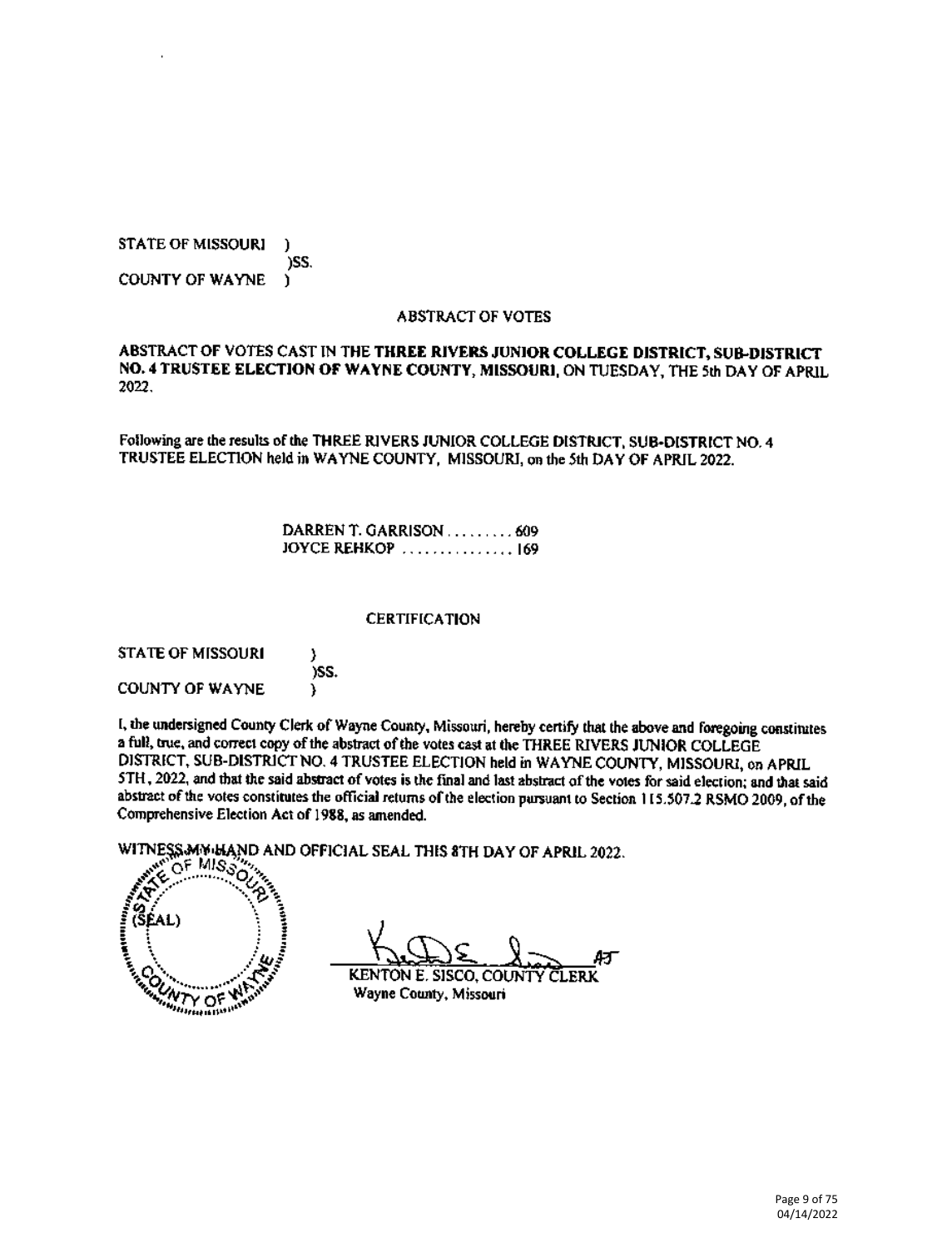STATE OF MISSOURI )
)SS.
COUNTY OF WAYNE )

## ABSTRACT OF VOTES

ABSTRACT OF VOTES CAST IN THE **THREE RIVERS JUNIOR COLLEGE DISTRICT, SUB-DISTRICT NO. 4 TRUSTEE ELECTION OF WAYNE COUNTY, MISSOURI,** ON TUESDAY, THE 5th DAY OF APRIL 2022.

Following are the results of the THREE RIVERS JUNIOR COLLEGE DISTRICT, SUB-DISTRICT NO. 4 TRUSTEE ELECTION held in WAYNE COUNTY, MISSOURI, on the 5th DAY OF APRIL 2022.

DARREN T. GARRISON ......... 609
JOYCE REHKOP ............... 169

## CERTIFICATION

STATE OF MISSOURI )
)SS.
COUNTY OF WAYNE )

I, the undersigned County Clerk of Wayne County, Missouri, hereby certify that the above and foregoing constitutes a full, true, and correct copy of the abstract of the votes cast at the THREE RIVERS JUNIOR COLLEGE DISTRICT, SUB-DISTRICT NO. 4 TRUSTEE ELECTION held in WAYNE COUNTY, MISSOURI, on APRIL 5TH, 2022, and that the said abstract of votes is the final and last abstract of the votes for said election; and that said abstract of the votes constitutes the official returns of the election pursuant to Section 115.507.2 RSMO 2009, of the Comprehensive Election Act of 1988, as amended.

WITNESS MY HAND AND OFFICIAL SEAL THIS 8TH DAY OF APRIL 2022.

(SEAL)

KENTON E. SISCO, COUNTY CLERK
Wayne County, Missouri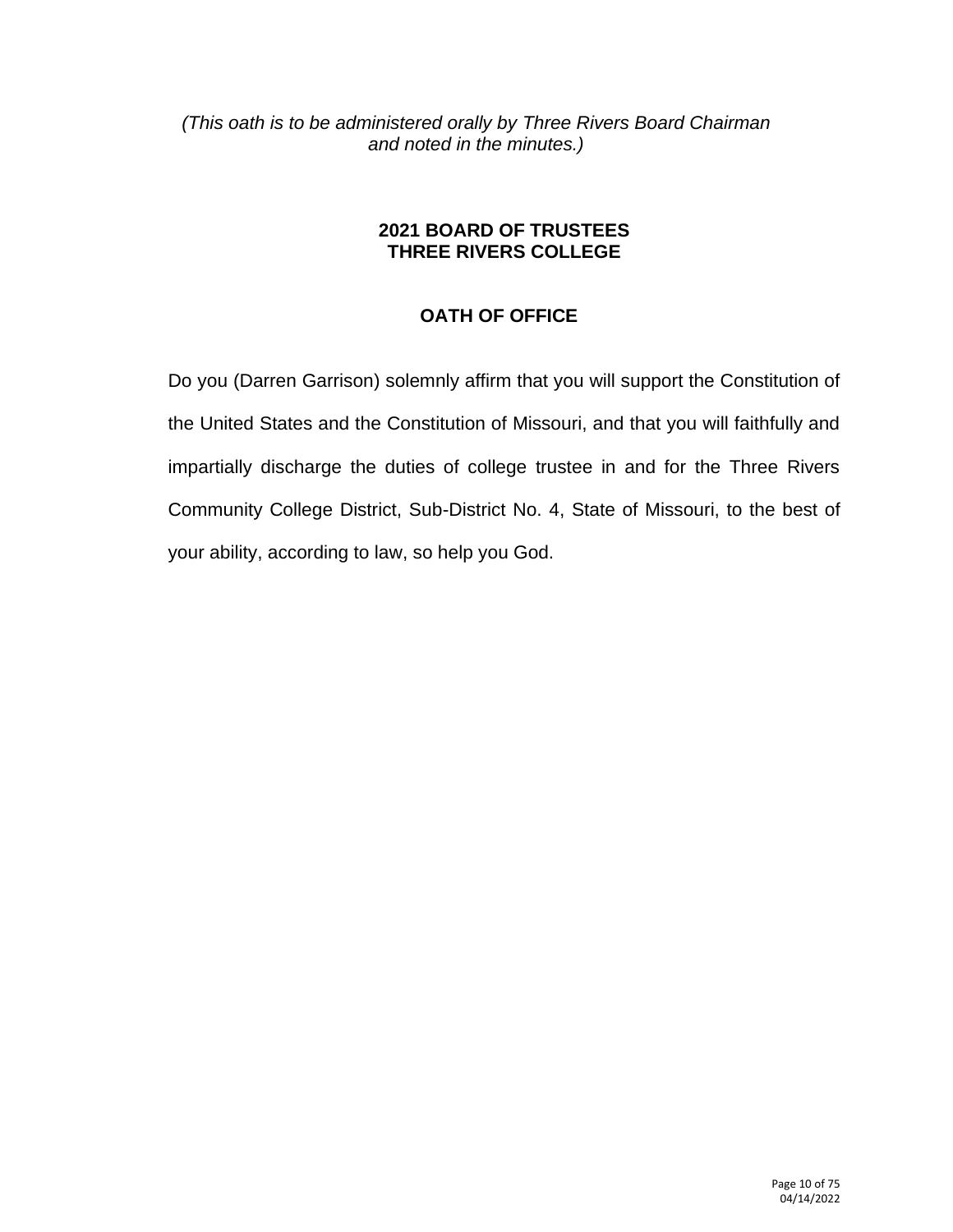*(This oath is to be administered orally by Three Rivers Board Chairman and noted in the minutes.)*

## 2021 BOARD OF TRUSTEES
## THREE RIVERS COLLEGE

## OATH OF OFFICE

Do you (Darren Garrison) solemnly affirm that you will support the Constitution of the United States and the Constitution of Missouri, and that you will faithfully and impartially discharge the duties of college trustee in and for the Three Rivers Community College District, Sub-District No. 4, State of Missouri, to the best of your ability, according to law, so help you God.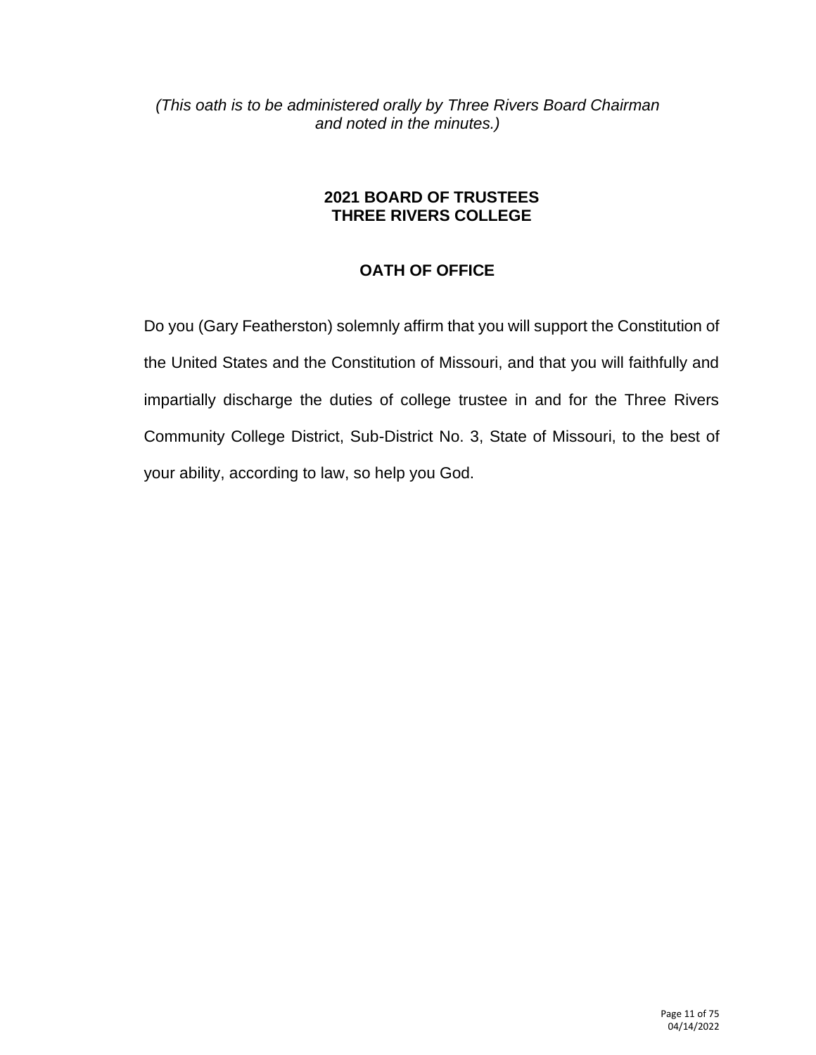*(This oath is to be administered orally by Three Rivers Board Chairman and noted in the minutes.)*

## 2021 BOARD OF TRUSTEES
## THREE RIVERS COLLEGE

## OATH OF OFFICE

Do you (Gary Featherston) solemnly affirm that you will support the Constitution of the United States and the Constitution of Missouri, and that you will faithfully and impartially discharge the duties of college trustee in and for the Three Rivers Community College District, Sub-District No. 3, State of Missouri, to the best of your ability, according to law, so help you God.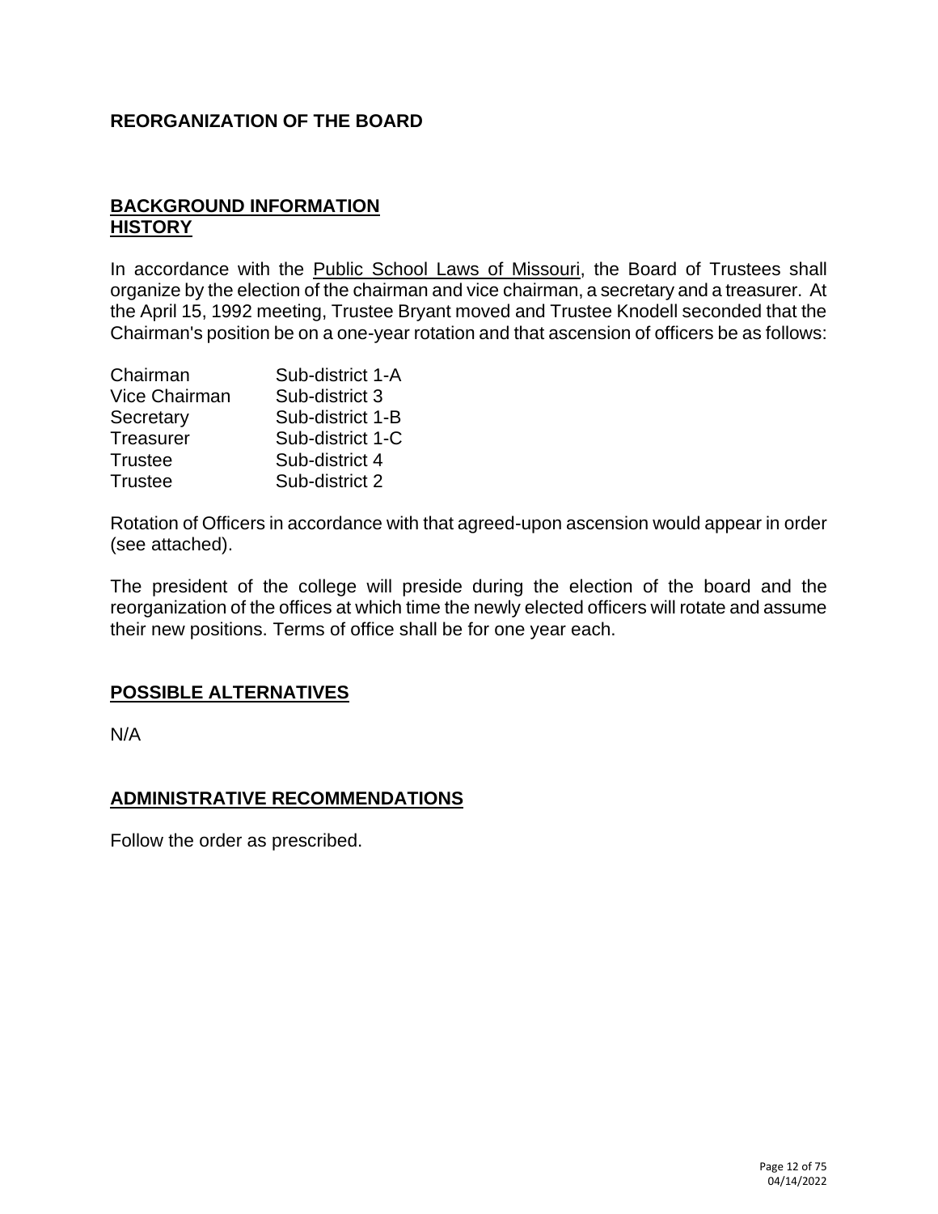# REORGANIZATION OF THE BOARD

## BACKGROUND INFORMATION
## HISTORY

In accordance with the Public School Laws of Missouri, the Board of Trustees shall organize by the election of the chairman and vice chairman, a secretary and a treasurer. At the April 15, 1992 meeting, Trustee Bryant moved and Trustee Knodell seconded that the Chairman's position be on a one-year rotation and that ascension of officers be as follows:

| | |
|---|---|
| Chairman | Sub-district 1-A |
| Vice Chairman | Sub-district 3 |
| Secretary | Sub-district 1-B |
| Treasurer | Sub-district 1-C |
| Trustee | Sub-district 4 |
| Trustee | Sub-district 2 |

Rotation of Officers in accordance with that agreed-upon ascension would appear in order (see attached).

The president of the college will preside during the election of the board and the reorganization of the offices at which time the newly elected officers will rotate and assume their new positions. Terms of office shall be for one year each.

## POSSIBLE ALTERNATIVES

N/A

## ADMINISTRATIVE RECOMMENDATIONS

Follow the order as prescribed.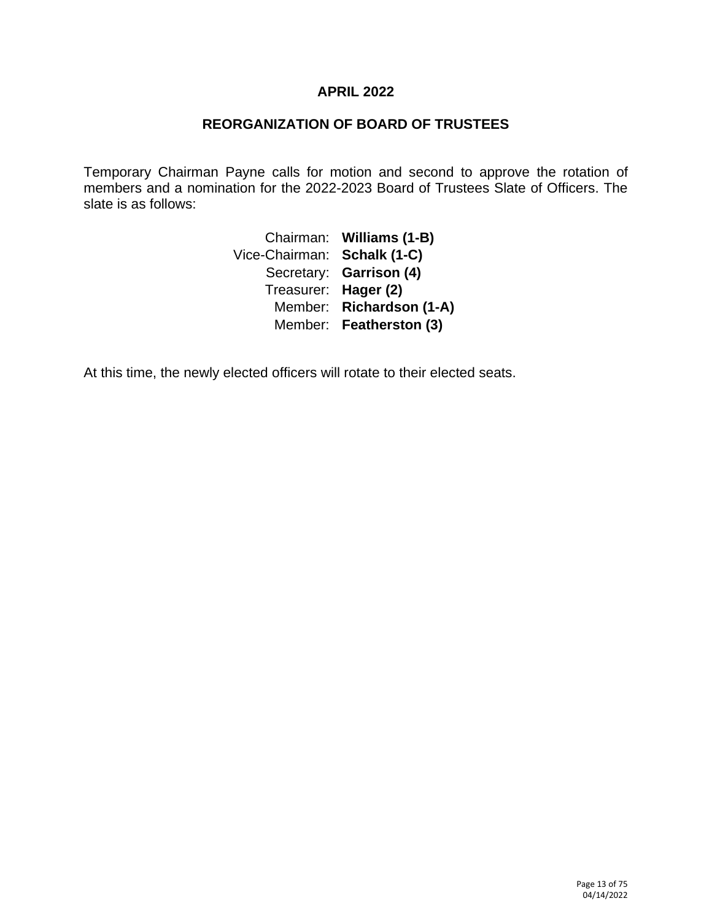# APRIL 2022

## REORGANIZATION OF BOARD OF TRUSTEES

Temporary Chairman Payne calls for motion and second to approve the rotation of members and a nomination for the 2022-2023 Board of Trustees Slate of Officers. The slate is as follows:

| | |
|---|---|
| Chairman: | **Williams (1-B)** |
| Vice-Chairman: | **Schalk (1-C)** |
| Secretary: | **Garrison (4)** |
| Treasurer: | **Hager (2)** |
| Member: | **Richardson (1-A)** |
| Member: | **Featherston (3)** |

At this time, the newly elected officers will rotate to their elected seats.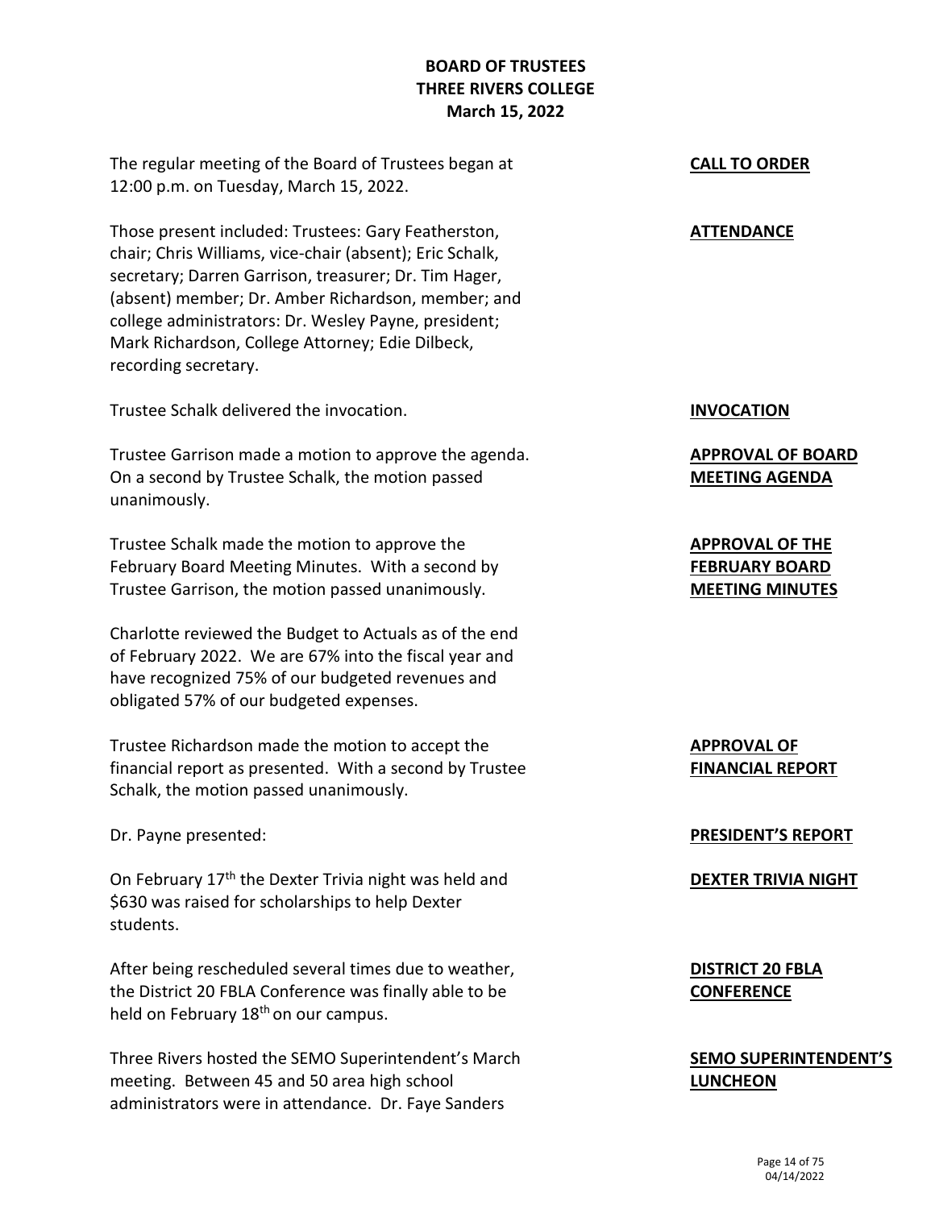**BOARD OF TRUSTEES**
**THREE RIVERS COLLEGE**
**March 15, 2022**

**CALL TO ORDER**

The regular meeting of the Board of Trustees began at 12:00 p.m. on Tuesday, March 15, 2022.

**ATTENDANCE**

Those present included: Trustees: Gary Featherston, chair; Chris Williams, vice-chair (absent); Eric Schalk, secretary; Darren Garrison, treasurer; Dr. Tim Hager, (absent) member; Dr. Amber Richardson, member; and college administrators: Dr. Wesley Payne, president; Mark Richardson, College Attorney; Edie Dilbeck, recording secretary.

**INVOCATION**

Trustee Schalk delivered the invocation.

**APPROVAL OF BOARD MEETING AGENDA**

Trustee Garrison made a motion to approve the agenda. On a second by Trustee Schalk, the motion passed unanimously.

**APPROVAL OF THE FEBRUARY BOARD MEETING MINUTES**

Trustee Schalk made the motion to approve the February Board Meeting Minutes. With a second by Trustee Garrison, the motion passed unanimously.

Charlotte reviewed the Budget to Actuals as of the end of February 2022. We are 67% into the fiscal year and have recognized 75% of our budgeted revenues and obligated 57% of our budgeted expenses.

**APPROVAL OF FINANCIAL REPORT**

Trustee Richardson made the motion to accept the financial report as presented. With a second by Trustee Schalk, the motion passed unanimously.

**PRESIDENT'S REPORT**

Dr. Payne presented:

**DEXTER TRIVIA NIGHT**

On February 17th the Dexter Trivia night was held and $630 was raised for scholarships to help Dexter students.

**DISTRICT 20 FBLA CONFERENCE**

After being rescheduled several times due to weather, the District 20 FBLA Conference was finally able to be held on February 18th on our campus.

**SEMO SUPERINTENDENT'S LUNCHEON**

Three Rivers hosted the SEMO Superintendent's March meeting. Between 45 and 50 area high school administrators were in attendance. Dr. Faye Sanders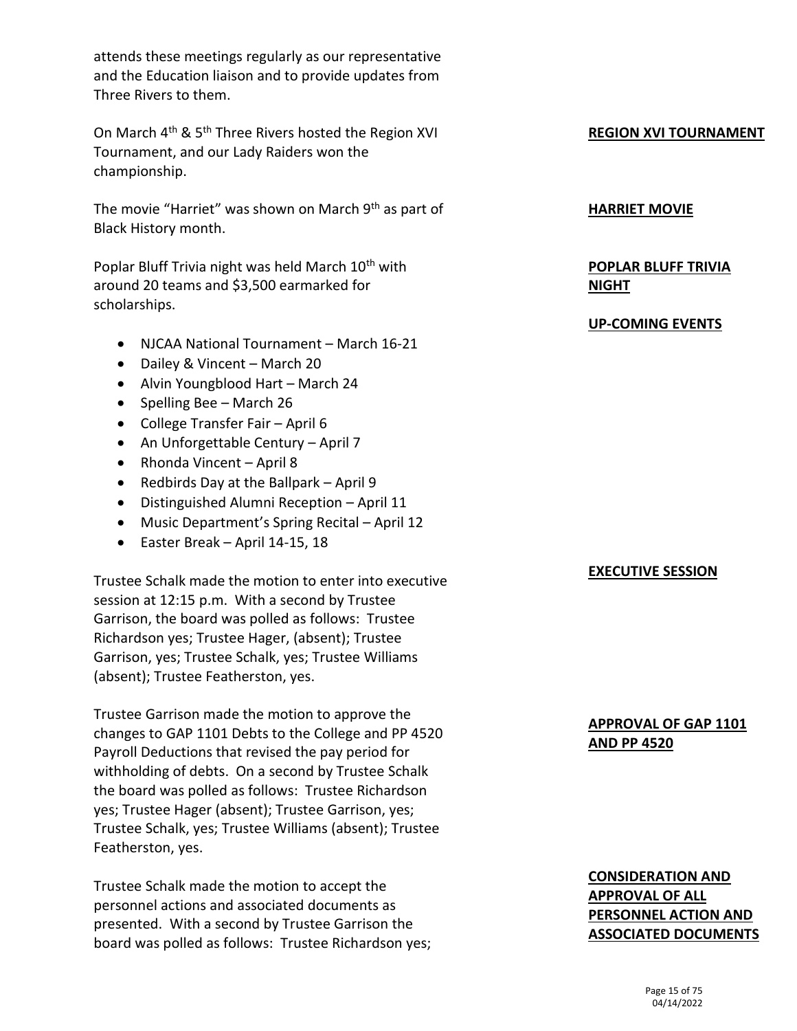attends these meetings regularly as our representative and the Education liaison and to provide updates from Three Rivers to them.

**REGION XVI TOURNAMENT**

On March 4th & 5th Three Rivers hosted the Region XVI Tournament, and our Lady Raiders won the championship.

**HARRIET MOVIE**

The movie "Harriet" was shown on March 9th as part of Black History month.

**POPLAR BLUFF TRIVIA NIGHT**

Poplar Bluff Trivia night was held March 10th with around 20 teams and $3,500 earmarked for scholarships.

**UP-COMING EVENTS**

- NJCAA National Tournament – March 16-21
- Dailey & Vincent – March 20
- Alvin Youngblood Hart – March 24
- Spelling Bee – March 26
- College Transfer Fair – April 6
- An Unforgettable Century – April 7
- Rhonda Vincent – April 8
- Redbirds Day at the Ballpark – April 9
- Distinguished Alumni Reception – April 11
- Music Department's Spring Recital – April 12
- Easter Break – April 14-15, 18

**EXECUTIVE SESSION**

Trustee Schalk made the motion to enter into executive session at 12:15 p.m. With a second by Trustee Garrison, the board was polled as follows: Trustee Richardson yes; Trustee Hager, (absent); Trustee Garrison, yes; Trustee Schalk, yes; Trustee Williams (absent); Trustee Featherston, yes.

**APPROVAL OF GAP 1101 AND PP 4520**

Trustee Garrison made the motion to approve the changes to GAP 1101 Debts to the College and PP 4520 Payroll Deductions that revised the pay period for withholding of debts. On a second by Trustee Schalk the board was polled as follows: Trustee Richardson yes; Trustee Hager (absent); Trustee Garrison, yes; Trustee Schalk, yes; Trustee Williams (absent); Trustee Featherston, yes.

**CONSIDERATION AND APPROVAL OF ALL PERSONNEL ACTION AND ASSOCIATED DOCUMENTS**

Trustee Schalk made the motion to accept the personnel actions and associated documents as presented. With a second by Trustee Garrison the board was polled as follows: Trustee Richardson yes;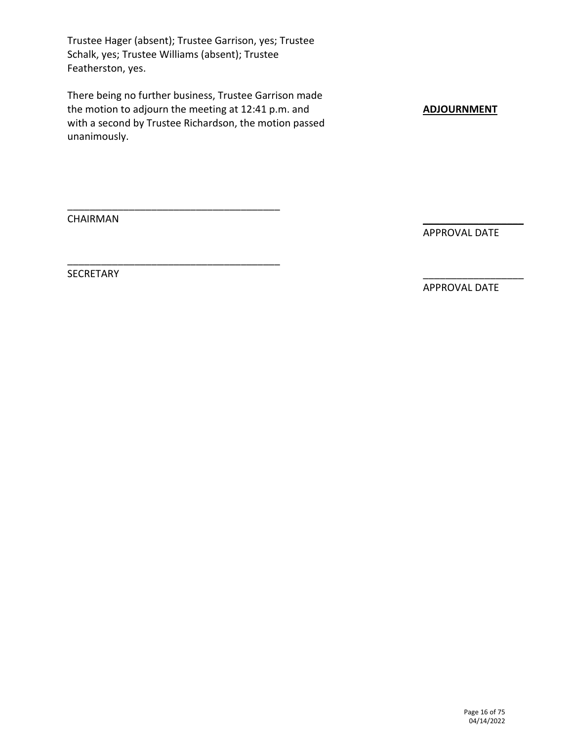Trustee Hager (absent); Trustee Garrison, yes; Trustee Schalk, yes; Trustee Williams (absent); Trustee Featherston, yes.

**ADJOURNMENT**

There being no further business, Trustee Garrison made the motion to adjourn the meeting at 12:41 p.m. and with a second by Trustee Richardson, the motion passed unanimously.

_______________________________________
CHAIRMAN

__________________
APPROVAL DATE

_______________________________________
SECRETARY

__________________
APPROVAL DATE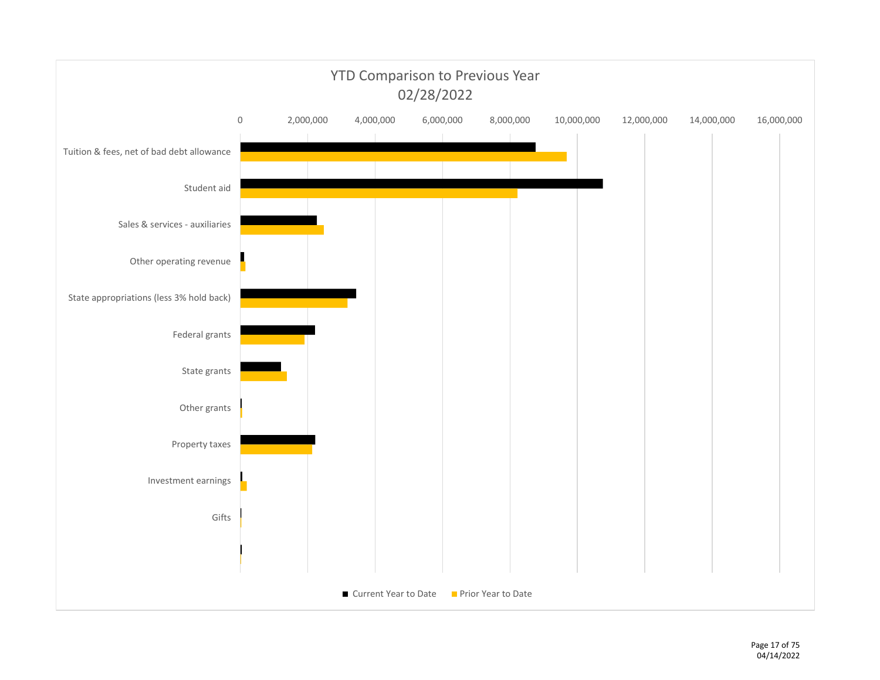## YTD Comparison to Previous Year
## 02/28/2022

0 | 2,000,000 | 4,000,000 | 6,000,000 | 8,000,000 | 10,000,000 | 12,000,000 | 14,000,000 | 16,000,000

- Tuition & fees, net of bad debt allowance
- Student aid
- Sales & services - auxiliaries
- Other operating revenue
- State appropriations (less 3% hold back)
- Federal grants
- State grants
- Other grants
- Property taxes
- Investment earnings
- Gifts

■ Current Year to Date ■ Prior Year to Date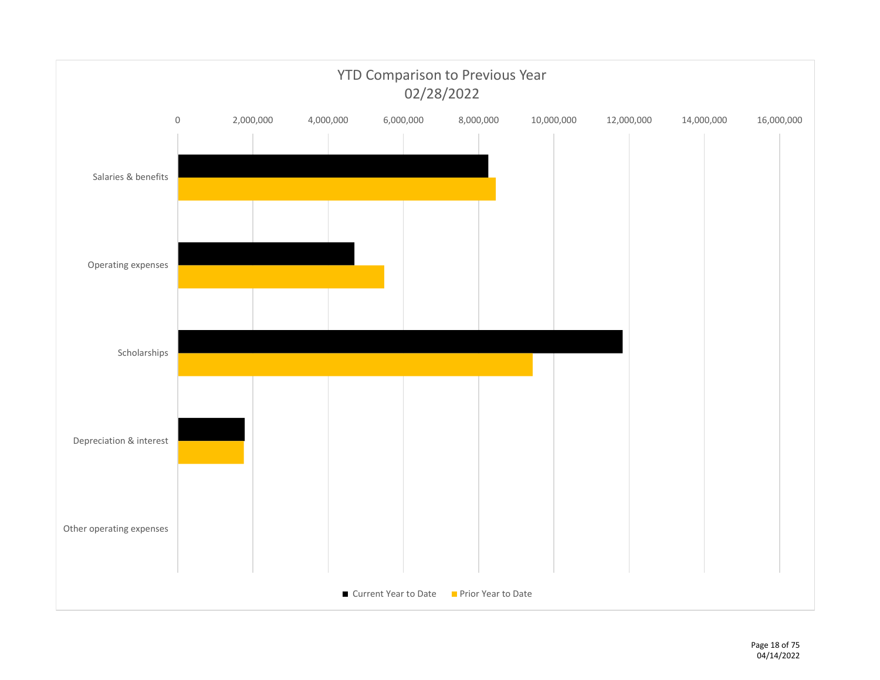## YTD Comparison to Previous Year
## 02/28/2022

0 | 2,000,000 | 4,000,000 | 6,000,000 | 8,000,000 | 10,000,000 | 12,000,000 | 14,000,000 | 16,000,000

Salaries & benefits

Operating expenses

Scholarships

Depreciation & interest

Other operating expenses

■ Current Year to Date ■ Prior Year to Date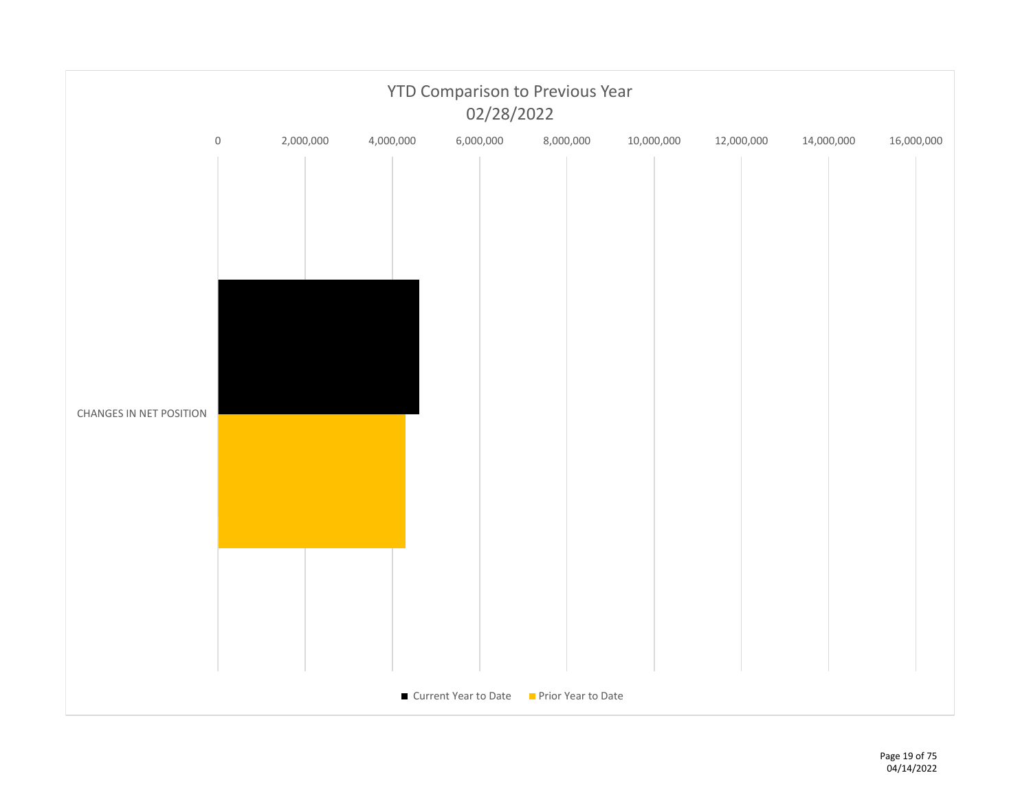## YTD Comparison to Previous Year
## 02/28/2022

0 | 2,000,000 | 4,000,000 | 6,000,000 | 8,000,000 | 10,000,000 | 12,000,000 | 14,000,000 | 16,000,000

CHANGES IN NET POSITION

■ Current Year to Date ■ Prior Year to Date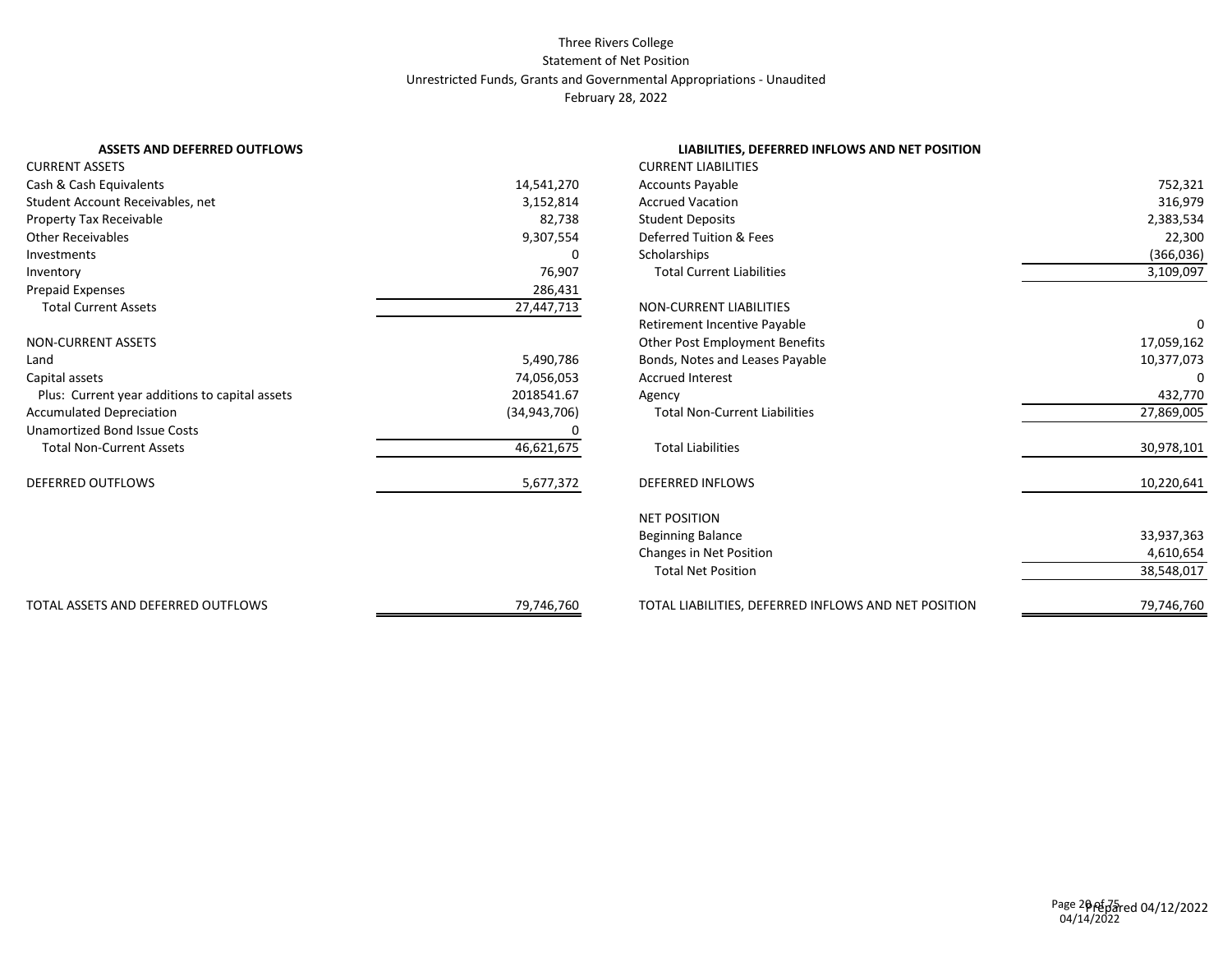# Three Rivers College

## Statement of Net Position

### Unrestricted Funds, Grants and Governmental Appropriations - Unaudited

### February 28, 2022

| **ASSETS AND DEFERRED OUTFLOWS** | |
|---|---|
| CURRENT ASSETS | |
| Cash & Cash Equivalents | 14,541,270 |
| Student Account Receivables, net | 3,152,814 |
| Property Tax Receivable | 82,738 |
| Other Receivables | 9,307,554 |
| Investments | 0 |
| Inventory | 76,907 |
| Prepaid Expenses | 286,431 |
| Total Current Assets | 27,447,713 |
| NON-CURRENT ASSETS | |
| Land | 5,490,786 |
| Capital assets | 74,056,053 |
| Plus: Current year additions to capital assets | 2018541.67 |
| Accumulated Depreciation | (34,943,706) |
| Unamortized Bond Issue Costs | 0 |
| Total Non-Current Assets | 46,621,675 |
| DEFERRED OUTFLOWS | 5,677,372 |
| TOTAL ASSETS AND DEFERRED OUTFLOWS | 79,746,760 |

| **LIABILITIES, DEFERRED INFLOWS AND NET POSITION** | |
|---|---|
| CURRENT LIABILITIES | |
| Accounts Payable | 752,321 |
| Accrued Vacation | 316,979 |
| Student Deposits | 2,383,534 |
| Deferred Tuition & Fees | 22,300 |
| Scholarships | (366,036) |
| Total Current Liabilities | 3,109,097 |
| NON-CURRENT LIABILITIES | |
| Retirement Incentive Payable | 0 |
| Other Post Employment Benefits | 17,059,162 |
| Bonds, Notes and Leases Payable | 10,377,073 |
| Accrued Interest | 0 |
| Agency | 432,770 |
| Total Non-Current Liabilities | 27,869,005 |
| Total Liabilities | 30,978,101 |
| DEFERRED INFLOWS | 10,220,641 |
| NET POSITION | |
| Beginning Balance | 33,937,363 |
| Changes in Net Position | 4,610,654 |
| Total Net Position | 38,548,017 |
| TOTAL LIABILITIES, DEFERRED INFLOWS AND NET POSITION | 79,746,760 |

Prepared 04/12/2022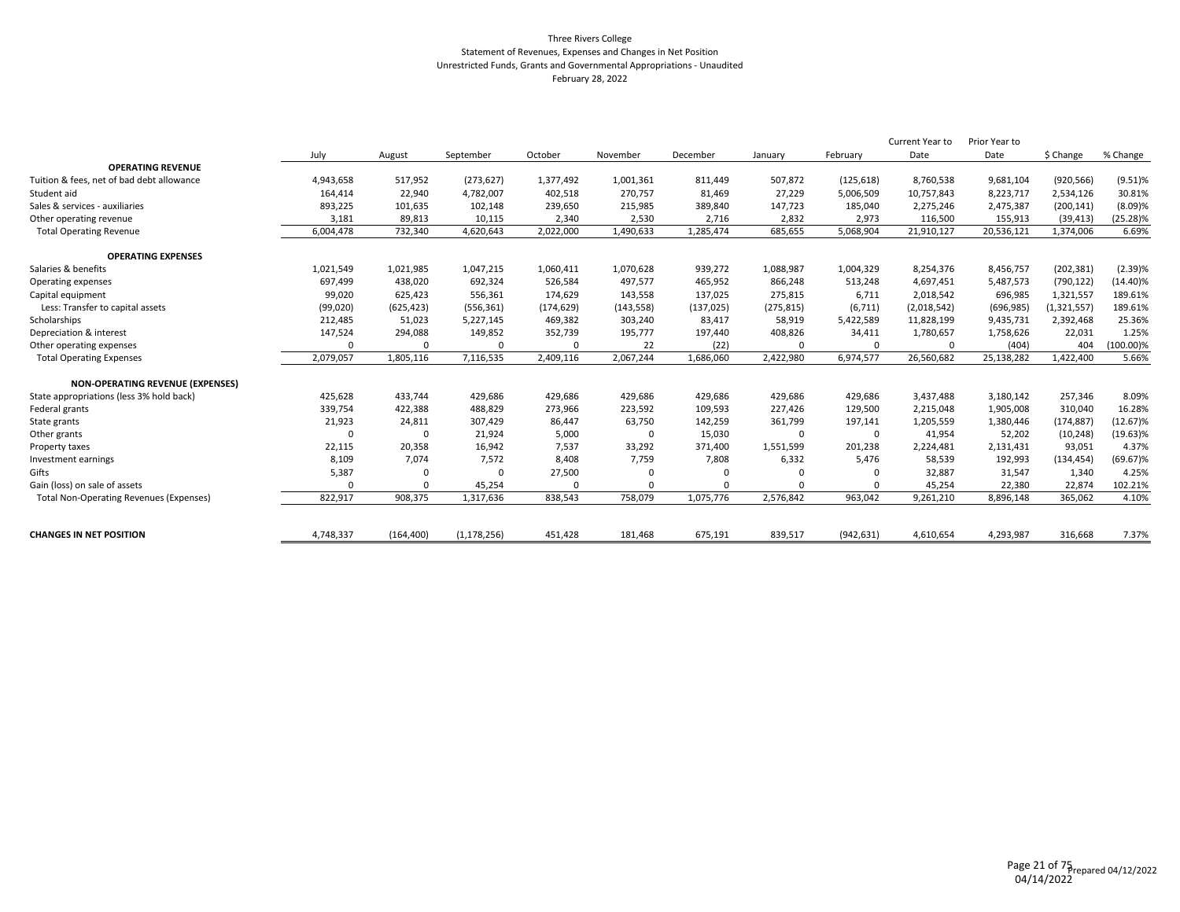Three Rivers College
Statement of Revenues, Expenses and Changes in Net Position
Unrestricted Funds, Grants and Governmental Appropriations - Unaudited
February 28, 2022

| | July | August | September | October | November | December | January | February | Current Year to Date | Prior Year to Date | $ Change | % Change |
|---|---|---|---|---|---|---|---|---|---|---|---|---|
| **OPERATING REVENUE** | | | | | | | | | | | | |
| Tuition & fees, net of bad debt allowance | 4,943,658 | 517,952 | (273,627) | 1,377,492 | 1,001,361 | 811,449 | 507,872 | (125,618) | 8,760,538 | 9,681,104 | (920,566) | (9.51)% |
| Student aid | 164,414 | 22,940 | 4,782,007 | 402,518 | 270,757 | 81,469 | 27,229 | 5,006,509 | 10,757,843 | 8,223,717 | 2,534,126 | 30.81% |
| Sales & services - auxiliaries | 893,225 | 101,635 | 102,148 | 239,650 | 215,985 | 389,840 | 147,723 | 185,040 | 2,275,246 | 2,475,387 | (200,141) | (8.09)% |
| Other operating revenue | 3,181 | 89,813 | 10,115 | 2,340 | 2,530 | 2,716 | 2,832 | 2,973 | 116,500 | 155,913 | (39,413) | (25.28)% |
| Total Operating Revenue | 6,004,478 | 732,340 | 4,620,643 | 2,022,000 | 1,490,633 | 1,285,474 | 685,655 | 5,068,904 | 21,910,127 | 20,536,121 | 1,374,006 | 6.69% |
| **OPERATING EXPENSES** | | | | | | | | | | | | |
| Salaries & benefits | 1,021,549 | 1,021,985 | 1,047,215 | 1,060,411 | 1,070,628 | 939,272 | 1,088,987 | 1,004,329 | 8,254,376 | 8,456,757 | (202,381) | (2.39)% |
| Operating expenses | 697,499 | 438,020 | 692,324 | 526,584 | 497,577 | 465,952 | 866,248 | 513,248 | 4,697,451 | 5,487,573 | (790,122) | (14.40)% |
| Capital equipment | 99,020 | 625,423 | 556,361 | 174,629 | 143,558 | 137,025 | 275,815 | 6,711 | 2,018,542 | 696,985 | 1,321,557 | 189.61% |
| Less: Transfer to capital assets | (99,020) | (625,423) | (556,361) | (174,629) | (143,558) | (137,025) | (275,815) | (6,711) | (2,018,542) | (696,985) | (1,321,557) | 189.61% |
| Scholarships | 212,485 | 51,023 | 5,227,145 | 469,382 | 303,240 | 83,417 | 58,919 | 5,422,589 | 11,828,199 | 9,435,731 | 2,392,468 | 25.36% |
| Depreciation & interest | 147,524 | 294,088 | 149,852 | 352,739 | 195,777 | 197,440 | 408,826 | 34,411 | 1,780,657 | 1,758,626 | 22,031 | 1.25% |
| Other operating expenses | 0 | 0 | 0 | 0 | 22 | (22) | 0 | 0 | 0 | (404) | 404 | (100.00)% |
| Total Operating Expenses | 2,079,057 | 1,805,116 | 7,116,535 | 2,409,116 | 2,067,244 | 1,686,060 | 2,422,980 | 6,974,577 | 26,560,682 | 25,138,282 | 1,422,400 | 5.66% |
| **NON-OPERATING REVENUE (EXPENSES)** | | | | | | | | | | | | |
| State appropriations (less 3% hold back) | 425,628 | 433,744 | 429,686 | 429,686 | 429,686 | 429,686 | 429,686 | 429,686 | 3,437,488 | 3,180,142 | 257,346 | 8.09% |
| Federal grants | 339,754 | 422,388 | 488,829 | 273,966 | 223,592 | 109,593 | 227,426 | 129,500 | 2,215,048 | 1,905,008 | 310,040 | 16.28% |
| State grants | 21,923 | 24,811 | 307,429 | 86,447 | 63,750 | 142,259 | 361,799 | 197,141 | 1,205,559 | 1,380,446 | (174,887) | (12.67)% |
| Other grants | 0 | 0 | 21,924 | 5,000 | 0 | 15,030 | 0 | 0 | 41,954 | 52,202 | (10,248) | (19.63)% |
| Property taxes | 22,115 | 20,358 | 16,942 | 7,537 | 33,292 | 371,400 | 1,551,599 | 201,238 | 2,224,481 | 2,131,431 | 93,051 | 4.37% |
| Investment earnings | 8,109 | 7,074 | 7,572 | 8,408 | 7,759 | 7,808 | 6,332 | 5,476 | 58,539 | 192,993 | (134,454) | (69.67)% |
| Gifts | 5,387 | 0 | 0 | 27,500 | 0 | 0 | 0 | 0 | 32,887 | 31,547 | 1,340 | 4.25% |
| Gain (loss) on sale of assets | 0 | 0 | 45,254 | 0 | 0 | 0 | 0 | 0 | 45,254 | 22,380 | 22,874 | 102.21% |
| Total Non-Operating Revenues (Expenses) | 822,917 | 908,375 | 1,317,636 | 838,543 | 758,079 | 1,075,776 | 2,576,842 | 963,042 | 9,261,210 | 8,896,148 | 365,062 | 4.10% |
| **CHANGES IN NET POSITION** | 4,748,337 | (164,400) | (1,178,256) | 451,428 | 181,468 | 675,191 | 839,517 | (942,631) | 4,610,654 | 4,293,987 | 316,668 | 7.37% |

Prepared 04/12/2022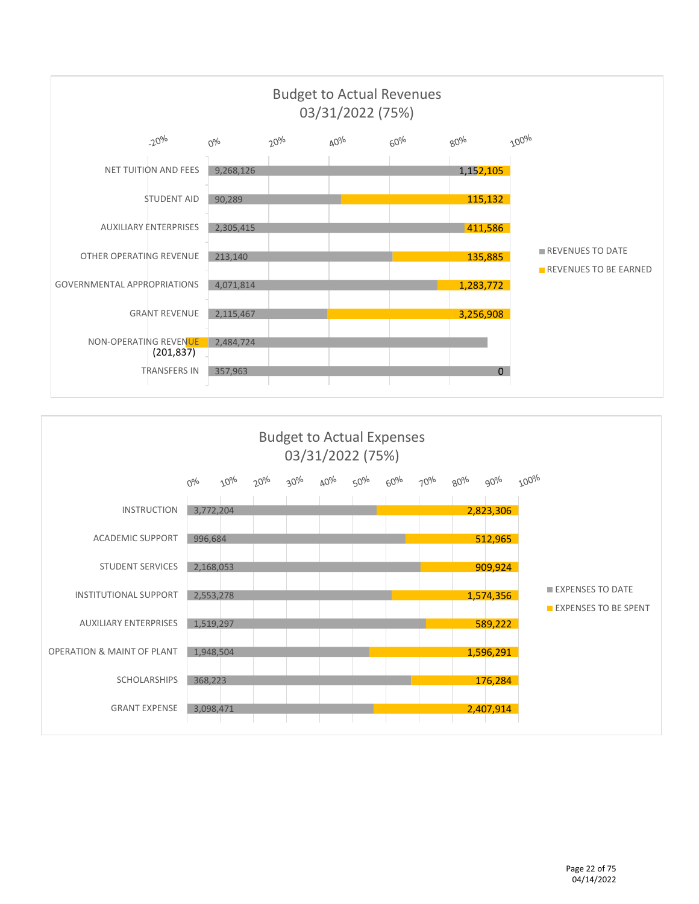## Budget to Actual Revenues 03/31/2022 (75%)

| Category | Revenues to Date | Revenues to be Earned |
|---|---|---|
| NET TUITION AND FEES | 9,268,126 | 1,152,105 |
| STUDENT AID | 90,289 | 115,132 |
| AUXILIARY ENTERPRISES | 2,305,415 | 411,586 |
| OTHER OPERATING REVENUE | 213,140 | 135,885 |
| GOVERNMENTAL APPROPRIATIONS | 4,071,814 | 1,283,772 |
| GRANT REVENUE | 2,115,467 | 3,256,908 |
| NON-OPERATING REVENUE | 2,484,724 | (201,837) |
| TRANSFERS IN | 357,963 | 0 |

## Budget to Actual Expenses 03/31/2022 (75%)

| Category | Expenses to Date | Expenses to be Spent |
|---|---|---|
| INSTRUCTION | 3,772,204 | 2,823,306 |
| ACADEMIC SUPPORT | 996,684 | 512,965 |
| STUDENT SERVICES | 2,168,053 | 909,924 |
| INSTITUTIONAL SUPPORT | 2,553,278 | 1,574,356 |
| AUXILIARY ENTERPRISES | 1,519,297 | 589,222 |
| OPERATION & MAINT OF PLANT | 1,948,504 | 1,596,291 |
| SCHOLARSHIPS | 368,223 | 176,284 |
| GRANT EXPENSE | 3,098,471 | 2,407,914 |

04/14/2022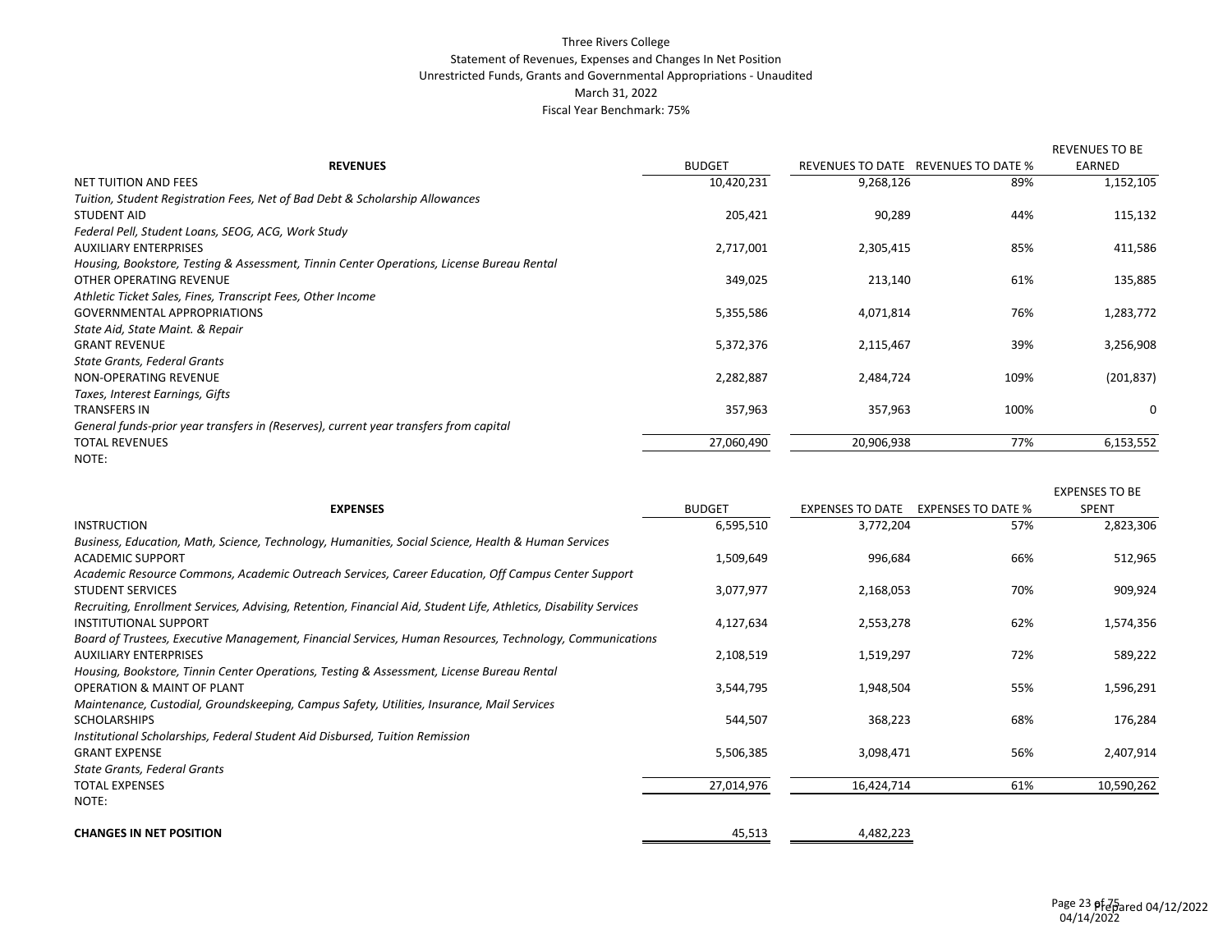# Three Rivers College

Statement of Revenues, Expenses and Changes In Net Position

Unrestricted Funds, Grants and Governmental Appropriations - Unaudited

March 31, 2022

Fiscal Year Benchmark: 75%

| **REVENUES** | BUDGET | REVENUES TO DATE | REVENUES TO DATE % | REVENUES TO BE EARNED |
|---|---|---|---|---|
| NET TUITION AND FEES | 10,420,231 | 9,268,126 | 89% | 1,152,105 |
| *Tuition, Student Registration Fees, Net of Bad Debt & Scholarship Allowances* | | | | |
| STUDENT AID | 205,421 | 90,289 | 44% | 115,132 |
| *Federal Pell, Student Loans, SEOG, ACG, Work Study* | | | | |
| AUXILIARY ENTERPRISES | 2,717,001 | 2,305,415 | 85% | 411,586 |
| *Housing, Bookstore, Testing & Assessment, Tinnin Center Operations, License Bureau Rental* | | | | |
| OTHER OPERATING REVENUE | 349,025 | 213,140 | 61% | 135,885 |
| *Athletic Ticket Sales, Fines, Transcript Fees, Other Income* | | | | |
| GOVERNMENTAL APPROPRIATIONS | 5,355,586 | 4,071,814 | 76% | 1,283,772 |
| *State Aid, State Maint. & Repair* | | | | |
| GRANT REVENUE | 5,372,376 | 2,115,467 | 39% | 3,256,908 |
| *State Grants, Federal Grants* | | | | |
| NON-OPERATING REVENUE | 2,282,887 | 2,484,724 | 109% | (201,837) |
| *Taxes, Interest Earnings, Gifts* | | | | |
| TRANSFERS IN | 357,963 | 357,963 | 100% | 0 |
| *General funds-prior year transfers in (Reserves), current year transfers from capital* | | | | |
| TOTAL REVENUES | 27,060,490 | 20,906,938 | 77% | 6,153,552 |
| NOTE: | | | | |

| **EXPENSES** | BUDGET | EXPENSES TO DATE | EXPENSES TO DATE % | EXPENSES TO BE SPENT |
|---|---|---|---|---|
| INSTRUCTION | 6,595,510 | 3,772,204 | 57% | 2,823,306 |
| *Business, Education, Math, Science, Technology, Humanities, Social Science, Health & Human Services* | | | | |
| ACADEMIC SUPPORT | 1,509,649 | 996,684 | 66% | 512,965 |
| *Academic Resource Commons, Academic Outreach Services, Career Education, Off Campus Center Support* | | | | |
| STUDENT SERVICES | 3,077,977 | 2,168,053 | 70% | 909,924 |
| *Recruiting, Enrollment Services, Advising, Retention, Financial Aid, Student Life, Athletics, Disability Services* | | | | |
| INSTITUTIONAL SUPPORT | 4,127,634 | 2,553,278 | 62% | 1,574,356 |
| *Board of Trustees, Executive Management, Financial Services, Human Resources, Technology, Communications* | | | | |
| AUXILIARY ENTERPRISES | 2,108,519 | 1,519,297 | 72% | 589,222 |
| *Housing, Bookstore, Tinnin Center Operations, Testing & Assessment, License Bureau Rental* | | | | |
| OPERATION & MAINT OF PLANT | 3,544,795 | 1,948,504 | 55% | 1,596,291 |
| *Maintenance, Custodial, Groundskeeping, Campus Safety, Utilities, Insurance, Mail Services* | | | | |
| SCHOLARSHIPS | 544,507 | 368,223 | 68% | 176,284 |
| *Institutional Scholarships, Federal Student Aid Disbursed, Tuition Remission* | | | | |
| GRANT EXPENSE | 5,506,385 | 3,098,471 | 56% | 2,407,914 |
| *State Grants, Federal Grants* | | | | |
| TOTAL EXPENSES | 27,014,976 | 16,424,714 | 61% | 10,590,262 |
| NOTE: | | | | |
| | | | | |
| **CHANGES IN NET POSITION** | 45,513 | 4,482,223 | | |

Prepared 04/12/2022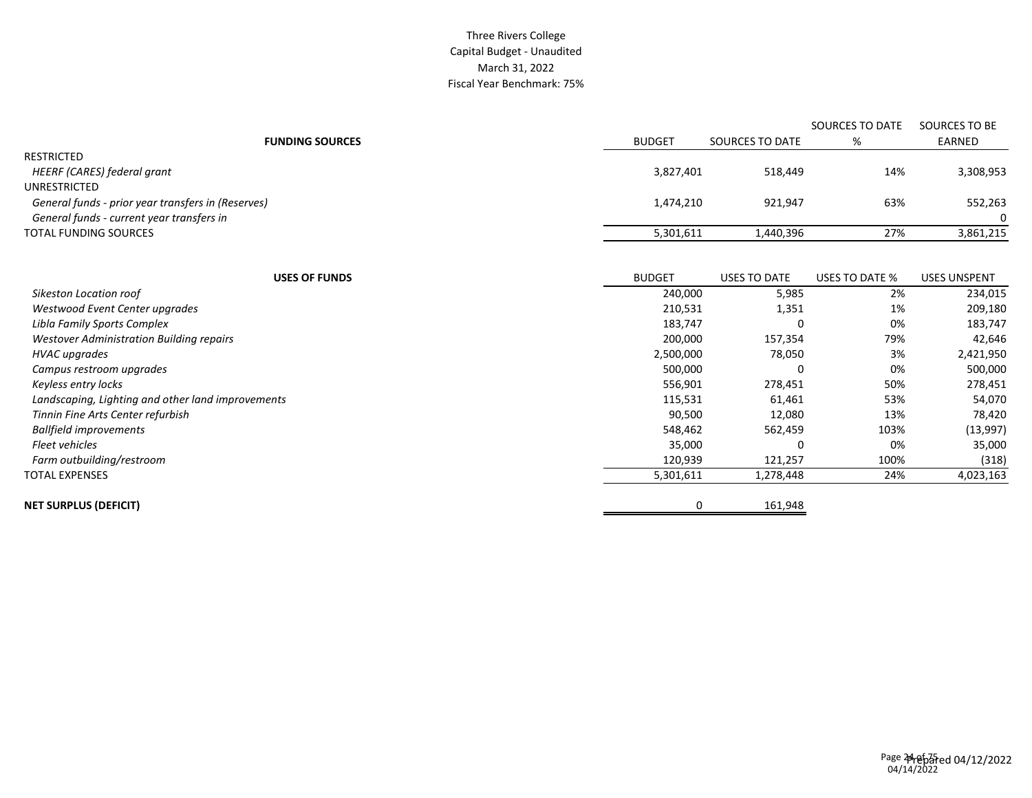Three Rivers College
Capital Budget - Unaudited
March 31, 2022
Fiscal Year Benchmark: 75%

| **FUNDING SOURCES** | BUDGET | SOURCES TO DATE | SOURCES TO DATE % | SOURCES TO BE EARNED |
|---|---|---|---|---|
| RESTRICTED | | | | |
| *HEERF (CARES) federal grant* | 3,827,401 | 518,449 | 14% | 3,308,953 |
| UNRESTRICTED | | | | |
| *General funds - prior year transfers in (Reserves)* | 1,474,210 | 921,947 | 63% | 552,263 |
| *General funds - current year transfers in* | | | | 0 |
| TOTAL FUNDING SOURCES | 5,301,611 | 1,440,396 | 27% | 3,861,215 |

| **USES OF FUNDS** | BUDGET | USES TO DATE | USES TO DATE % | USES UNSPENT |
|---|---|---|---|---|
| *Sikeston Location roof* | 240,000 | 5,985 | 2% | 234,015 |
| *Westwood Event Center upgrades* | 210,531 | 1,351 | 1% | 209,180 |
| *Libla Family Sports Complex* | 183,747 | 0 | 0% | 183,747 |
| *Westover Administration Building repairs* | 200,000 | 157,354 | 79% | 42,646 |
| *HVAC upgrades* | 2,500,000 | 78,050 | 3% | 2,421,950 |
| *Campus restroom upgrades* | 500,000 | 0 | 0% | 500,000 |
| *Keyless entry locks* | 556,901 | 278,451 | 50% | 278,451 |
| *Landscaping, Lighting and other land improvements* | 115,531 | 61,461 | 53% | 54,070 |
| *Tinnin Fine Arts Center refurbish* | 90,500 | 12,080 | 13% | 78,420 |
| *Ballfield improvements* | 548,462 | 562,459 | 103% | (13,997) |
| *Fleet vehicles* | 35,000 | 0 | 0% | 35,000 |
| *Farm outbuilding/restroom* | 120,939 | 121,257 | 100% | (318) |
| TOTAL EXPENSES | 5,301,611 | 1,278,448 | 24% | 4,023,163 |
| | | | | |
| **NET SURPLUS (DEFICIT)** | 0 | 161,948 | | |

Prepared 04/12/2022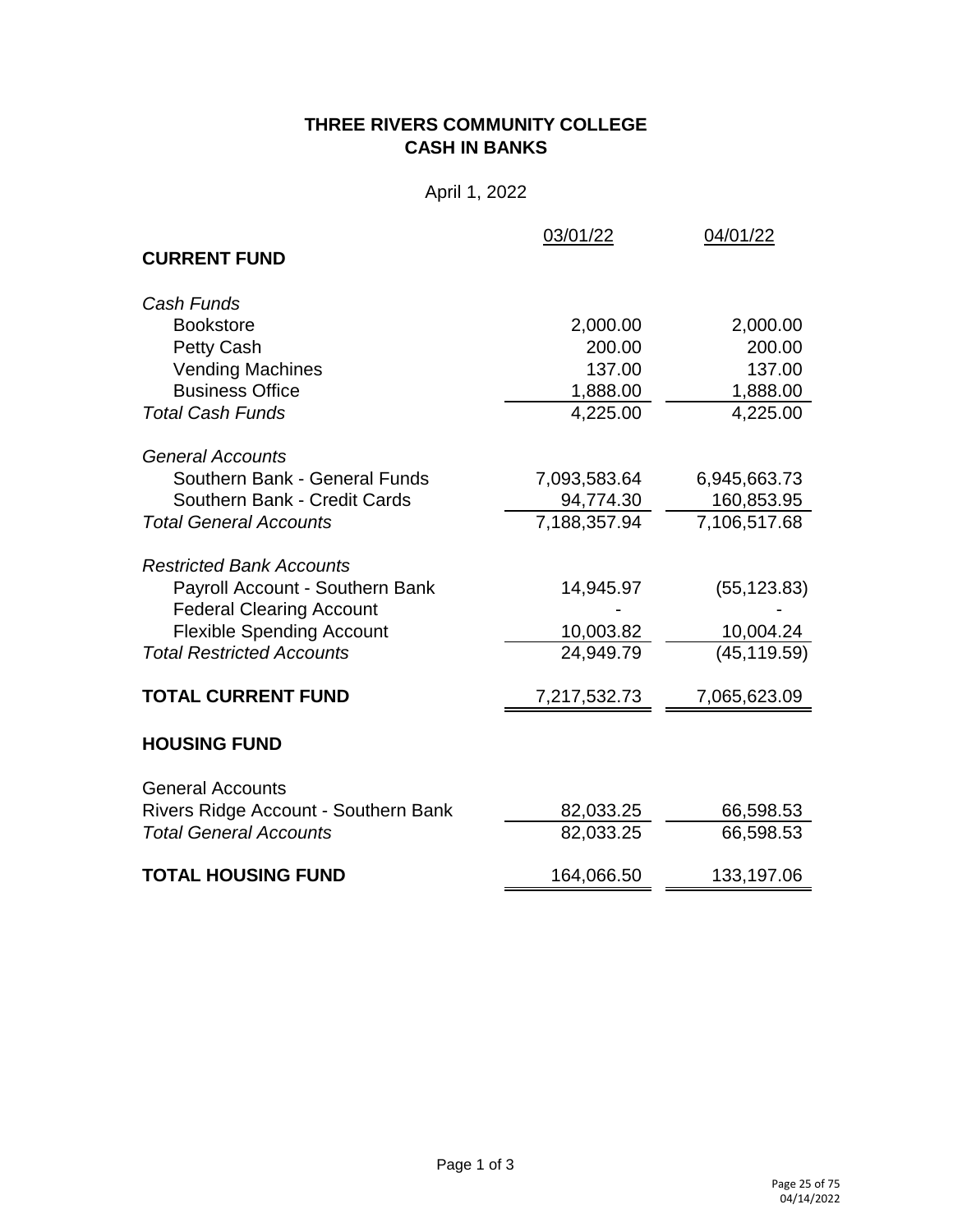# THREE RIVERS COMMUNITY COLLEGE
## CASH IN BANKS

April 1, 2022

| | 03/01/22 | 04/01/22 |
|---|---|---|
| **CURRENT FUND** | | |
| *Cash Funds* | | |
| Bookstore | 2,000.00 | 2,000.00 |
| Petty Cash | 200.00 | 200.00 |
| Vending Machines | 137.00 | 137.00 |
| Business Office | 1,888.00 | 1,888.00 |
| *Total Cash Funds* | 4,225.00 | 4,225.00 |
| *General Accounts* | | |
| Southern Bank - General Funds | 7,093,583.64 | 6,945,663.73 |
| Southern Bank - Credit Cards | 94,774.30 | 160,853.95 |
| *Total General Accounts* | 7,188,357.94 | 7,106,517.68 |
| *Restricted Bank Accounts* | | |
| Payroll Account - Southern Bank | 14,945.97 | (55,123.83) |
| Federal Clearing Account | - | - |
| Flexible Spending Account | 10,003.82 | 10,004.24 |
| *Total Restricted Accounts* | 24,949.79 | (45,119.59) |
| **TOTAL CURRENT FUND** | 7,217,532.73 | 7,065,623.09 |
| **HOUSING FUND** | | |
| General Accounts | | |
| Rivers Ridge Account - Southern Bank | 82,033.25 | 66,598.53 |
| *Total General Accounts* | 82,033.25 | 66,598.53 |
| **TOTAL HOUSING FUND** | 164,066.50 | 133,197.06 |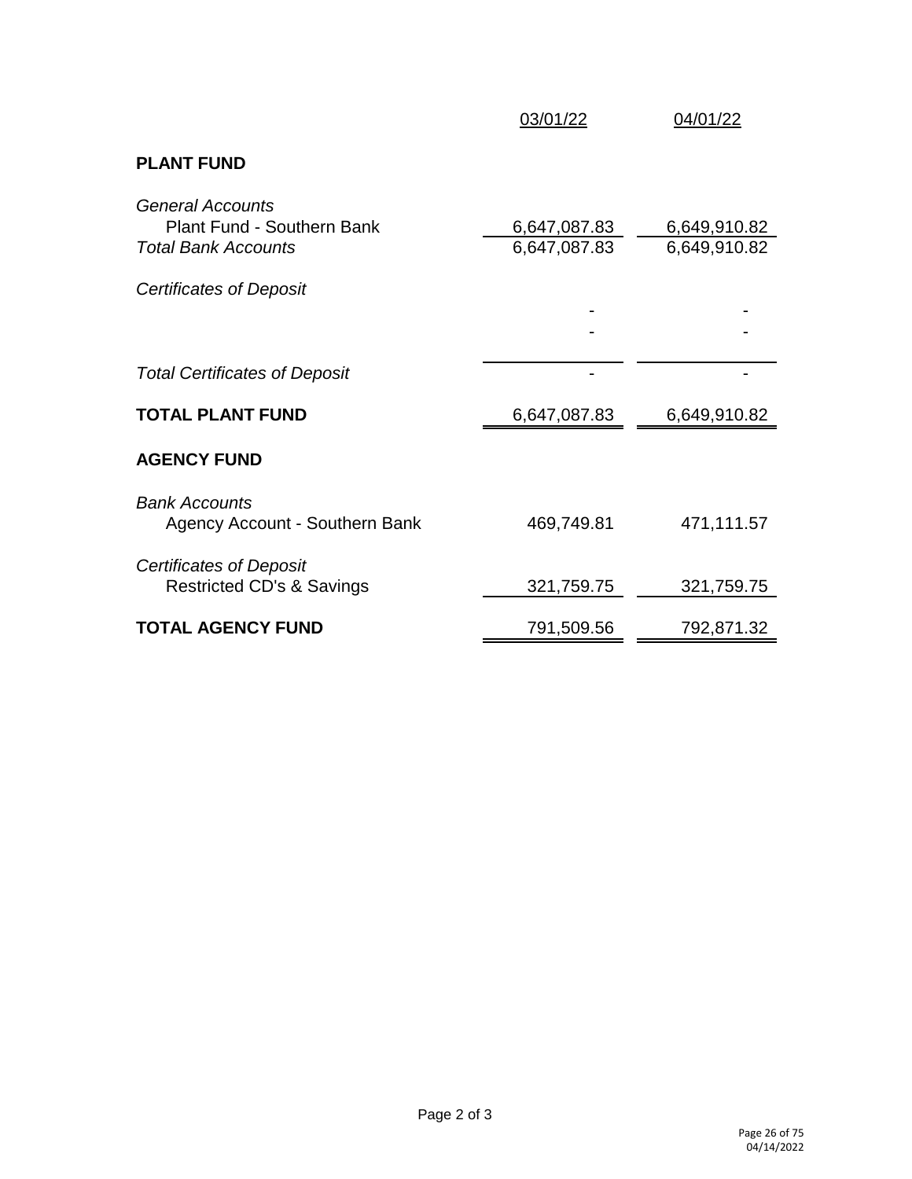| | 03/01/22 | 04/01/22 |
|---|---|---|
| **PLANT FUND** | | |
| *General Accounts* | | |
| Plant Fund - Southern Bank | 6,647,087.83 | 6,649,910.82 |
| *Total Bank Accounts* | 6,647,087.83 | 6,649,910.82 |
| *Certificates of Deposit* | | |
| | - | - |
| | - | - |
| *Total Certificates of Deposit* | - | - |
| **TOTAL PLANT FUND** | 6,647,087.83 | 6,649,910.82 |
| **AGENCY FUND** | | |
| *Bank Accounts* | | |
| Agency Account - Southern Bank | 469,749.81 | 471,111.57 |
| *Certificates of Deposit* | | |
| Restricted CD's & Savings | 321,759.75 | 321,759.75 |
| **TOTAL AGENCY FUND** | 791,509.56 | 792,871.32 |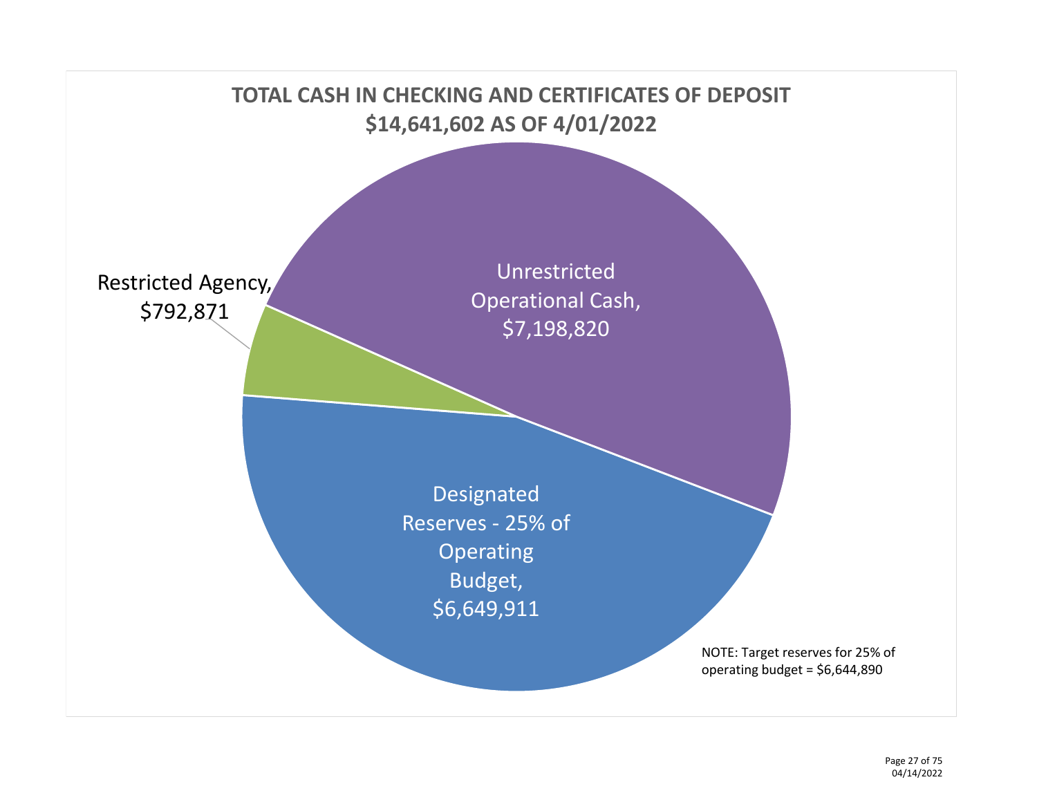# TOTAL CASH IN CHECKING AND CERTIFICATES OF DEPOSIT $14,641,602 AS OF 4/01/2022

Unrestricted Operational Cash, $7,198,820

Restricted Agency, $792,871

Designated Reserves - 25% of Operating Budget, $6,649,911

NOTE: Target reserves for 25% of operating budget = $6,644,890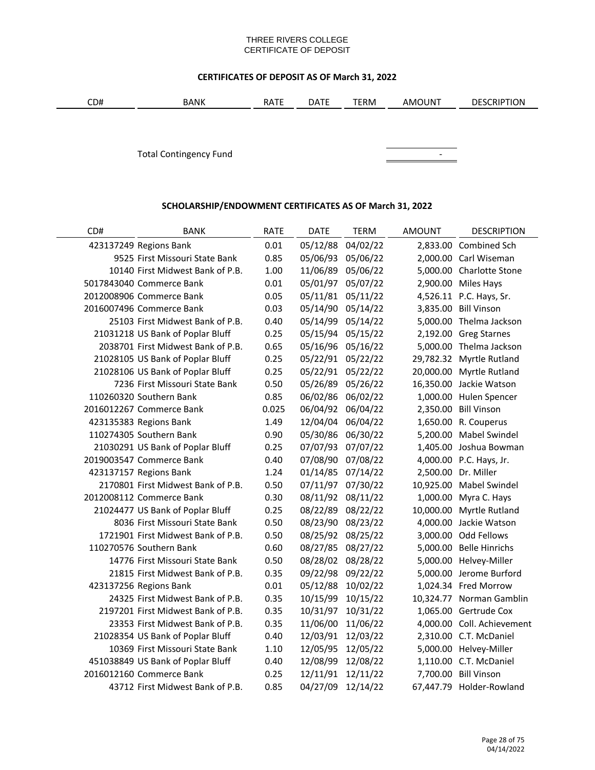THREE RIVERS COLLEGE
CERTIFICATE OF DEPOSIT

## CERTIFICATES OF DEPOSIT AS OF March 31, 2022

| CD# | BANK | RATE | DATE | TERM | AMOUNT | DESCRIPTION |
|---|---|---|---|---|---|---|
| | Total Contingency Fund | | | | - | |

## SCHOLARSHIP/ENDOWMENT CERTIFICATES AS OF March 31, 2022

| CD# | BANK | RATE | DATE | TERM | AMOUNT | DESCRIPTION |
|---|---|---|---|---|---|---|
| 423137249 | Regions Bank | 0.01 | 05/12/88 | 04/02/22 | 2,833.00 | Combined Sch |
| 9525 | First Missouri State Bank | 0.85 | 05/06/93 | 05/06/22 | 2,000.00 | Carl Wiseman |
| 10140 | First Midwest Bank of P.B. | 1.00 | 11/06/89 | 05/06/22 | 5,000.00 | Charlotte Stone |
| 5017843040 | Commerce Bank | 0.01 | 05/01/97 | 05/07/22 | 2,900.00 | Miles Hays |
| 2012008906 | Commerce Bank | 0.05 | 05/11/81 | 05/11/22 | 4,526.11 | P.C. Hays, Sr. |
| 2016007496 | Commerce Bank | 0.03 | 05/14/90 | 05/14/22 | 3,835.00 | Bill Vinson |
| 25103 | First Midwest Bank of P.B. | 0.40 | 05/14/99 | 05/14/22 | 5,000.00 | Thelma Jackson |
| 21031218 | US Bank of Poplar Bluff | 0.25 | 05/15/94 | 05/15/22 | 2,192.00 | Greg Starnes |
| 2038701 | First Midwest Bank of P.B. | 0.65 | 05/16/96 | 05/16/22 | 5,000.00 | Thelma Jackson |
| 21028105 | US Bank of Poplar Bluff | 0.25 | 05/22/91 | 05/22/22 | 29,782.32 | Myrtle Rutland |
| 21028106 | US Bank of Poplar Bluff | 0.25 | 05/22/91 | 05/22/22 | 20,000.00 | Myrtle Rutland |
| 7236 | First Missouri State Bank | 0.50 | 05/26/89 | 05/26/22 | 16,350.00 | Jackie Watson |
| 110260320 | Southern Bank | 0.85 | 06/02/86 | 06/02/22 | 1,000.00 | Hulen Spencer |
| 2016012267 | Commerce Bank | 0.025 | 06/04/92 | 06/04/22 | 2,350.00 | Bill Vinson |
| 423135383 | Regions Bank | 1.49 | 12/04/04 | 06/04/22 | 1,650.00 | R. Couperus |
| 110274305 | Southern Bank | 0.90 | 05/30/86 | 06/30/22 | 5,200.00 | Mabel Swindel |
| 21030291 | US Bank of Poplar Bluff | 0.25 | 07/07/93 | 07/07/22 | 1,405.00 | Joshua Bowman |
| 2019003547 | Commerce Bank | 0.40 | 07/08/90 | 07/08/22 | 4,000.00 | P.C. Hays, Jr. |
| 423137157 | Regions Bank | 1.24 | 01/14/85 | 07/14/22 | 2,500.00 | Dr. Miller |
| 2170801 | First Midwest Bank of P.B. | 0.50 | 07/11/97 | 07/30/22 | 10,925.00 | Mabel Swindel |
| 2012008112 | Commerce Bank | 0.30 | 08/11/92 | 08/11/22 | 1,000.00 | Myra C. Hays |
| 21024477 | US Bank of Poplar Bluff | 0.25 | 08/22/89 | 08/22/22 | 10,000.00 | Myrtle Rutland |
| 8036 | First Missouri State Bank | 0.50 | 08/23/90 | 08/23/22 | 4,000.00 | Jackie Watson |
| 1721901 | First Midwest Bank of P.B. | 0.50 | 08/25/92 | 08/25/22 | 3,000.00 | Odd Fellows |
| 110270576 | Southern Bank | 0.60 | 08/27/85 | 08/27/22 | 5,000.00 | Belle Hinrichs |
| 14776 | First Missouri State Bank | 0.50 | 08/28/02 | 08/28/22 | 5,000.00 | Helvey-Miller |
| 21815 | First Midwest Bank of P.B. | 0.35 | 09/22/98 | 09/22/22 | 5,000.00 | Jerome Burford |
| 423137256 | Regions Bank | 0.01 | 05/12/88 | 10/02/22 | 1,024.34 | Fred Morrow |
| 24325 | First Midwest Bank of P.B. | 0.35 | 10/15/99 | 10/15/22 | 10,324.77 | Norman Gamblin |
| 2197201 | First Midwest Bank of P.B. | 0.35 | 10/31/97 | 10/31/22 | 1,065.00 | Gertrude Cox |
| 23353 | First Midwest Bank of P.B. | 0.35 | 11/06/00 | 11/06/22 | 4,000.00 | Coll. Achievement |
| 21028354 | US Bank of Poplar Bluff | 0.40 | 12/03/91 | 12/03/22 | 2,310.00 | C.T. McDaniel |
| 10369 | First Missouri State Bank | 1.10 | 12/05/95 | 12/05/22 | 5,000.00 | Helvey-Miller |
| 451038849 | US Bank of Poplar Bluff | 0.40 | 12/08/99 | 12/08/22 | 1,110.00 | C.T. McDaniel |
| 2016012160 | Commerce Bank | 0.25 | 12/11/91 | 12/11/22 | 7,700.00 | Bill Vinson |
| 43712 | First Midwest Bank of P.B. | 0.85 | 04/27/09 | 12/14/22 | 67,447.79 | Holder-Rowland |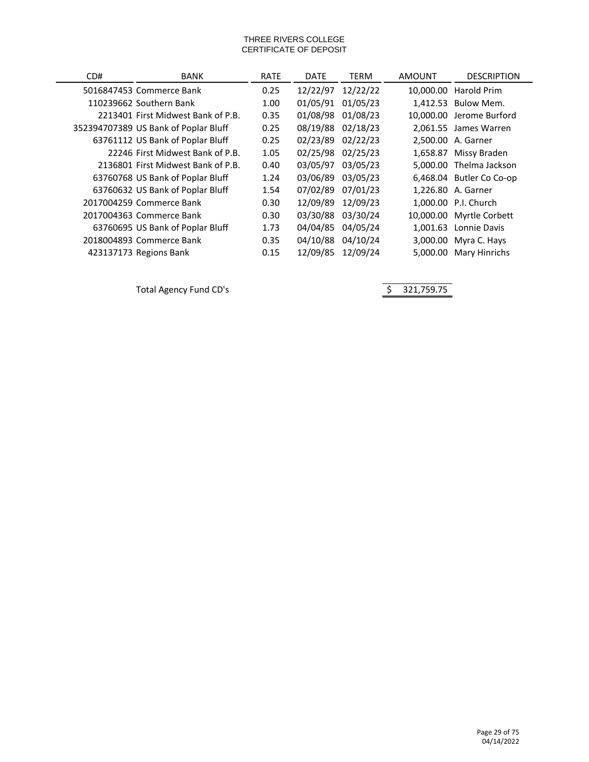THREE RIVERS COLLEGE
CERTIFICATE OF DEPOSIT

| CD# | BANK | RATE | DATE | TERM | AMOUNT | DESCRIPTION |
|---|---|---|---|---|---|---|
| 5016847453 | Commerce Bank | 0.25 | 12/22/97 | 12/22/22 | 10,000.00 | Harold Prim |
| 110239662 | Southern Bank | 1.00 | 01/05/91 | 01/05/23 | 1,412.53 | Bulow Mem. |
| 2213401 | First Midwest Bank of P.B. | 0.35 | 01/08/98 | 01/08/23 | 10,000.00 | Jerome Burford |
| 352394707389 | US Bank of Poplar Bluff | 0.25 | 08/19/88 | 02/18/23 | 2,061.55 | James Warren |
| 63761112 | US Bank of Poplar Bluff | 0.25 | 02/23/89 | 02/22/23 | 2,500.00 | A. Garner |
| 22246 | First Midwest Bank of P.B. | 1.05 | 02/25/98 | 02/25/23 | 1,658.87 | Missy Braden |
| 2136801 | First Midwest Bank of P.B. | 0.40 | 03/05/97 | 03/05/23 | 5,000.00 | Thelma Jackson |
| 63760768 | US Bank of Poplar Bluff | 1.24 | 03/06/89 | 03/05/23 | 6,468.04 | Butler Co Co-op |
| 63760632 | US Bank of Poplar Bluff | 1.54 | 07/02/89 | 07/01/23 | 1,226.80 | A. Garner |
| 2017004259 | Commerce Bank | 0.30 | 12/09/89 | 12/09/23 | 1,000.00 | P.I. Church |
| 2017004363 | Commerce Bank | 0.30 | 03/30/88 | 03/30/24 | 10,000.00 | Myrtle Corbett |
| 63760695 | US Bank of Poplar Bluff | 1.73 | 04/04/85 | 04/05/24 | 1,001.63 | Lonnie Davis |
| 2018004893 | Commerce Bank | 0.35 | 04/10/88 | 04/10/24 | 3,000.00 | Myra C. Hays |
| 423137173 | Regions Bank | 0.15 | 12/09/85 | 12/09/24 | 5,000.00 | Mary Hinrichs |

Total Agency Fund CD's $ 321,759.75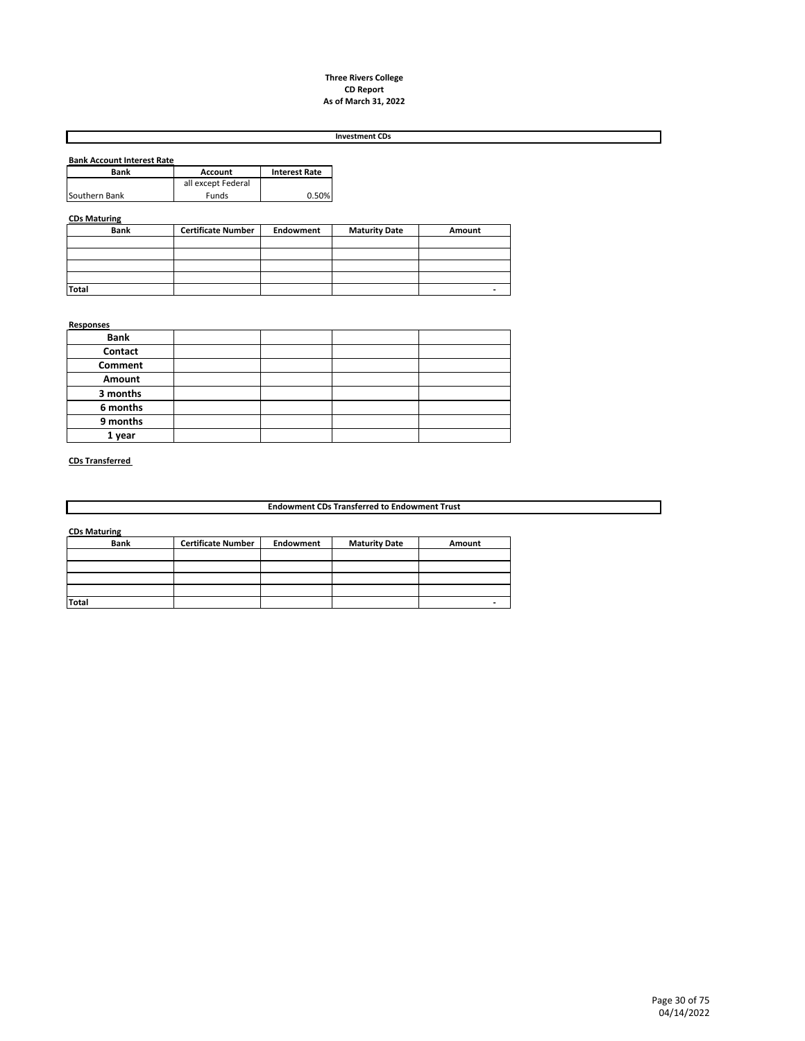# Three Rivers College
## CD Report
### As of March 31, 2022

## Investment CDs

**Bank Account Interest Rate**

| Bank | Account | Interest Rate |
|---|---|---|
| Southern Bank | all except Federal Funds | 0.50% |

**CDs Maturing**

| Bank | Certificate Number | Endowment | Maturity Date | Amount |
|---|---|---|---|---|
| | | | | |
| | | | | |
| | | | | |
| | | | | |
| Total | | | | - |

**Responses**

| Bank | | | | |
|---|---|---|---|---|
| Contact | | | | |
| Comment | | | | |
| Amount | | | | |
| 3 months | | | | |
| 6 months | | | | |
| 9 months | | | | |
| 1 year | | | | |

**CDs Transferred**

## Endowment CDs Transferred to Endowment Trust

**CDs Maturing**

| Bank | Certificate Number | Endowment | Maturity Date | Amount |
|---|---|---|---|---|
| | | | | |
| | | | | |
| | | | | |
| | | | | |
| Total | | | | - |

04/14/2022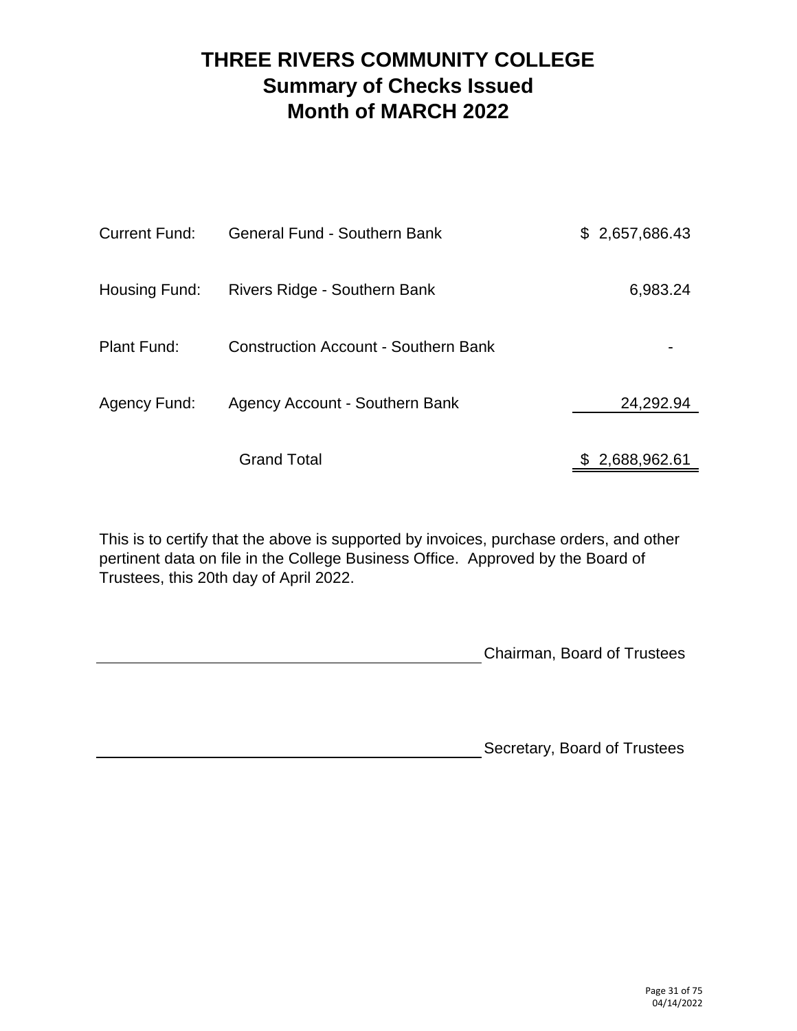# THREE RIVERS COMMUNITY COLLEGE
## Summary of Checks Issued
## Month of MARCH 2022

| | | |
|---|---|---|
| Current Fund: | General Fund - Southern Bank | $ 2,657,686.43 |
| Housing Fund: | Rivers Ridge - Southern Bank | 6,983.24 |
| Plant Fund: | Construction Account - Southern Bank | - |
| Agency Fund: | Agency Account - Southern Bank | 24,292.94 |
| | Grand Total | $ 2,688,962.61 |

This is to certify that the above is supported by invoices, purchase orders, and other pertinent data on file in the College Business Office. Approved by the Board of Trustees, this 20th day of April 2022.

\_\_\_\_\_\_\_\_\_\_\_\_\_\_\_\_\_\_\_\_\_\_\_\_\_\_\_\_\_\_\_\_\_\_\_\_\_\_\_\_ Chairman, Board of Trustees

\_\_\_\_\_\_\_\_\_\_\_\_\_\_\_\_\_\_\_\_\_\_\_\_\_\_\_\_\_\_\_\_\_\_\_\_\_\_\_\_ Secretary, Board of Trustees

04/14/2022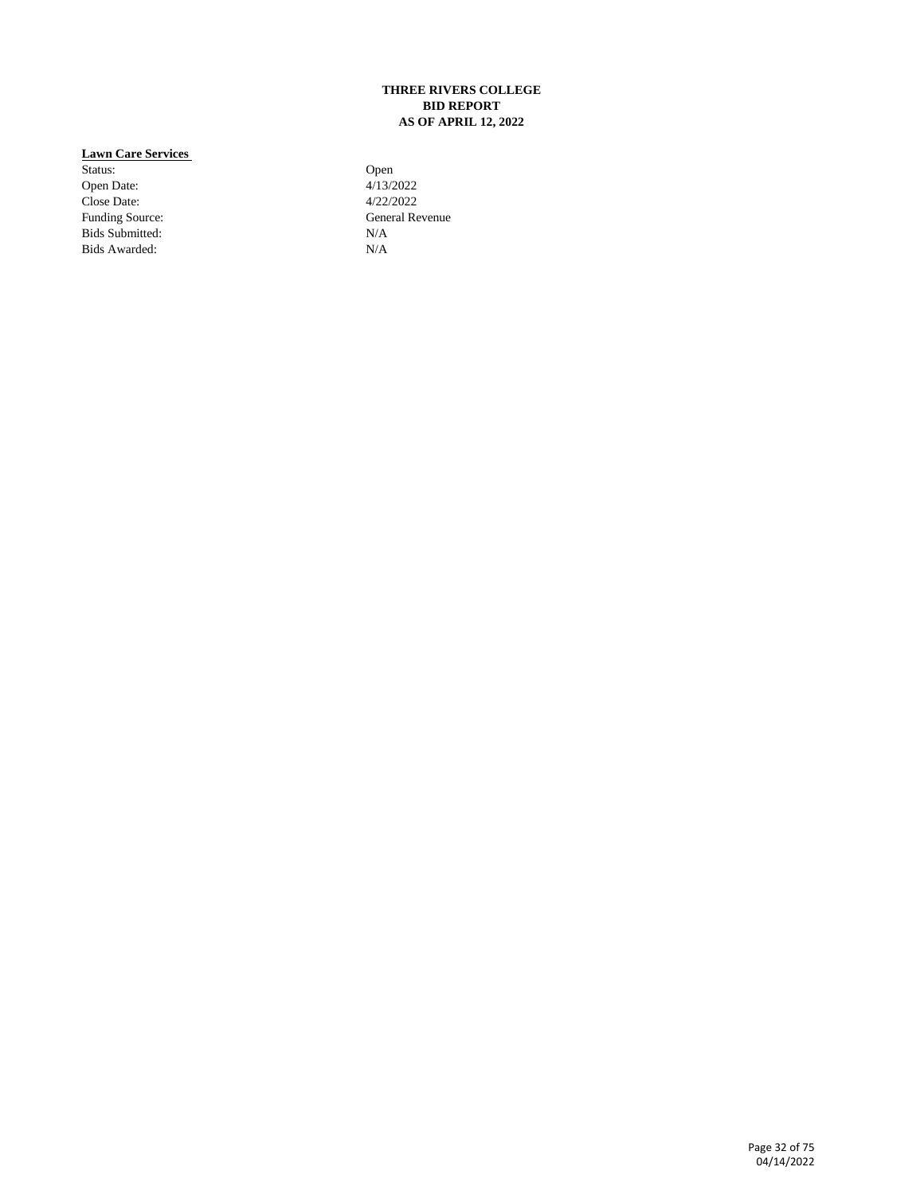**THREE RIVERS COLLEGE**
**BID REPORT**
**AS OF APRIL 12, 2022**

**Lawn Care Services**

| | |
|---|---|
| Status: | Open |
| Open Date: | 4/13/2022 |
| Close Date: | 4/22/2022 |
| Funding Source: | General Revenue |
| Bids Submitted: | N/A |
| Bids Awarded: | N/A |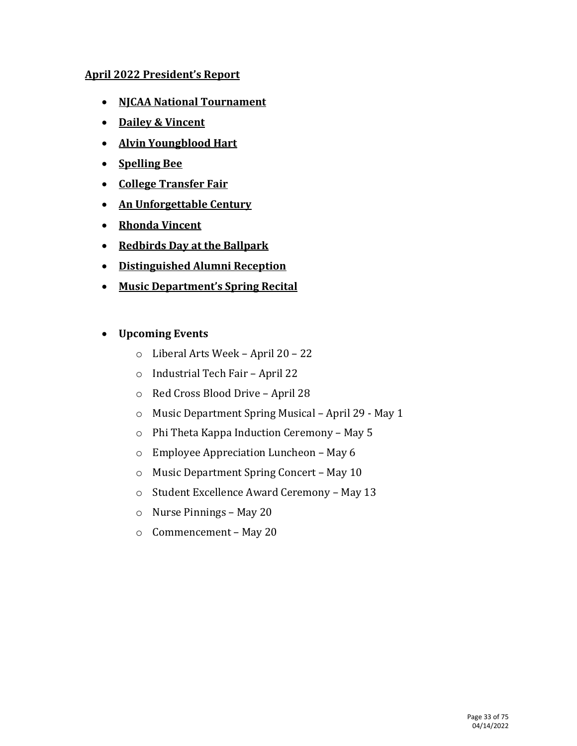## April 2022 President's Report

- **NJCAA National Tournament**
- **Dailey & Vincent**
- **Alvin Youngblood Hart**
- **Spelling Bee**
- **College Transfer Fair**
- **An Unforgettable Century**
- **Rhonda Vincent**
- **Redbirds Day at the Ballpark**
- **Distinguished Alumni Reception**
- **Music Department's Spring Recital**

- **Upcoming Events**
  - Liberal Arts Week – April 20 – 22
  - Industrial Tech Fair – April 22
  - Red Cross Blood Drive – April 28
  - Music Department Spring Musical – April 29 - May 1
  - Phi Theta Kappa Induction Ceremony – May 5
  - Employee Appreciation Luncheon – May 6
  - Music Department Spring Concert – May 10
  - Student Excellence Award Ceremony – May 13
  - Nurse Pinnings – May 20
  - Commencement – May 20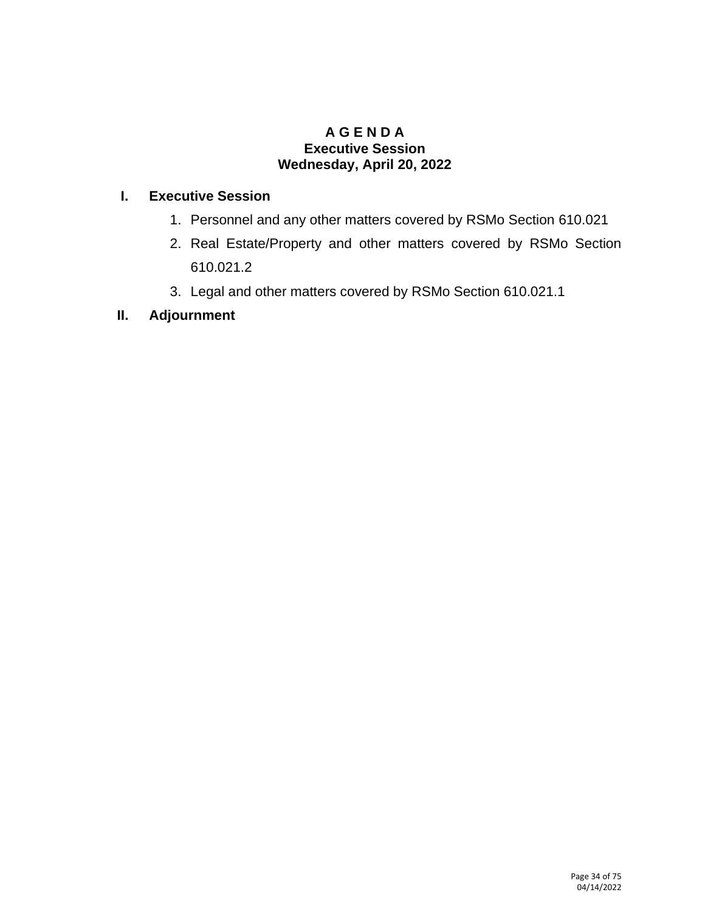# A G E N D A
## Executive Session
## Wednesday, April 20, 2022

**I. Executive Session**

1. Personnel and any other matters covered by RSMo Section 610.021
2. Real Estate/Property and other matters covered by RSMo Section 610.021.2
3. Legal and other matters covered by RSMo Section 610.021.1

**II. Adjournment**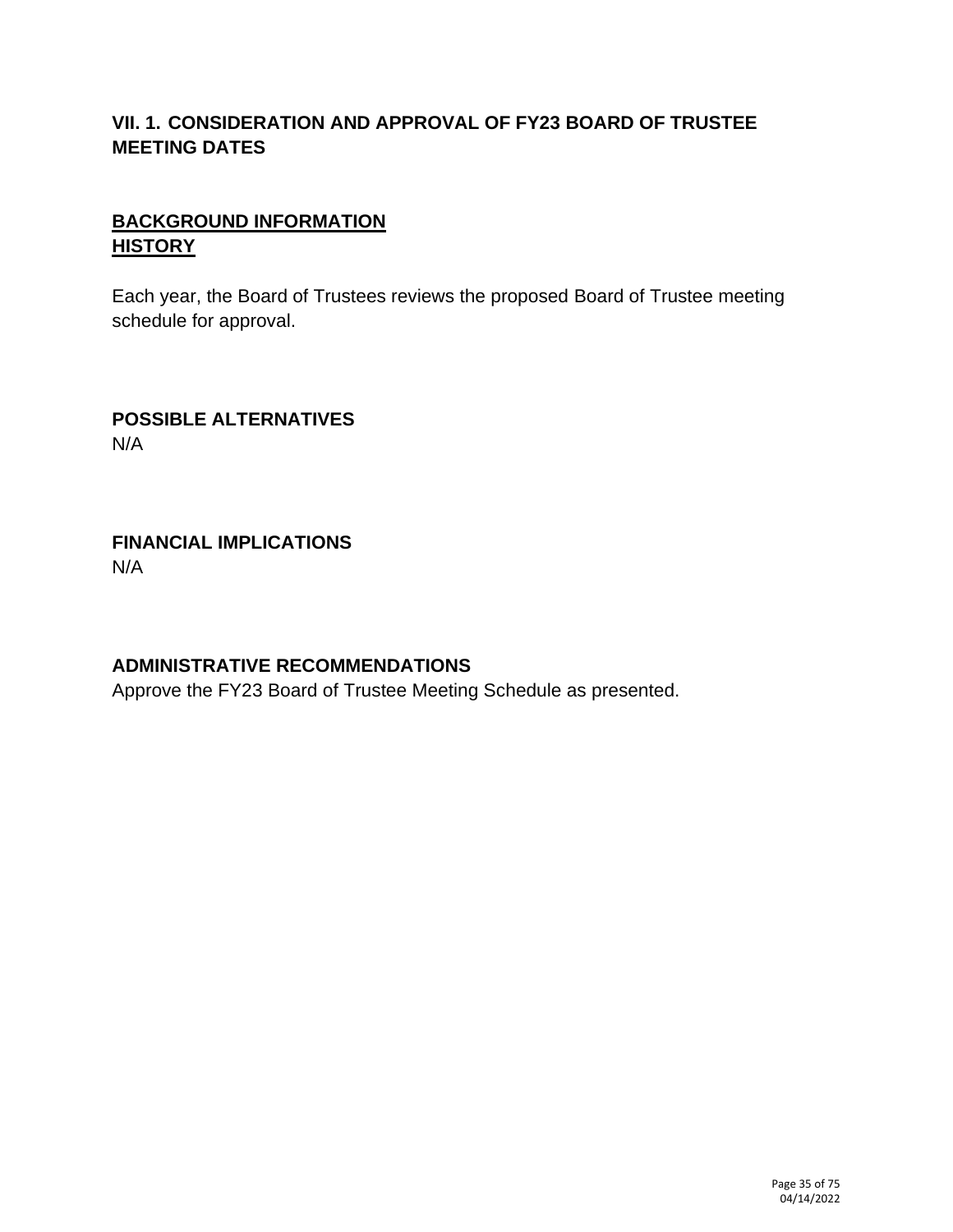## VII. 1. CONSIDERATION AND APPROVAL OF FY23 BOARD OF TRUSTEE MEETING DATES

### <u>BACKGROUND INFORMATION</u>
### <u>HISTORY</u>

Each year, the Board of Trustees reviews the proposed Board of Trustee meeting schedule for approval.

### POSSIBLE ALTERNATIVES
N/A

### FINANCIAL IMPLICATIONS
N/A

### ADMINISTRATIVE RECOMMENDATIONS
Approve the FY23 Board of Trustee Meeting Schedule as presented.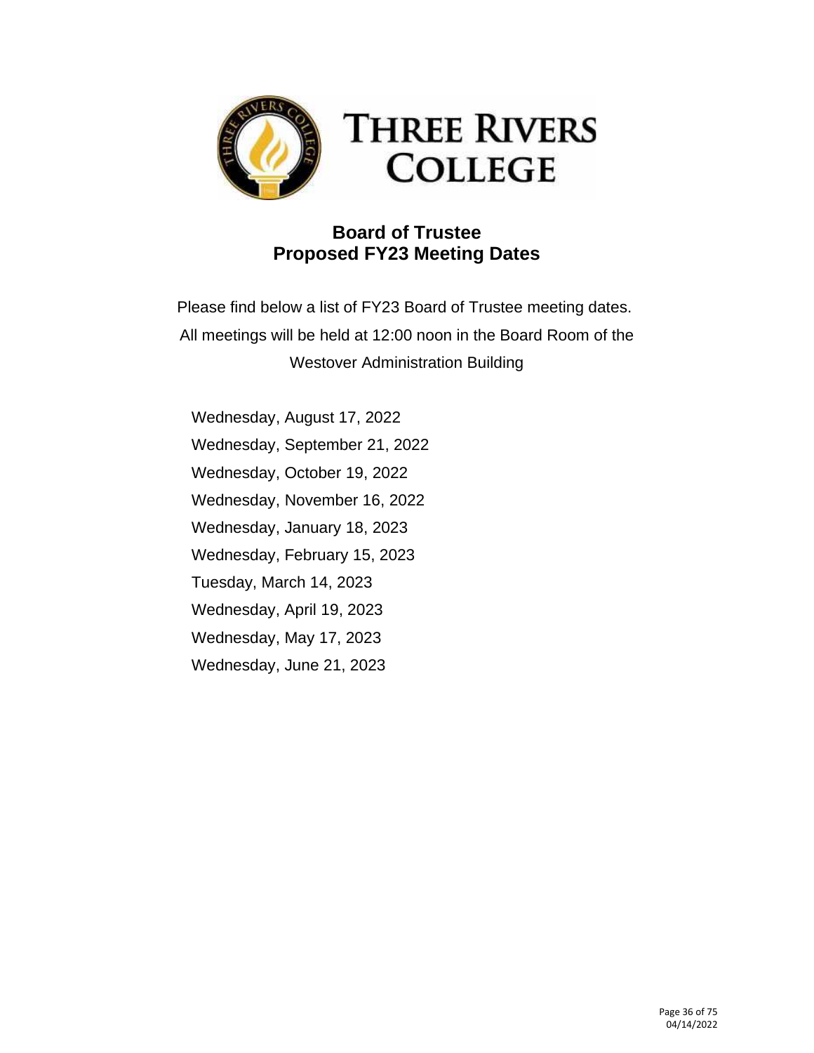# THREE RIVERS COLLEGE

## Board of Trustee
## Proposed FY23 Meeting Dates

Please find below a list of FY23 Board of Trustee meeting dates. All meetings will be held at 12:00 noon in the Board Room of the Westover Administration Building

Wednesday, August 17, 2022
Wednesday, September 21, 2022
Wednesday, October 19, 2022
Wednesday, November 16, 2022
Wednesday, January 18, 2023
Wednesday, February 15, 2023
Tuesday, March 14, 2023
Wednesday, April 19, 2023
Wednesday, May 17, 2023
Wednesday, June 21, 2023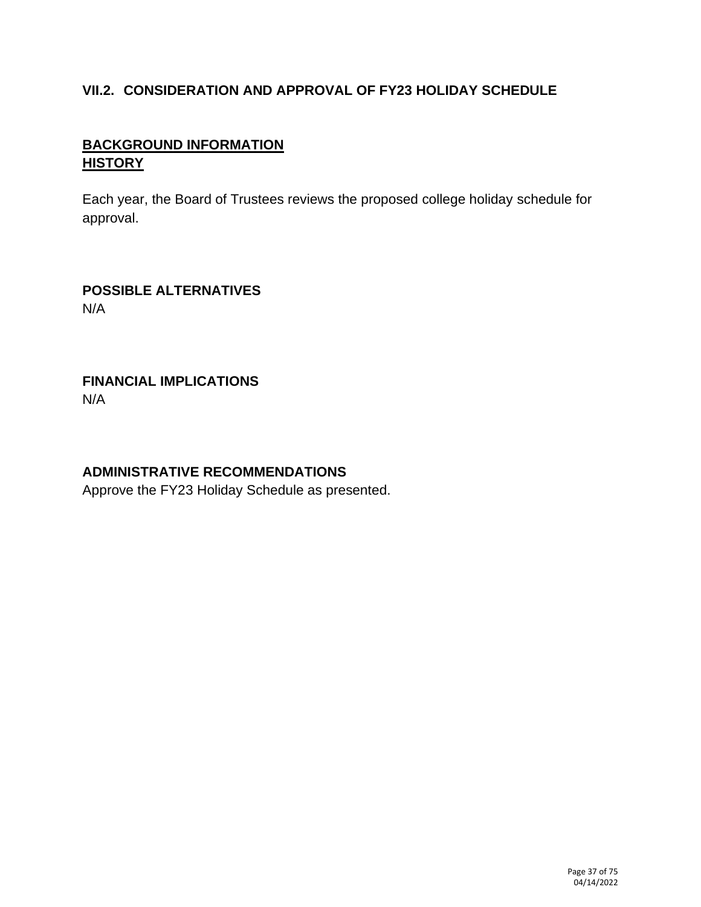## VII.2. CONSIDERATION AND APPROVAL OF FY23 HOLIDAY SCHEDULE

### BACKGROUND INFORMATION
### HISTORY

Each year, the Board of Trustees reviews the proposed college holiday schedule for approval.

### POSSIBLE ALTERNATIVES

N/A

### FINANCIAL IMPLICATIONS

N/A

### ADMINISTRATIVE RECOMMENDATIONS

Approve the FY23 Holiday Schedule as presented.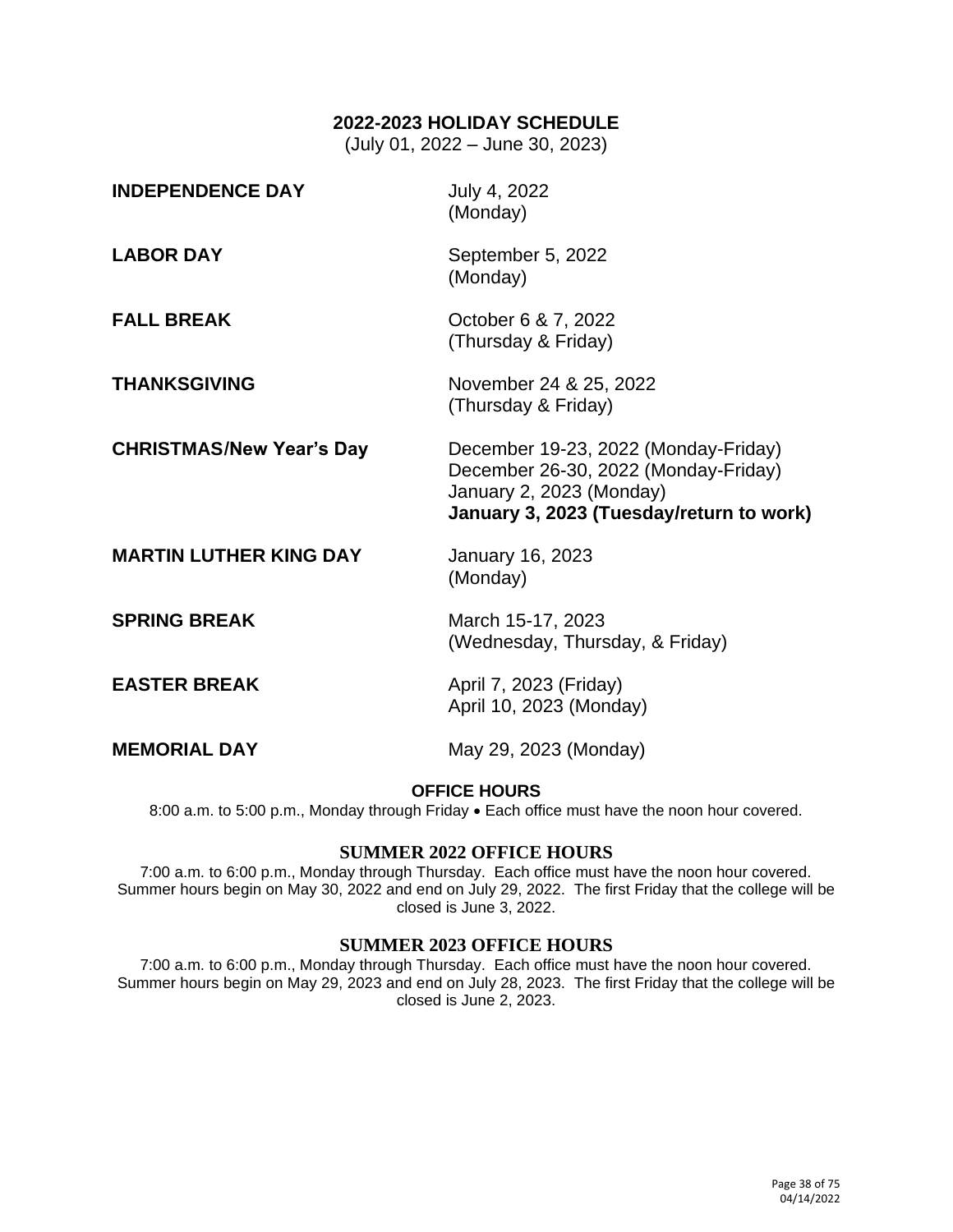## 2022-2023 HOLIDAY SCHEDULE

(July 01, 2022 – June 30, 2023)

| | |
|---|---|
| **INDEPENDENCE DAY** | July 4, 2022 (Monday) |
| **LABOR DAY** | September 5, 2022 (Monday) |
| **FALL BREAK** | October 6 & 7, 2022 (Thursday & Friday) |
| **THANKSGIVING** | November 24 & 25, 2022 (Thursday & Friday) |
| **CHRISTMAS/New Year's Day** | December 19-23, 2022 (Monday-Friday)<br>December 26-30, 2022 (Monday-Friday)<br>January 2, 2023 (Monday)<br>**January 3, 2023 (Tuesday/return to work)** |
| **MARTIN LUTHER KING DAY** | January 16, 2023 (Monday) |
| **SPRING BREAK** | March 15-17, 2023 (Wednesday, Thursday, & Friday) |
| **EASTER BREAK** | April 7, 2023 (Friday)<br>April 10, 2023 (Monday) |
| **MEMORIAL DAY** | May 29, 2023 (Monday) |

### OFFICE HOURS

8:00 a.m. to 5:00 p.m., Monday through Friday • Each office must have the noon hour covered.

### SUMMER 2022 OFFICE HOURS

7:00 a.m. to 6:00 p.m., Monday through Thursday. Each office must have the noon hour covered. Summer hours begin on May 30, 2022 and end on July 29, 2022. The first Friday that the college will be closed is June 3, 2022.

### SUMMER 2023 OFFICE HOURS

7:00 a.m. to 6:00 p.m., Monday through Thursday. Each office must have the noon hour covered. Summer hours begin on May 29, 2023 and end on July 28, 2023. The first Friday that the college will be closed is June 2, 2023.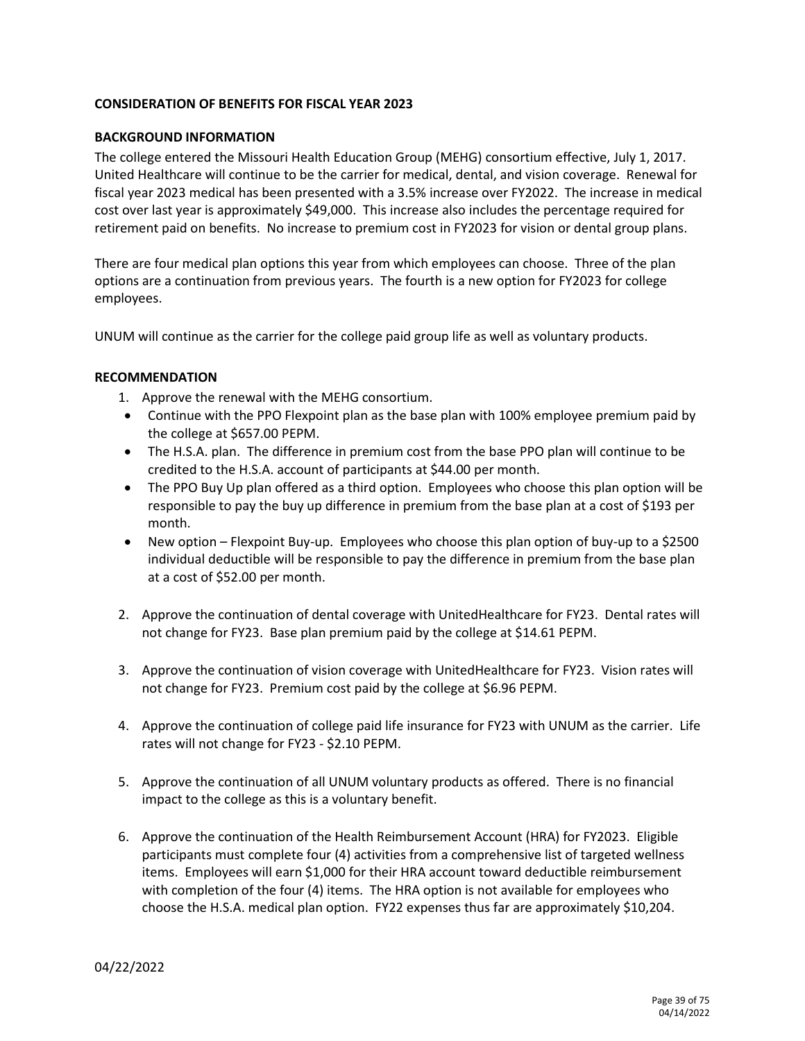**CONSIDERATION OF BENEFITS FOR FISCAL YEAR 2023**

**BACKGROUND INFORMATION**

The college entered the Missouri Health Education Group (MEHG) consortium effective, July 1, 2017. United Healthcare will continue to be the carrier for medical, dental, and vision coverage. Renewal for fiscal year 2023 medical has been presented with a 3.5% increase over FY2022. The increase in medical cost over last year is approximately $49,000. This increase also includes the percentage required for retirement paid on benefits. No increase to premium cost in FY2023 for vision or dental group plans.

There are four medical plan options this year from which employees can choose. Three of the plan options are a continuation from previous years. The fourth is a new option for FY2023 for college employees.

UNUM will continue as the carrier for the college paid group life as well as voluntary products.

**RECOMMENDATION**

1. Approve the renewal with the MEHG consortium.
   - Continue with the PPO Flexpoint plan as the base plan with 100% employee premium paid by the college at $657.00 PEPM.
   - The H.S.A. plan. The difference in premium cost from the base PPO plan will continue to be credited to the H.S.A. account of participants at $44.00 per month.
   - The PPO Buy Up plan offered as a third option. Employees who choose this plan option will be responsible to pay the buy up difference in premium from the base plan at a cost of $193 per month.
   - New option – Flexpoint Buy-up. Employees who choose this plan option of buy-up to a $2500 individual deductible will be responsible to pay the difference in premium from the base plan at a cost of $52.00 per month.

2. Approve the continuation of dental coverage with UnitedHealthcare for FY23. Dental rates will not change for FY23. Base plan premium paid by the college at $14.61 PEPM.

3. Approve the continuation of vision coverage with UnitedHealthcare for FY23. Vision rates will not change for FY23. Premium cost paid by the college at $6.96 PEPM.

4. Approve the continuation of college paid life insurance for FY23 with UNUM as the carrier. Life rates will not change for FY23 - $2.10 PEPM.

5. Approve the continuation of all UNUM voluntary products as offered. There is no financial impact to the college as this is a voluntary benefit.

6. Approve the continuation of the Health Reimbursement Account (HRA) for FY2023. Eligible participants must complete four (4) activities from a comprehensive list of targeted wellness items. Employees will earn $1,000 for their HRA account toward deductible reimbursement with completion of the four (4) items. The HRA option is not available for employees who choose the H.S.A. medical plan option. FY22 expenses thus far are approximately $10,204.

04/22/2022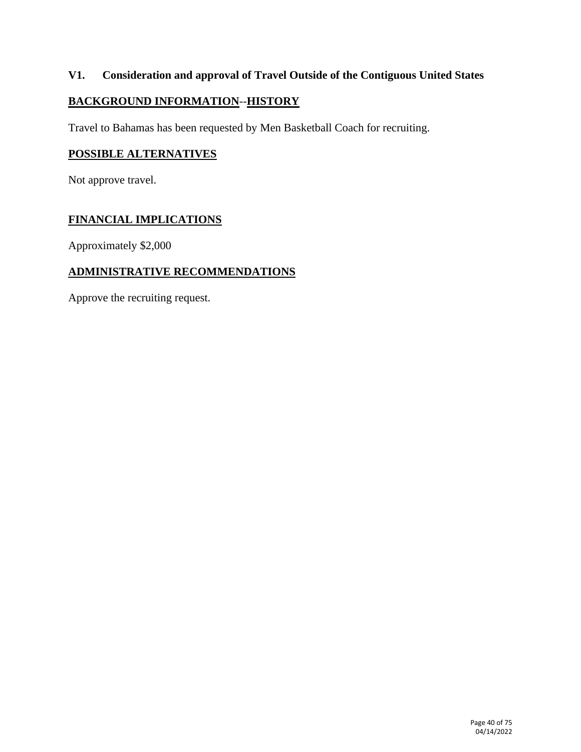**V1. Consideration and approval of Travel Outside of the Contiguous United States**

**BACKGROUND INFORMATION--HISTORY**

Travel to Bahamas has been requested by Men Basketball Coach for recruiting.

**POSSIBLE ALTERNATIVES**

Not approve travel.

**FINANCIAL IMPLICATIONS**

Approximately $2,000

**ADMINISTRATIVE RECOMMENDATIONS**

Approve the recruiting request.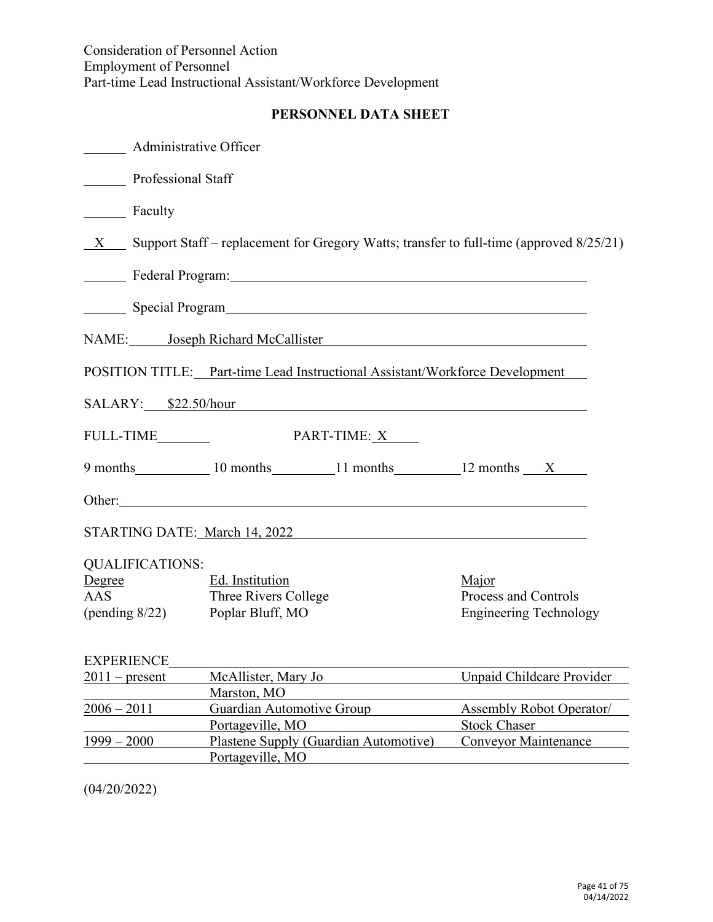Consideration of Personnel Action
Employment of Personnel
Part-time Lead Instructional Assistant/Workforce Development

## PERSONNEL DATA SHEET

\_\_\_\_\_\_ Administrative Officer

\_\_\_\_\_\_ Professional Staff

\_\_\_\_\_\_ Faculty

\_\_X\_\_ Support Staff – replacement for Gregory Watts; transfer to full-time (approved 8/25/21)

\_\_\_\_\_\_ Federal Program:

\_\_\_\_\_\_ Special Program

NAME: Joseph Richard McCallister

POSITION TITLE: Part-time Lead Instructional Assistant/Workforce Development

SALARY: $22.50/hour

FULL-TIME\_\_\_\_\_\_ PART-TIME: X

9 months\_\_\_\_\_\_ 10 months\_\_\_\_\_\_ 11 months\_\_\_\_\_\_ 12 months X

Other:

STARTING DATE: March 14, 2022

QUALIFICATIONS:

| Degree | Ed. Institution | Major |
|---|---|---|
| AAS (pending 8/22) | Three Rivers College Poplar Bluff, MO | Process and Controls Engineering Technology |

EXPERIENCE

| | | |
|---|---|---|
| 2011 – present | McAllister, Mary Jo Marston, MO | Unpaid Childcare Provider |
| 2006 – 2011 | Guardian Automotive Group Portageville, MO | Assembly Robot Operator/ Stock Chaser |
| 1999 – 2000 | Plastene Supply (Guardian Automotive) Portageville, MO | Conveyor Maintenance |

(04/20/2022)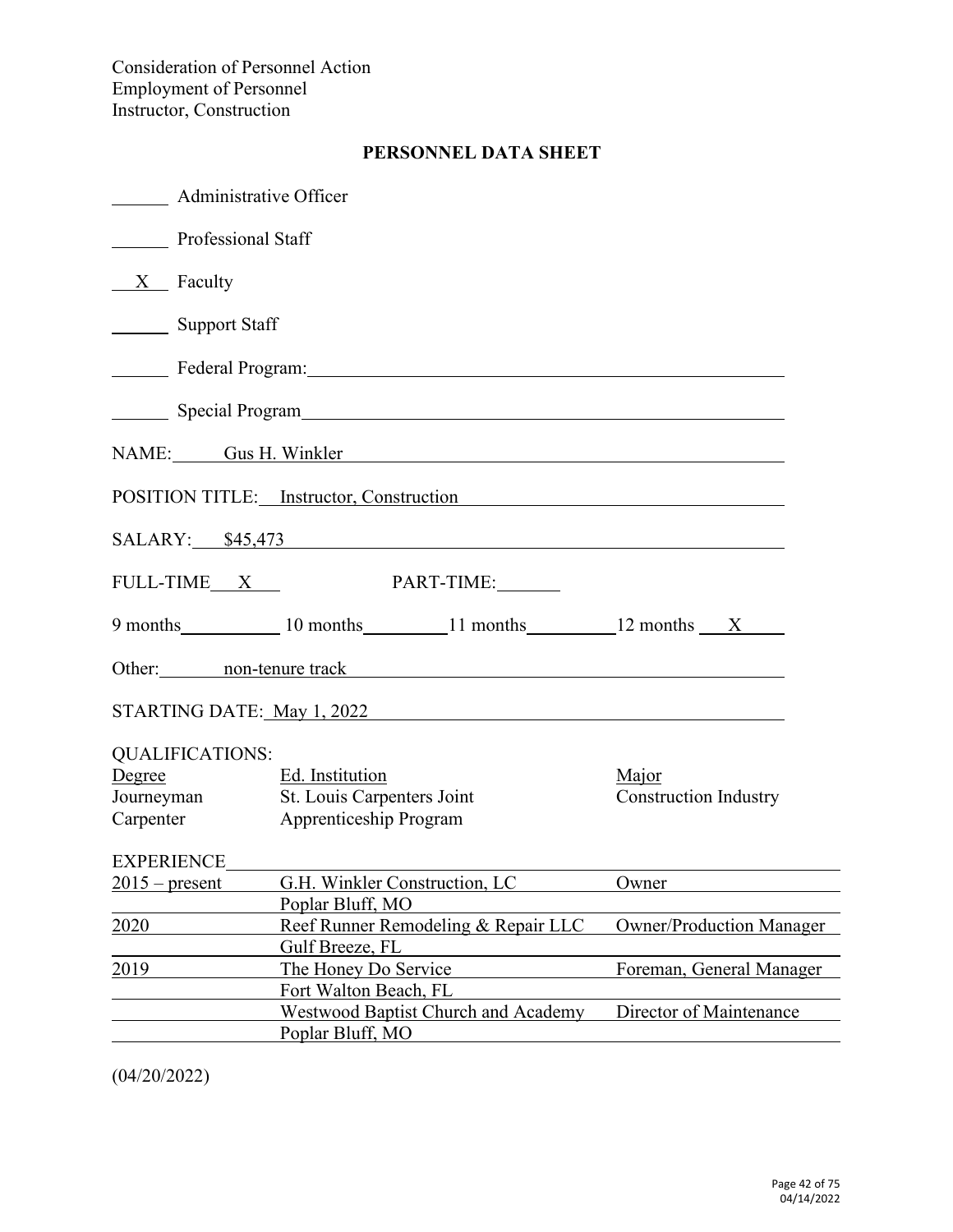Consideration of Personnel Action
Employment of Personnel
Instructor, Construction

## PERSONNEL DATA SHEET

_____ Administrative Officer

_____ Professional Staff

__X__ Faculty

_____ Support Staff

_____ Federal Program: _______________

_____ Special Program _______________

NAME: Gus H. Winkler

POSITION TITLE: Instructor, Construction

SALARY: $45,473

FULL-TIME __X__ PART-TIME: _____

9 months _____ 10 months _____ 11 months _____ 12 months __X__

Other: non-tenure track

STARTING DATE: May 1, 2022

QUALIFICATIONS:

| Degree | Ed. Institution | Major |
|---|---|---|
| Journeyman Carpenter | St. Louis Carpenters Joint Apprenticeship Program | Construction Industry |

EXPERIENCE

| | | |
|---|---|---|
| 2015 – present | G.H. Winkler Construction, LC<br>Poplar Bluff, MO | Owner |
| 2020 | Reef Runner Remodeling & Repair LLC<br>Gulf Breeze, FL | Owner/Production Manager |
| 2019 | The Honey Do Service<br>Fort Walton Beach, FL | Foreman, General Manager |
| | Westwood Baptist Church and Academy<br>Poplar Bluff, MO | Director of Maintenance |

(04/20/2022)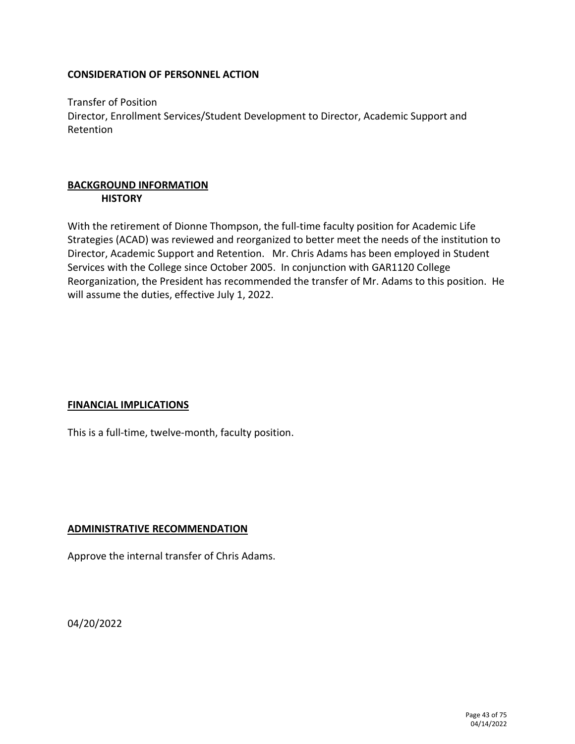**CONSIDERATION OF PERSONNEL ACTION**

Transfer of Position
Director, Enrollment Services/Student Development to Director, Academic Support and Retention

## BACKGROUND INFORMATION

### HISTORY

With the retirement of Dionne Thompson, the full-time faculty position for Academic Life Strategies (ACAD) was reviewed and reorganized to better meet the needs of the institution to Director, Academic Support and Retention. Mr. Chris Adams has been employed in Student Services with the College since October 2005. In conjunction with GAR1120 College Reorganization, the President has recommended the transfer of Mr. Adams to this position. He will assume the duties, effective July 1, 2022.

## FINANCIAL IMPLICATIONS

This is a full-time, twelve-month, faculty position.

## ADMINISTRATIVE RECOMMENDATION

Approve the internal transfer of Chris Adams.

04/20/2022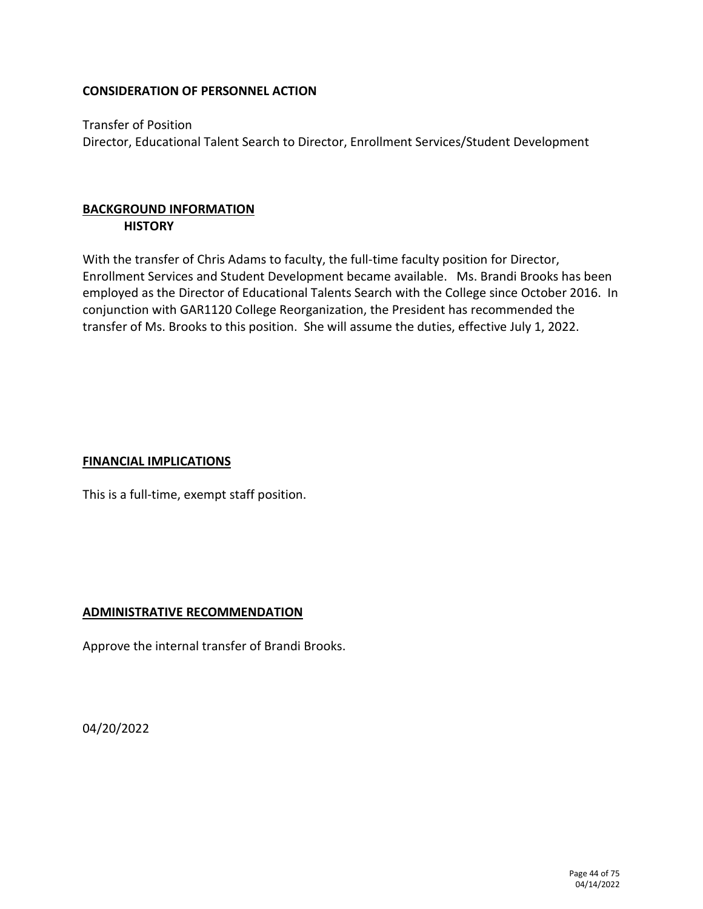**CONSIDERATION OF PERSONNEL ACTION**

Transfer of Position
Director, Educational Talent Search to Director, Enrollment Services/Student Development

## BACKGROUND INFORMATION

### HISTORY

With the transfer of Chris Adams to faculty, the full-time faculty position for Director, Enrollment Services and Student Development became available. Ms. Brandi Brooks has been employed as the Director of Educational Talents Search with the College since October 2016. In conjunction with GAR1120 College Reorganization, the President has recommended the transfer of Ms. Brooks to this position. She will assume the duties, effective July 1, 2022.

## FINANCIAL IMPLICATIONS

This is a full-time, exempt staff position.

## ADMINISTRATIVE RECOMMENDATION

Approve the internal transfer of Brandi Brooks.

04/20/2022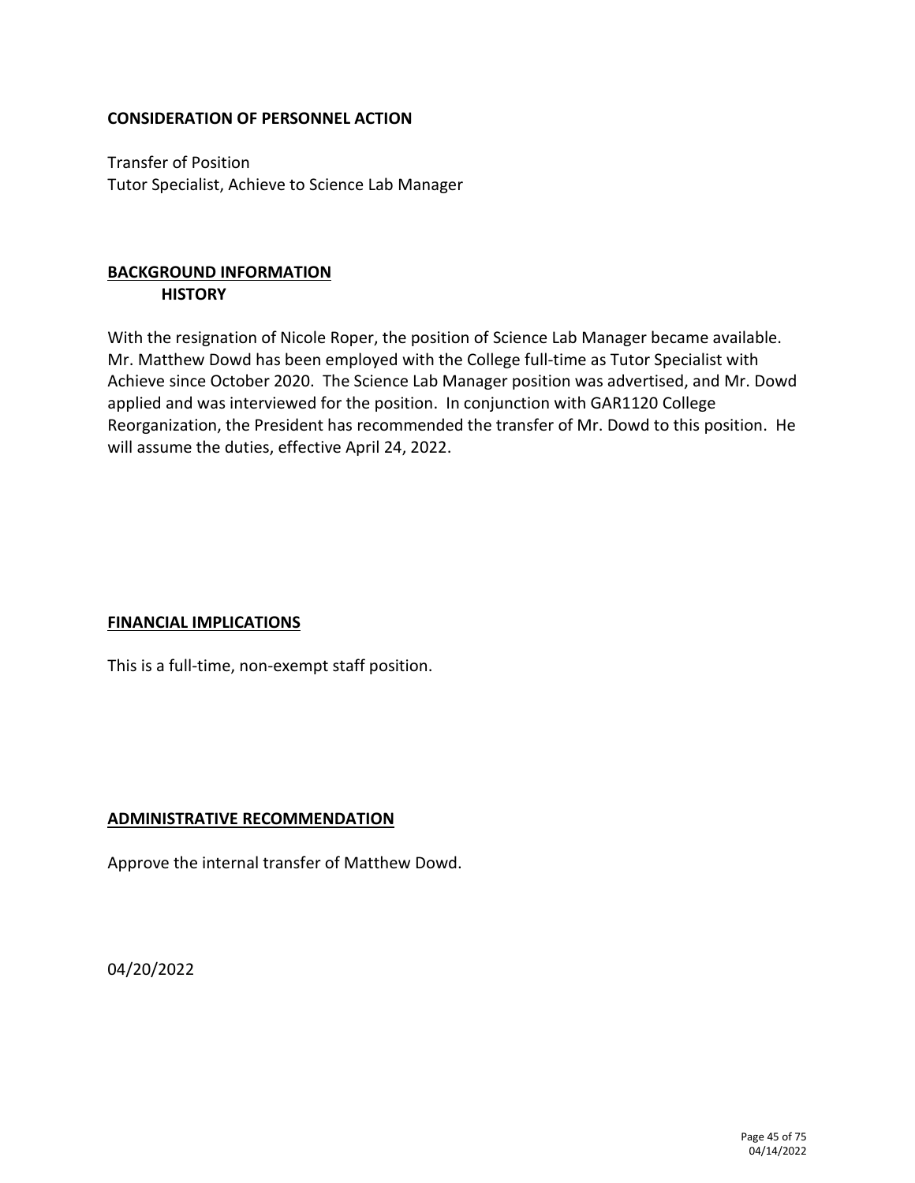**CONSIDERATION OF PERSONNEL ACTION**

Transfer of Position
Tutor Specialist, Achieve to Science Lab Manager

## BACKGROUND INFORMATION

**HISTORY**

With the resignation of Nicole Roper, the position of Science Lab Manager became available. Mr. Matthew Dowd has been employed with the College full-time as Tutor Specialist with Achieve since October 2020. The Science Lab Manager position was advertised, and Mr. Dowd applied and was interviewed for the position. In conjunction with GAR1120 College Reorganization, the President has recommended the transfer of Mr. Dowd to this position. He will assume the duties, effective April 24, 2022.

## FINANCIAL IMPLICATIONS

This is a full-time, non-exempt staff position.

## ADMINISTRATIVE RECOMMENDATION

Approve the internal transfer of Matthew Dowd.

04/20/2022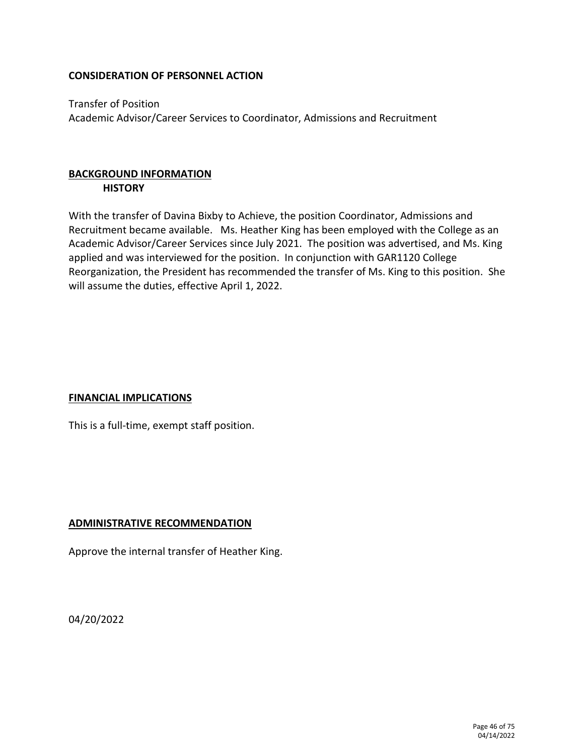**CONSIDERATION OF PERSONNEL ACTION**

Transfer of Position
Academic Advisor/Career Services to Coordinator, Admissions and Recruitment

## BACKGROUND INFORMATION

### HISTORY

With the transfer of Davina Bixby to Achieve, the position Coordinator, Admissions and Recruitment became available. Ms. Heather King has been employed with the College as an Academic Advisor/Career Services since July 2021. The position was advertised, and Ms. King applied and was interviewed for the position. In conjunction with GAR1120 College Reorganization, the President has recommended the transfer of Ms. King to this position. She will assume the duties, effective April 1, 2022.

## FINANCIAL IMPLICATIONS

This is a full-time, exempt staff position.

## ADMINISTRATIVE RECOMMENDATION

Approve the internal transfer of Heather King.

04/20/2022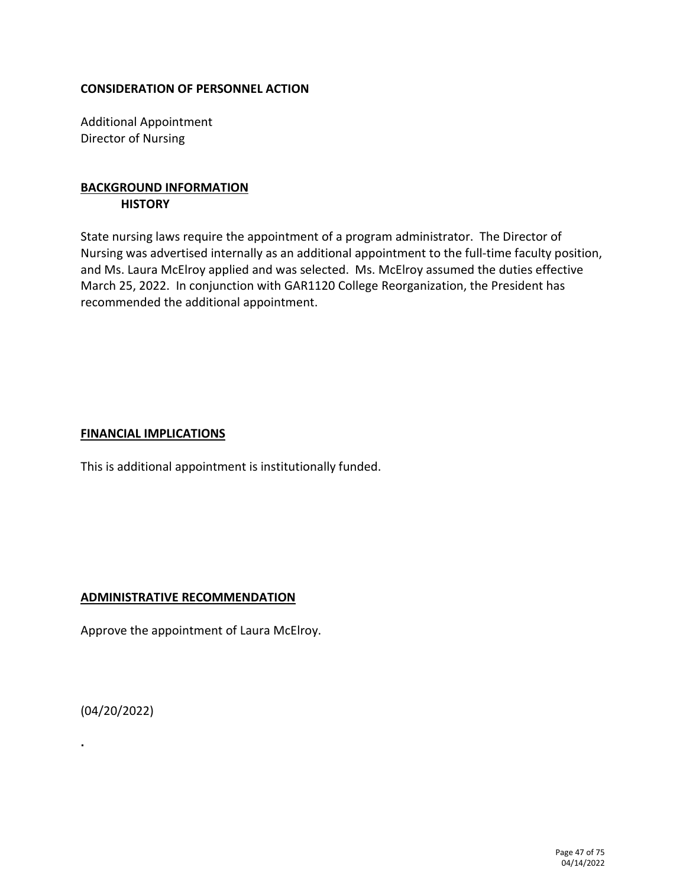**CONSIDERATION OF PERSONNEL ACTION**

Additional Appointment
Director of Nursing

## BACKGROUND INFORMATION

### HISTORY

State nursing laws require the appointment of a program administrator. The Director of Nursing was advertised internally as an additional appointment to the full-time faculty position, and Ms. Laura McElroy applied and was selected. Ms. McElroy assumed the duties effective March 25, 2022. In conjunction with GAR1120 College Reorganization, the President has recommended the additional appointment.

## FINANCIAL IMPLICATIONS

This is additional appointment is institutionally funded.

## ADMINISTRATIVE RECOMMENDATION

Approve the appointment of Laura McElroy.

(04/20/2022)

.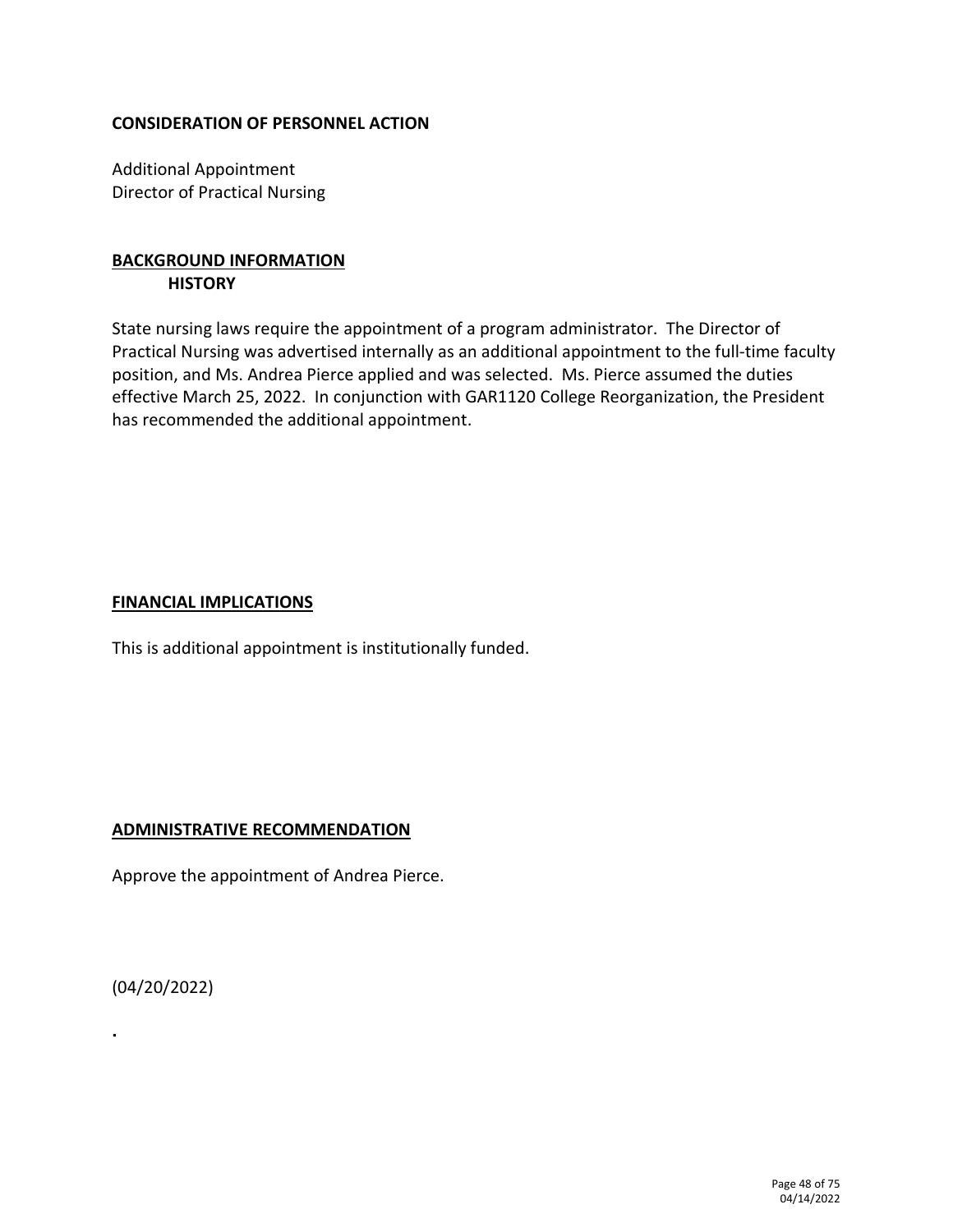**CONSIDERATION OF PERSONNEL ACTION**

Additional Appointment
Director of Practical Nursing

**BACKGROUND INFORMATION**

**HISTORY**

State nursing laws require the appointment of a program administrator. The Director of Practical Nursing was advertised internally as an additional appointment to the full-time faculty position, and Ms. Andrea Pierce applied and was selected. Ms. Pierce assumed the duties effective March 25, 2022. In conjunction with GAR1120 College Reorganization, the President has recommended the additional appointment.

**FINANCIAL IMPLICATIONS**

This is additional appointment is institutionally funded.

**ADMINISTRATIVE RECOMMENDATION**

Approve the appointment of Andrea Pierce.

(04/20/2022)

.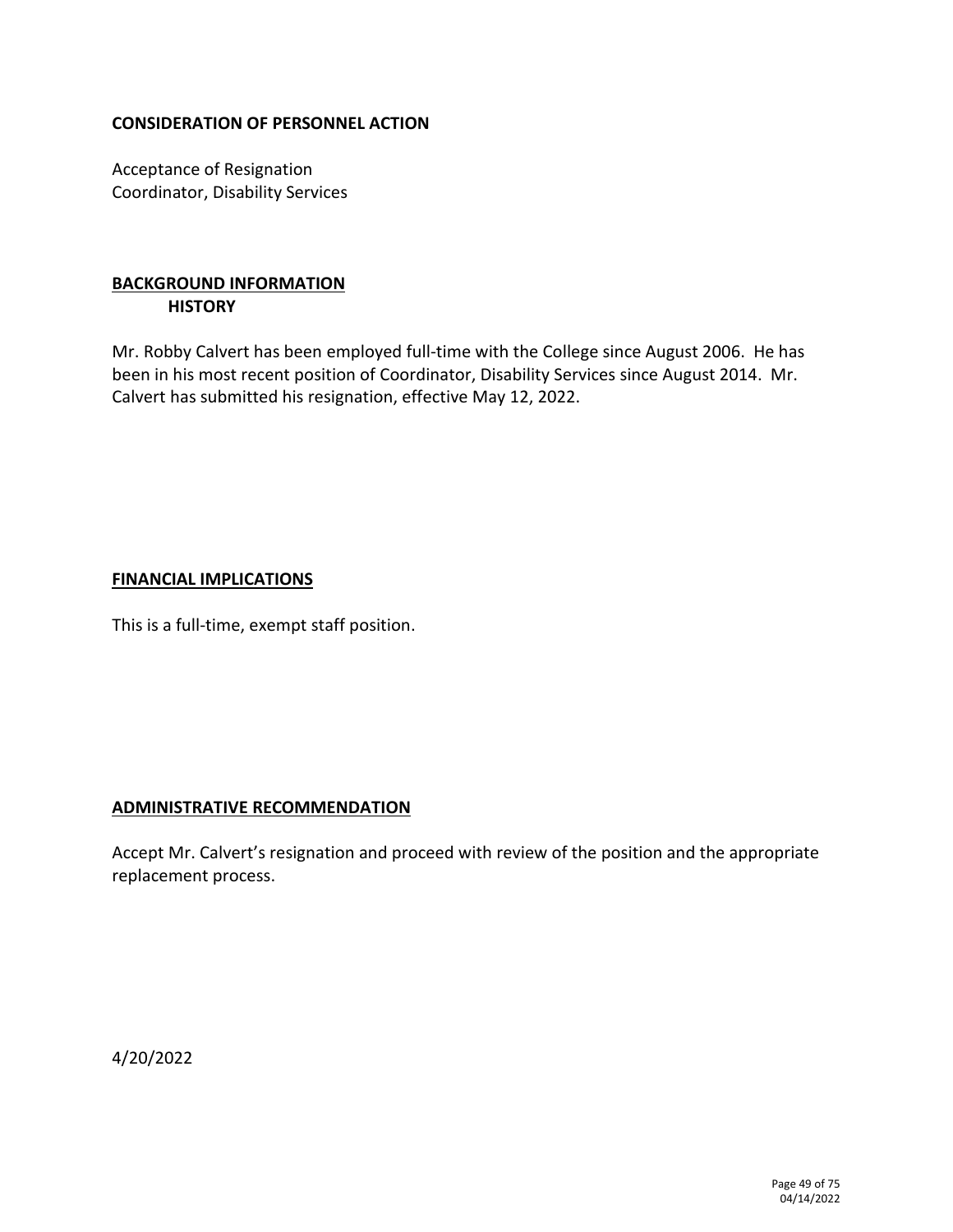**CONSIDERATION OF PERSONNEL ACTION**

Acceptance of Resignation
Coordinator, Disability Services

## BACKGROUND INFORMATION

### HISTORY

Mr. Robby Calvert has been employed full-time with the College since August 2006. He has been in his most recent position of Coordinator, Disability Services since August 2014. Mr. Calvert has submitted his resignation, effective May 12, 2022.

## FINANCIAL IMPLICATIONS

This is a full-time, exempt staff position.

## ADMINISTRATIVE RECOMMENDATION

Accept Mr. Calvert's resignation and proceed with review of the position and the appropriate replacement process.

4/20/2022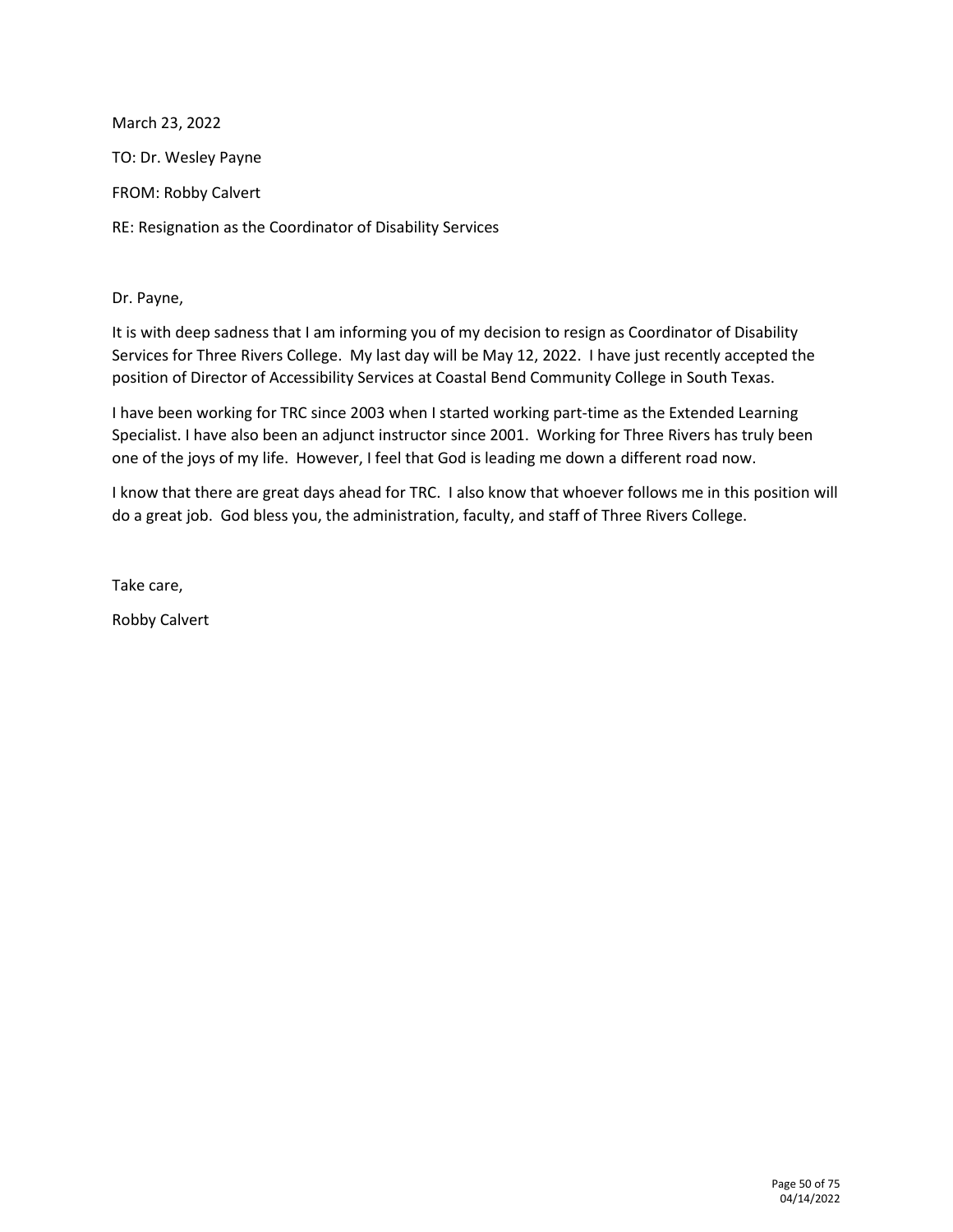March 23, 2022

TO: Dr. Wesley Payne

FROM: Robby Calvert

RE: Resignation as the Coordinator of Disability Services

Dr. Payne,

It is with deep sadness that I am informing you of my decision to resign as Coordinator of Disability Services for Three Rivers College. My last day will be May 12, 2022. I have just recently accepted the position of Director of Accessibility Services at Coastal Bend Community College in South Texas.

I have been working for TRC since 2003 when I started working part-time as the Extended Learning Specialist. I have also been an adjunct instructor since 2001. Working for Three Rivers has truly been one of the joys of my life. However, I feel that God is leading me down a different road now.

I know that there are great days ahead for TRC. I also know that whoever follows me in this position will do a great job. God bless you, the administration, faculty, and staff of Three Rivers College.

Take care,

Robby Calvert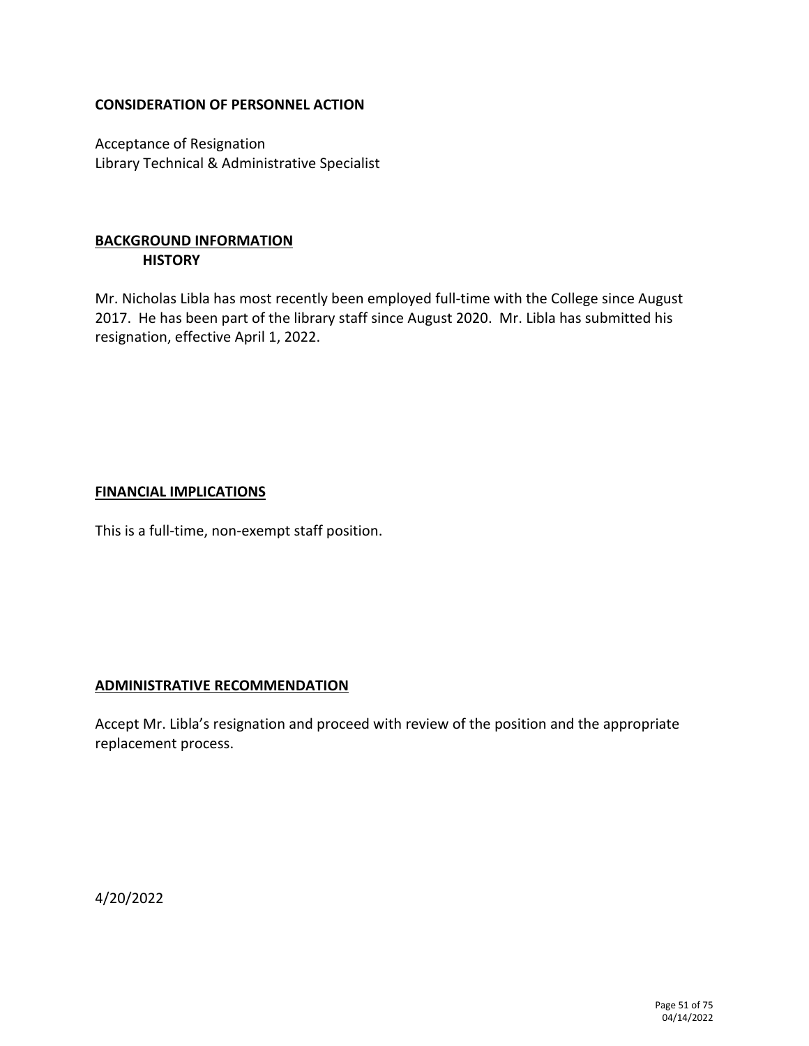**CONSIDERATION OF PERSONNEL ACTION**

Acceptance of Resignation
Library Technical & Administrative Specialist

## BACKGROUND INFORMATION

### HISTORY

Mr. Nicholas Libla has most recently been employed full-time with the College since August 2017. He has been part of the library staff since August 2020. Mr. Libla has submitted his resignation, effective April 1, 2022.

## FINANCIAL IMPLICATIONS

This is a full-time, non-exempt staff position.

## ADMINISTRATIVE RECOMMENDATION

Accept Mr. Libla's resignation and proceed with review of the position and the appropriate replacement process.

4/20/2022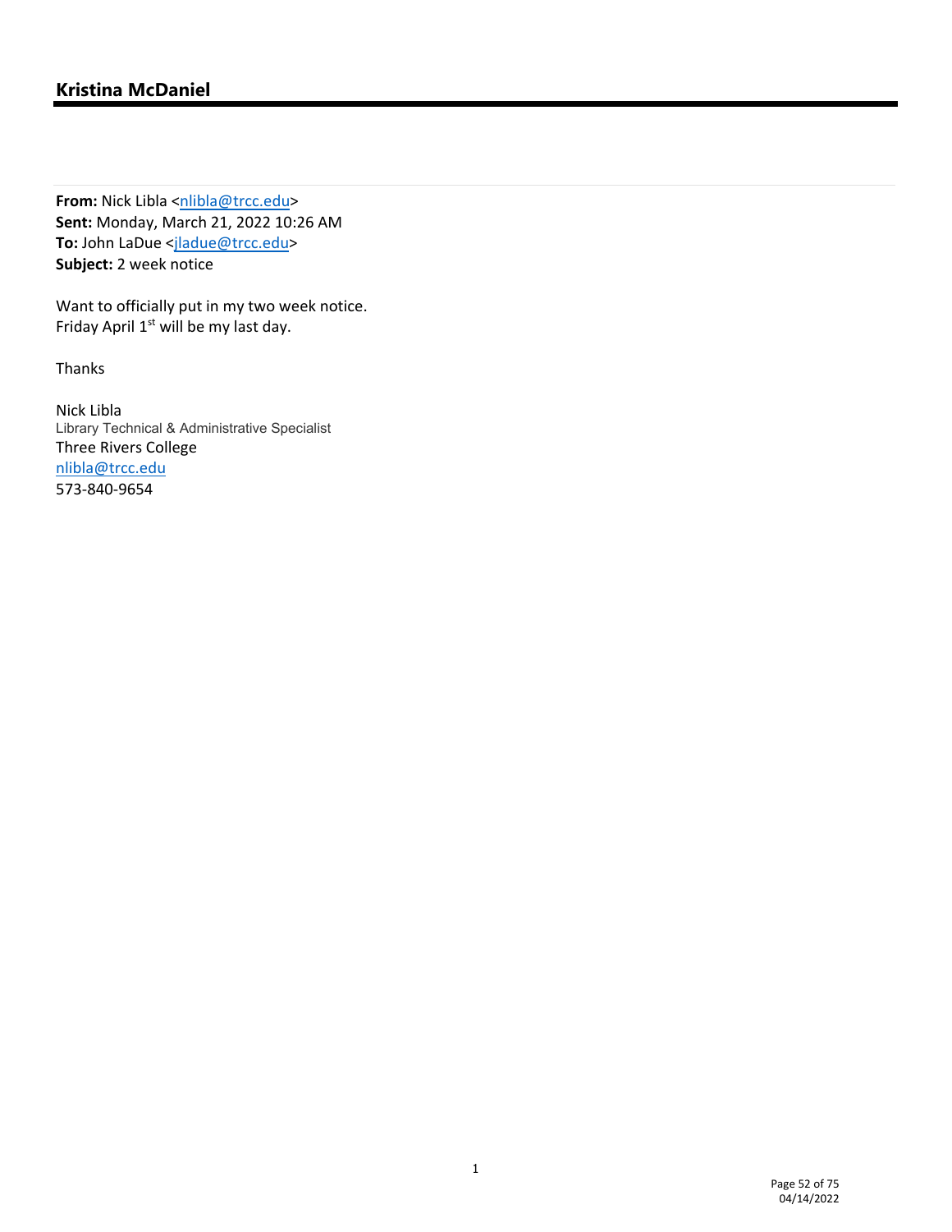**Kristina McDaniel**

---

**From:** Nick Libla <nlibla@trcc.edu>
**Sent:** Monday, March 21, 2022 10:26 AM
**To:** John LaDue <jladue@trcc.edu>
**Subject:** 2 week notice

Want to officially put in my two week notice.
Friday April 1st will be my last day.

Thanks

Nick Libla
Library Technical & Administrative Specialist
Three Rivers College
nlibla@trcc.edu
573-840-9654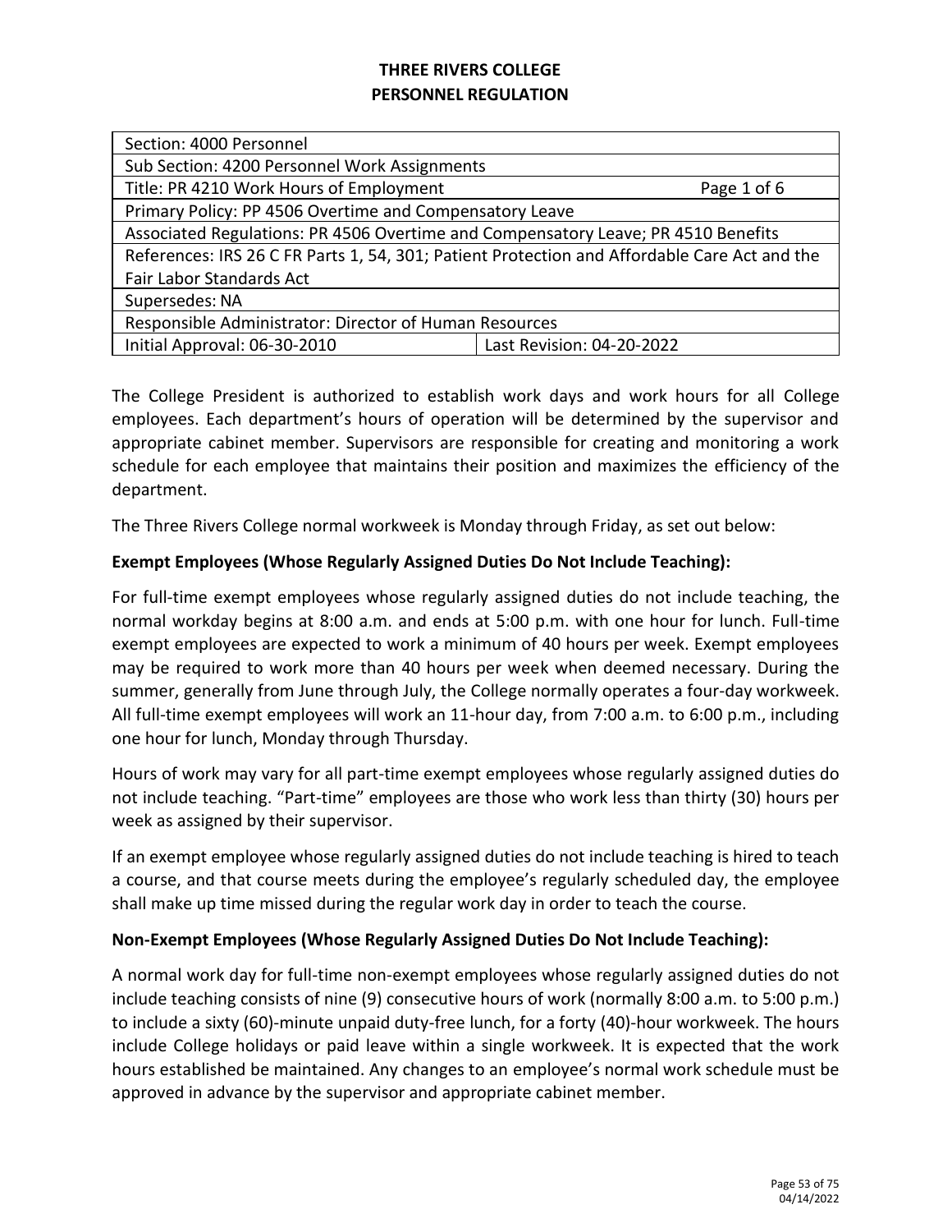**THREE RIVERS COLLEGE**
**PERSONNEL REGULATION**

| Section: 4000 Personnel | |
|---|---|
| Sub Section: 4200 Personnel Work Assignments | |
| Title: PR 4210 Work Hours of Employment | Page 1 of 6 |
| Primary Policy: PP 4506 Overtime and Compensatory Leave | |
| Associated Regulations: PR 4506 Overtime and Compensatory Leave; PR 4510 Benefits | |
| References: IRS 26 C FR Parts 1, 54, 301; Patient Protection and Affordable Care Act and the Fair Labor Standards Act | |
| Supersedes: NA | |
| Responsible Administrator: Director of Human Resources | |
| Initial Approval: 06-30-2010 | Last Revision: 04-20-2022 |

The College President is authorized to establish work days and work hours for all College employees. Each department's hours of operation will be determined by the supervisor and appropriate cabinet member. Supervisors are responsible for creating and monitoring a work schedule for each employee that maintains their position and maximizes the efficiency of the department.

The Three Rivers College normal workweek is Monday through Friday, as set out below:

**Exempt Employees (Whose Regularly Assigned Duties Do Not Include Teaching):**

For full-time exempt employees whose regularly assigned duties do not include teaching, the normal workday begins at 8:00 a.m. and ends at 5:00 p.m. with one hour for lunch. Full-time exempt employees are expected to work a minimum of 40 hours per week. Exempt employees may be required to work more than 40 hours per week when deemed necessary. During the summer, generally from June through July, the College normally operates a four-day workweek. All full-time exempt employees will work an 11-hour day, from 7:00 a.m. to 6:00 p.m., including one hour for lunch, Monday through Thursday.

Hours of work may vary for all part-time exempt employees whose regularly assigned duties do not include teaching. "Part-time" employees are those who work less than thirty (30) hours per week as assigned by their supervisor.

If an exempt employee whose regularly assigned duties do not include teaching is hired to teach a course, and that course meets during the employee's regularly scheduled day, the employee shall make up time missed during the regular work day in order to teach the course.

**Non-Exempt Employees (Whose Regularly Assigned Duties Do Not Include Teaching):**

A normal work day for full-time non-exempt employees whose regularly assigned duties do not include teaching consists of nine (9) consecutive hours of work (normally 8:00 a.m. to 5:00 p.m.) to include a sixty (60)-minute unpaid duty-free lunch, for a forty (40)-hour workweek. The hours include College holidays or paid leave within a single workweek. It is expected that the work hours established be maintained. Any changes to an employee's normal work schedule must be approved in advance by the supervisor and appropriate cabinet member.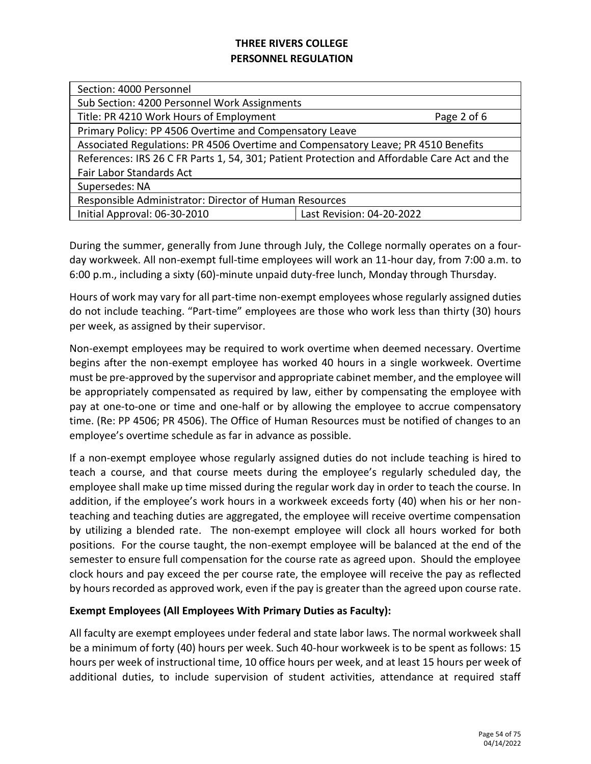**THREE RIVERS COLLEGE**
**PERSONNEL REGULATION**

| Section: 4000 Personnel | |
|---|---|
| Sub Section: 4200 Personnel Work Assignments | |
| Title: PR 4210 Work Hours of Employment | Page 2 of 6 |
| Primary Policy: PP 4506 Overtime and Compensatory Leave | |
| Associated Regulations: PR 4506 Overtime and Compensatory Leave; PR 4510 Benefits | |
| References: IRS 26 C FR Parts 1, 54, 301; Patient Protection and Affordable Care Act and the Fair Labor Standards Act | |
| Supersedes: NA | |
| Responsible Administrator: Director of Human Resources | |
| Initial Approval: 06-30-2010 | Last Revision: 04-20-2022 |

During the summer, generally from June through July, the College normally operates on a four-day workweek. All non-exempt full-time employees will work an 11-hour day, from 7:00 a.m. to 6:00 p.m., including a sixty (60)-minute unpaid duty-free lunch, Monday through Thursday.

Hours of work may vary for all part-time non-exempt employees whose regularly assigned duties do not include teaching. "Part-time" employees are those who work less than thirty (30) hours per week, as assigned by their supervisor.

Non-exempt employees may be required to work overtime when deemed necessary. Overtime begins after the non-exempt employee has worked 40 hours in a single workweek. Overtime must be pre-approved by the supervisor and appropriate cabinet member, and the employee will be appropriately compensated as required by law, either by compensating the employee with pay at one-to-one or time and one-half or by allowing the employee to accrue compensatory time. (Re: PP 4506; PR 4506). The Office of Human Resources must be notified of changes to an employee's overtime schedule as far in advance as possible.

If a non-exempt employee whose regularly assigned duties do not include teaching is hired to teach a course, and that course meets during the employee's regularly scheduled day, the employee shall make up time missed during the regular work day in order to teach the course. In addition, if the employee's work hours in a workweek exceeds forty (40) when his or her non-teaching and teaching duties are aggregated, the employee will receive overtime compensation by utilizing a blended rate. The non-exempt employee will clock all hours worked for both positions. For the course taught, the non-exempt employee will be balanced at the end of the semester to ensure full compensation for the course rate as agreed upon. Should the employee clock hours and pay exceed the per course rate, the employee will receive the pay as reflected by hours recorded as approved work, even if the pay is greater than the agreed upon course rate.

**Exempt Employees (All Employees With Primary Duties as Faculty):**

All faculty are exempt employees under federal and state labor laws. The normal workweek shall be a minimum of forty (40) hours per week. Such 40-hour workweek is to be spent as follows: 15 hours per week of instructional time, 10 office hours per week, and at least 15 hours per week of additional duties, to include supervision of student activities, attendance at required staff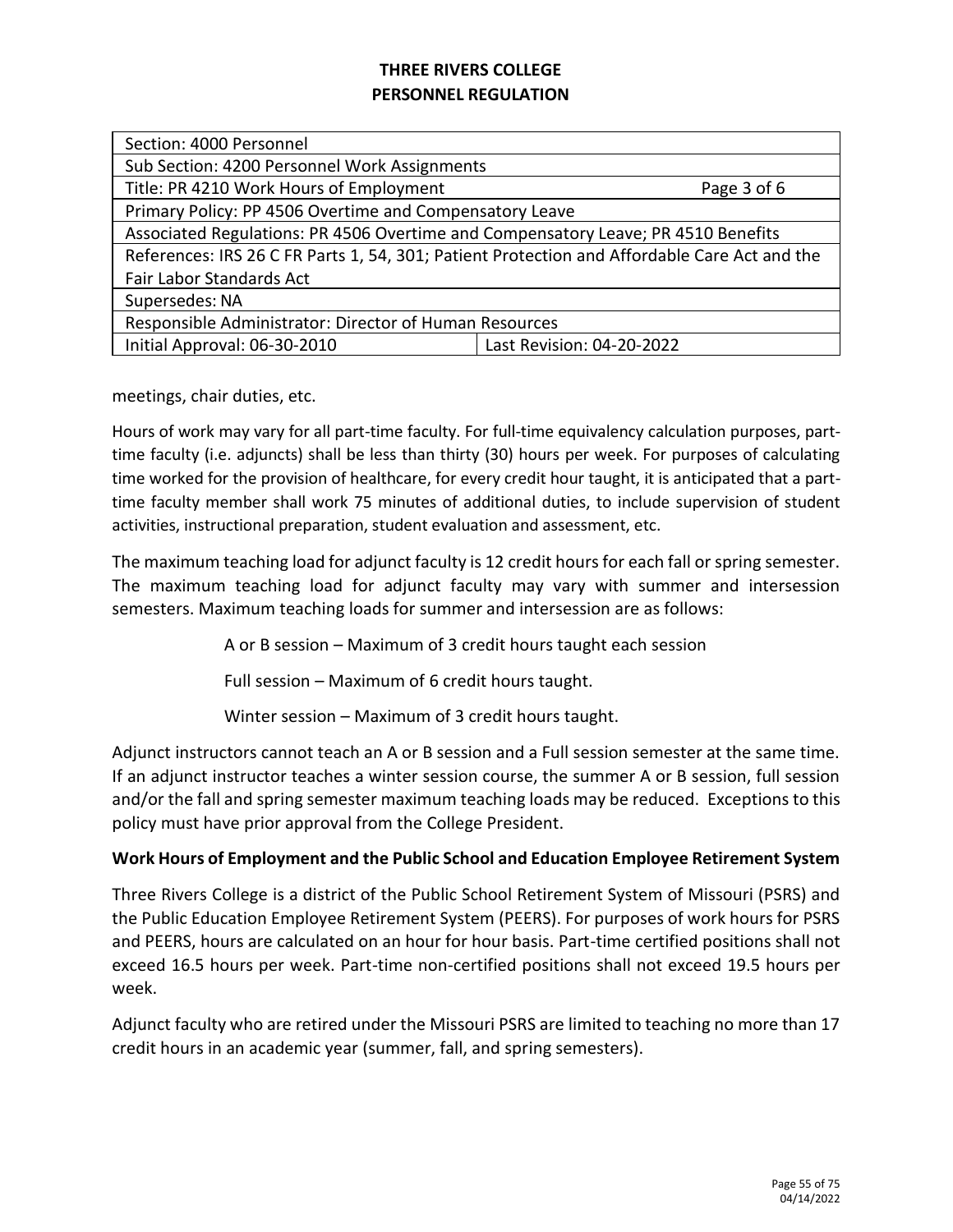# THREE RIVERS COLLEGE
# PERSONNEL REGULATION

| Section: 4000 Personnel | |
|---|---|
| Sub Section: 4200 Personnel Work Assignments | |
| Title: PR 4210 Work Hours of Employment | Page 3 of 6 |
| Primary Policy: PP 4506 Overtime and Compensatory Leave | |
| Associated Regulations: PR 4506 Overtime and Compensatory Leave; PR 4510 Benefits | |
| References: IRS 26 C FR Parts 1, 54, 301; Patient Protection and Affordable Care Act and the Fair Labor Standards Act | |
| Supersedes: NA | |
| Responsible Administrator: Director of Human Resources | |
| Initial Approval: 06-30-2010 | Last Revision: 04-20-2022 |

meetings, chair duties, etc.

Hours of work may vary for all part-time faculty. For full-time equivalency calculation purposes, part-time faculty (i.e. adjuncts) shall be less than thirty (30) hours per week. For purposes of calculating time worked for the provision of healthcare, for every credit hour taught, it is anticipated that a part-time faculty member shall work 75 minutes of additional duties, to include supervision of student activities, instructional preparation, student evaluation and assessment, etc.

The maximum teaching load for adjunct faculty is 12 credit hours for each fall or spring semester. The maximum teaching load for adjunct faculty may vary with summer and intersession semesters. Maximum teaching loads for summer and intersession are as follows:

A or B session – Maximum of 3 credit hours taught each session

Full session – Maximum of 6 credit hours taught.

Winter session – Maximum of 3 credit hours taught.

Adjunct instructors cannot teach an A or B session and a Full session semester at the same time. If an adjunct instructor teaches a winter session course, the summer A or B session, full session and/or the fall and spring semester maximum teaching loads may be reduced. Exceptions to this policy must have prior approval from the College President.

**Work Hours of Employment and the Public School and Education Employee Retirement System**

Three Rivers College is a district of the Public School Retirement System of Missouri (PSRS) and the Public Education Employee Retirement System (PEERS). For purposes of work hours for PSRS and PEERS, hours are calculated on an hour for hour basis. Part-time certified positions shall not exceed 16.5 hours per week. Part-time non-certified positions shall not exceed 19.5 hours per week.

Adjunct faculty who are retired under the Missouri PSRS are limited to teaching no more than 17 credit hours in an academic year (summer, fall, and spring semesters).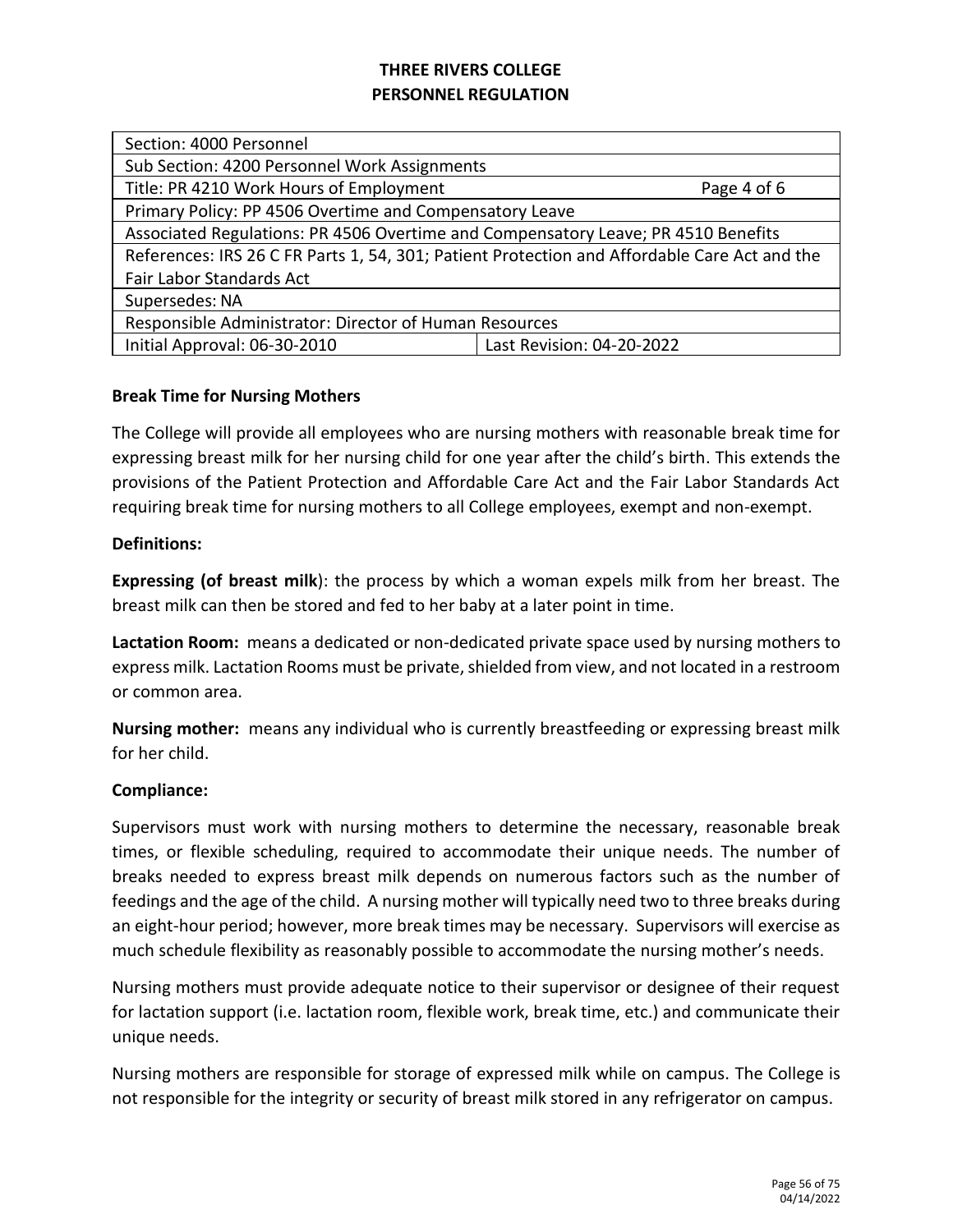# THREE RIVERS COLLEGE
## PERSONNEL REGULATION

| Section: 4000 Personnel | |
|---|---|
| Sub Section: 4200 Personnel Work Assignments | |
| Title: PR 4210 Work Hours of Employment | Page 4 of 6 |
| Primary Policy: PP 4506 Overtime and Compensatory Leave | |
| Associated Regulations: PR 4506 Overtime and Compensatory Leave; PR 4510 Benefits | |
| References: IRS 26 C FR Parts 1, 54, 301; Patient Protection and Affordable Care Act and the Fair Labor Standards Act | |
| Supersedes: NA | |
| Responsible Administrator: Director of Human Resources | |
| Initial Approval: 06-30-2010 | Last Revision: 04-20-2022 |

**Break Time for Nursing Mothers**

The College will provide all employees who are nursing mothers with reasonable break time for expressing breast milk for her nursing child for one year after the child's birth. This extends the provisions of the Patient Protection and Affordable Care Act and the Fair Labor Standards Act requiring break time for nursing mothers to all College employees, exempt and non-exempt.

**Definitions:**

**Expressing (of breast milk**): the process by which a woman expels milk from her breast. The breast milk can then be stored and fed to her baby at a later point in time.

**Lactation Room:** means a dedicated or non-dedicated private space used by nursing mothers to express milk. Lactation Rooms must be private, shielded from view, and not located in a restroom or common area.

**Nursing mother:** means any individual who is currently breastfeeding or expressing breast milk for her child.

**Compliance:**

Supervisors must work with nursing mothers to determine the necessary, reasonable break times, or flexible scheduling, required to accommodate their unique needs. The number of breaks needed to express breast milk depends on numerous factors such as the number of feedings and the age of the child. A nursing mother will typically need two to three breaks during an eight-hour period; however, more break times may be necessary. Supervisors will exercise as much schedule flexibility as reasonably possible to accommodate the nursing mother's needs.

Nursing mothers must provide adequate notice to their supervisor or designee of their request for lactation support (i.e. lactation room, flexible work, break time, etc.) and communicate their unique needs.

Nursing mothers are responsible for storage of expressed milk while on campus. The College is not responsible for the integrity or security of breast milk stored in any refrigerator on campus.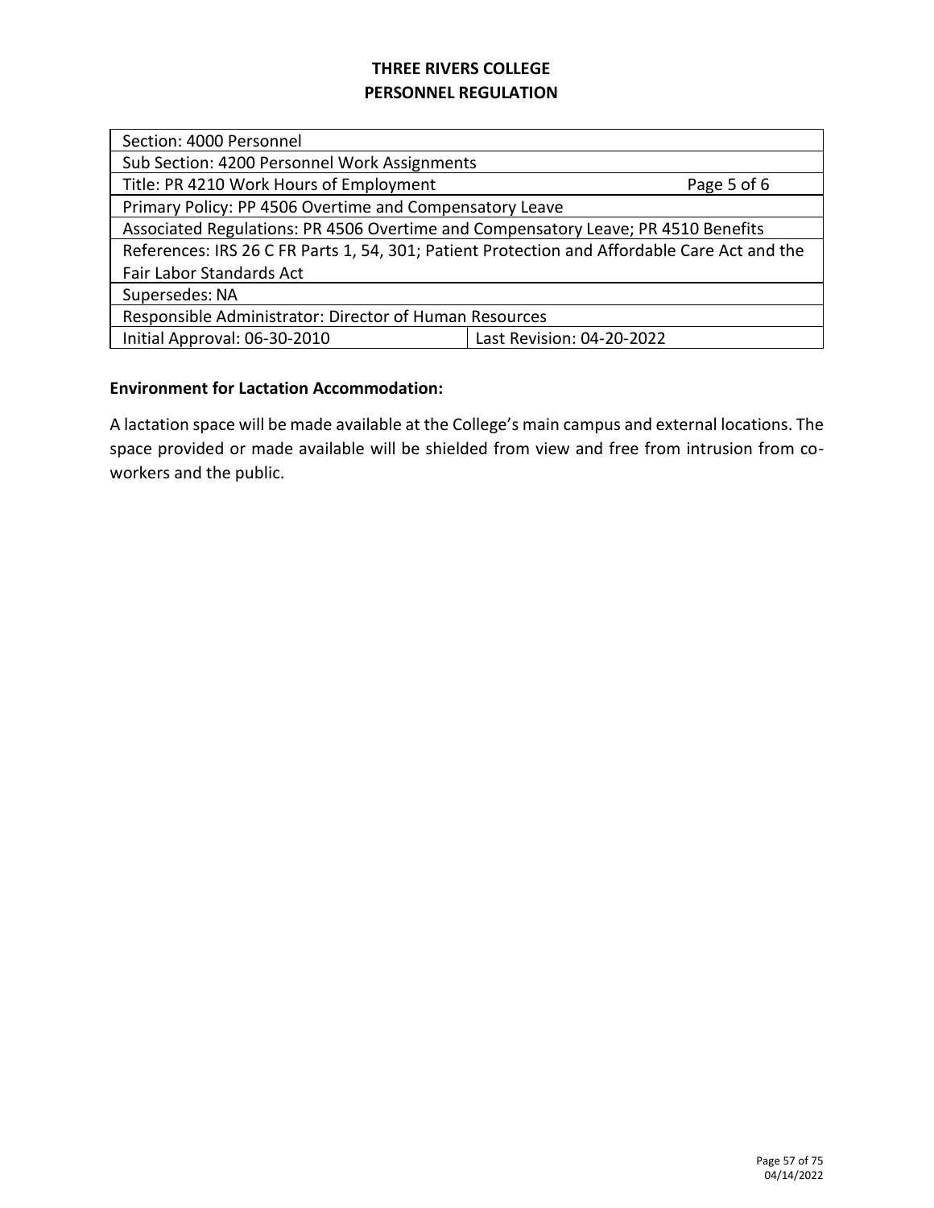**THREE RIVERS COLLEGE**
**PERSONNEL REGULATION**

| Section: 4000 Personnel | |
|---|---|
| Sub Section: 4200 Personnel Work Assignments | |
| Title: PR 4210 Work Hours of Employment | Page 5 of 6 |
| Primary Policy: PP 4506 Overtime and Compensatory Leave | |
| Associated Regulations: PR 4506 Overtime and Compensatory Leave; PR 4510 Benefits | |
| References: IRS 26 C FR Parts 1, 54, 301; Patient Protection and Affordable Care Act and the Fair Labor Standards Act | |
| Supersedes: NA | |
| Responsible Administrator: Director of Human Resources | |
| Initial Approval: 06-30-2010 | Last Revision: 04-20-2022 |

**Environment for Lactation Accommodation:**

A lactation space will be made available at the College's main campus and external locations. The space provided or made available will be shielded from view and free from intrusion from co-workers and the public.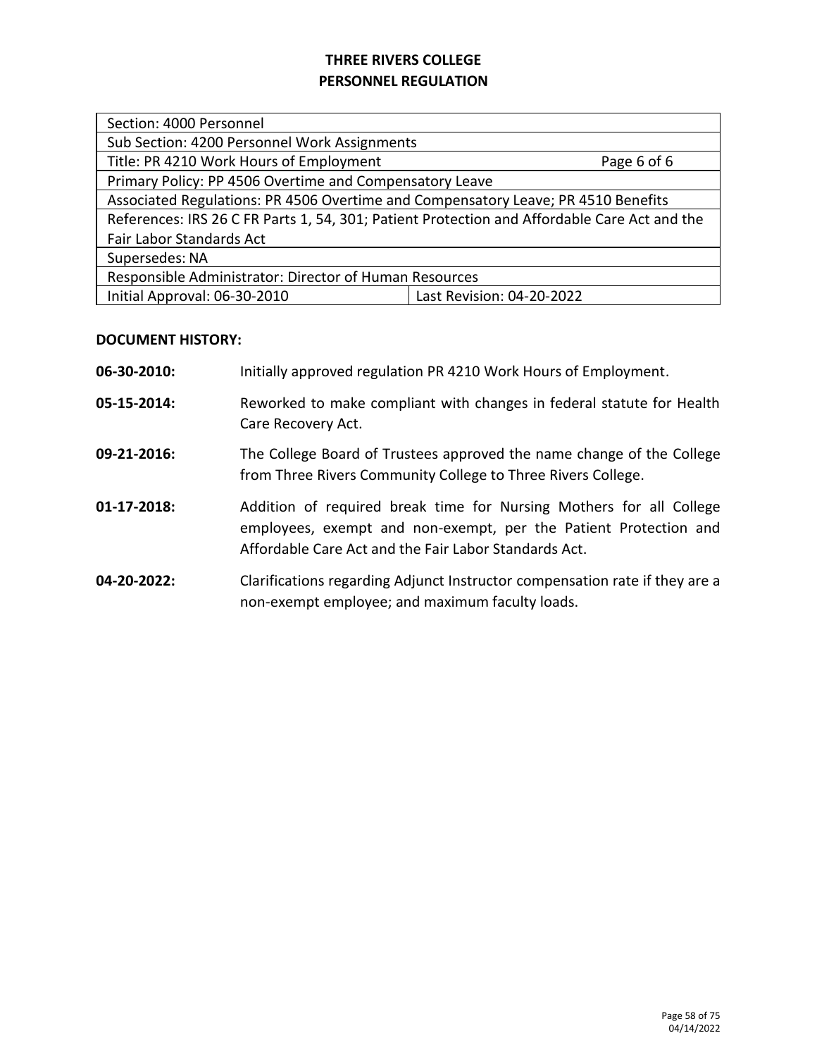**THREE RIVERS COLLEGE**
**PERSONNEL REGULATION**

| Section: 4000 Personnel | |
|---|---|
| Sub Section: 4200 Personnel Work Assignments | |
| Title: PR 4210 Work Hours of Employment | Page 6 of 6 |
| Primary Policy: PP 4506 Overtime and Compensatory Leave | |
| Associated Regulations: PR 4506 Overtime and Compensatory Leave; PR 4510 Benefits | |
| References: IRS 26 C FR Parts 1, 54, 301; Patient Protection and Affordable Care Act and the Fair Labor Standards Act | |
| Supersedes: NA | |
| Responsible Administrator: Director of Human Resources | |
| Initial Approval: 06-30-2010 | Last Revision: 04-20-2022 |

**DOCUMENT HISTORY:**

**06-30-2010:** Initially approved regulation PR 4210 Work Hours of Employment.

**05-15-2014:** Reworked to make compliant with changes in federal statute for Health Care Recovery Act.

**09-21-2016:** The College Board of Trustees approved the name change of the College from Three Rivers Community College to Three Rivers College.

**01-17-2018:** Addition of required break time for Nursing Mothers for all College employees, exempt and non-exempt, per the Patient Protection and Affordable Care Act and the Fair Labor Standards Act.

**04-20-2022:** Clarifications regarding Adjunct Instructor compensation rate if they are a non-exempt employee; and maximum faculty loads.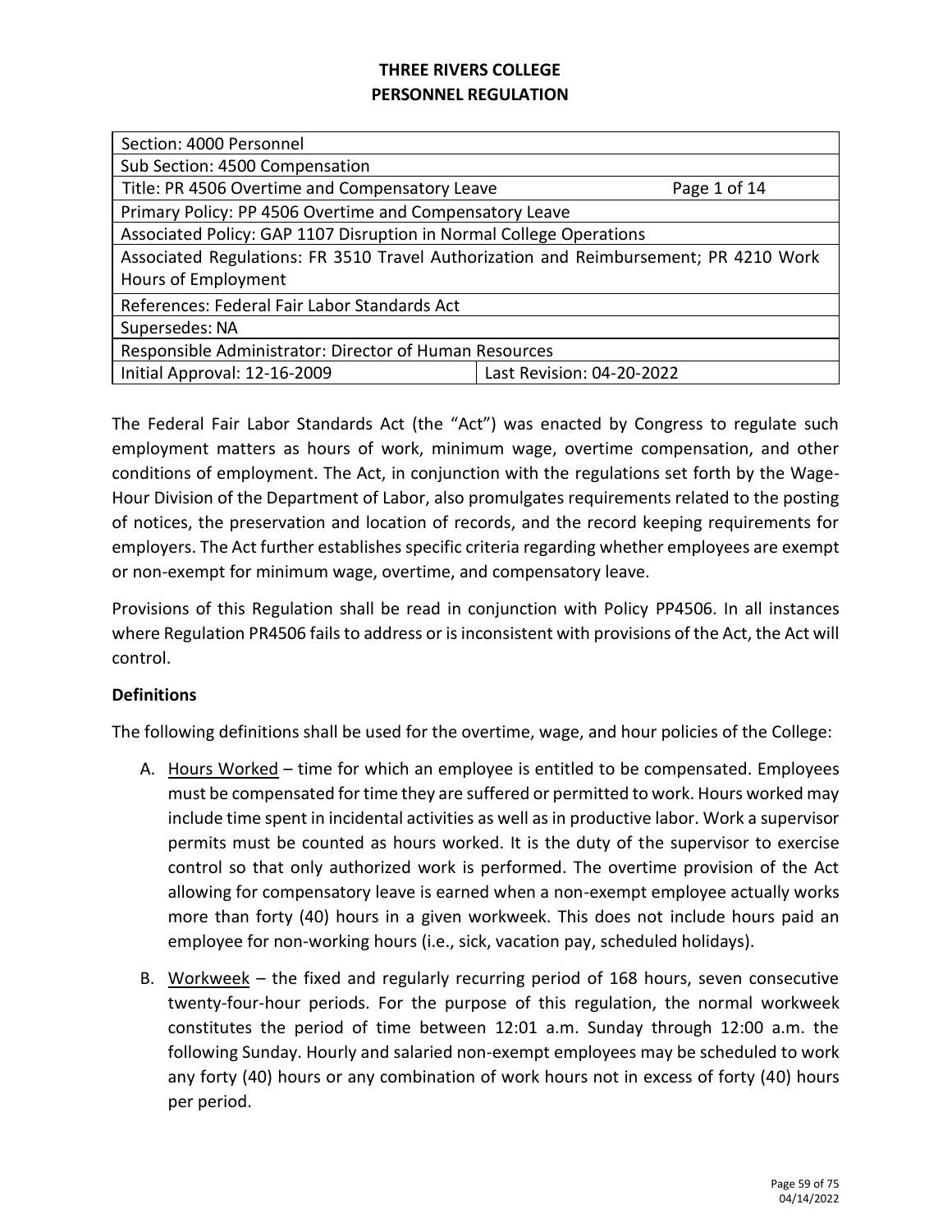# THREE RIVERS COLLEGE
# PERSONNEL REGULATION

| Section: 4000 Personnel | |
|---|---|
| Sub Section: 4500 Compensation | |
| Title: PR 4506 Overtime and Compensatory Leave | Page 1 of 14 |
| Primary Policy: PP 4506 Overtime and Compensatory Leave | |
| Associated Policy: GAP 1107 Disruption in Normal College Operations | |
| Associated Regulations: FR 3510 Travel Authorization and Reimbursement; PR 4210 Work Hours of Employment | |
| References: Federal Fair Labor Standards Act | |
| Supersedes: NA | |
| Responsible Administrator: Director of Human Resources | |
| Initial Approval: 12-16-2009 | Last Revision: 04-20-2022 |

The Federal Fair Labor Standards Act (the "Act") was enacted by Congress to regulate such employment matters as hours of work, minimum wage, overtime compensation, and other conditions of employment. The Act, in conjunction with the regulations set forth by the Wage-Hour Division of the Department of Labor, also promulgates requirements related to the posting of notices, the preservation and location of records, and the record keeping requirements for employers. The Act further establishes specific criteria regarding whether employees are exempt or non-exempt for minimum wage, overtime, and compensatory leave.

Provisions of this Regulation shall be read in conjunction with Policy PP4506. In all instances where Regulation PR4506 fails to address or is inconsistent with provisions of the Act, the Act will control.

**Definitions**

The following definitions shall be used for the overtime, wage, and hour policies of the College:

A. Hours Worked – time for which an employee is entitled to be compensated. Employees must be compensated for time they are suffered or permitted to work. Hours worked may include time spent in incidental activities as well as in productive labor. Work a supervisor permits must be counted as hours worked. It is the duty of the supervisor to exercise control so that only authorized work is performed. The overtime provision of the Act allowing for compensatory leave is earned when a non-exempt employee actually works more than forty (40) hours in a given workweek. This does not include hours paid an employee for non-working hours (i.e., sick, vacation pay, scheduled holidays).

B. Workweek – the fixed and regularly recurring period of 168 hours, seven consecutive twenty-four-hour periods. For the purpose of this regulation, the normal workweek constitutes the period of time between 12:01 a.m. Sunday through 12:00 a.m. the following Sunday. Hourly and salaried non-exempt employees may be scheduled to work any forty (40) hours or any combination of work hours not in excess of forty (40) hours per period.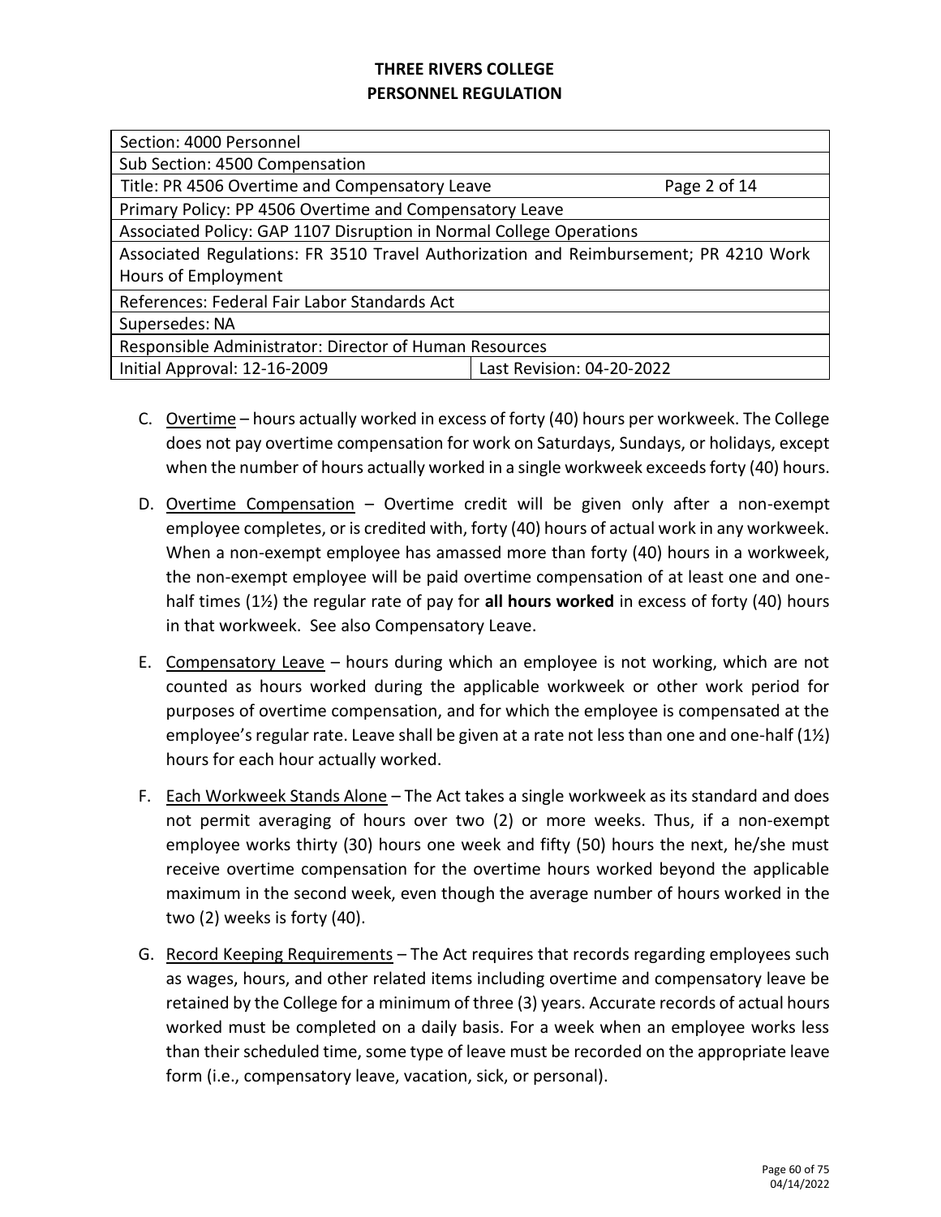**THREE RIVERS COLLEGE**
**PERSONNEL REGULATION**

| Section: 4000 Personnel | |
|---|---|
| Sub Section: 4500 Compensation | |
| Title: PR 4506 Overtime and Compensatory Leave | Page 2 of 14 |
| Primary Policy: PP 4506 Overtime and Compensatory Leave | |
| Associated Policy: GAP 1107 Disruption in Normal College Operations | |
| Associated Regulations: FR 3510 Travel Authorization and Reimbursement; PR 4210 Work Hours of Employment | |
| References: Federal Fair Labor Standards Act | |
| Supersedes: NA | |
| Responsible Administrator: Director of Human Resources | |
| Initial Approval: 12-16-2009 | Last Revision: 04-20-2022 |

C. Overtime – hours actually worked in excess of forty (40) hours per workweek. The College does not pay overtime compensation for work on Saturdays, Sundays, or holidays, except when the number of hours actually worked in a single workweek exceeds forty (40) hours.

D. Overtime Compensation – Overtime credit will be given only after a non-exempt employee completes, or is credited with, forty (40) hours of actual work in any workweek. When a non-exempt employee has amassed more than forty (40) hours in a workweek, the non-exempt employee will be paid overtime compensation of at least one and one-half times (1½) the regular rate of pay for **all hours worked** in excess of forty (40) hours in that workweek. See also Compensatory Leave.

E. Compensatory Leave – hours during which an employee is not working, which are not counted as hours worked during the applicable workweek or other work period for purposes of overtime compensation, and for which the employee is compensated at the employee's regular rate. Leave shall be given at a rate not less than one and one-half (1½) hours for each hour actually worked.

F. Each Workweek Stands Alone – The Act takes a single workweek as its standard and does not permit averaging of hours over two (2) or more weeks. Thus, if a non-exempt employee works thirty (30) hours one week and fifty (50) hours the next, he/she must receive overtime compensation for the overtime hours worked beyond the applicable maximum in the second week, even though the average number of hours worked in the two (2) weeks is forty (40).

G. Record Keeping Requirements – The Act requires that records regarding employees such as wages, hours, and other related items including overtime and compensatory leave be retained by the College for a minimum of three (3) years. Accurate records of actual hours worked must be completed on a daily basis. For a week when an employee works less than their scheduled time, some type of leave must be recorded on the appropriate leave form (i.e., compensatory leave, vacation, sick, or personal).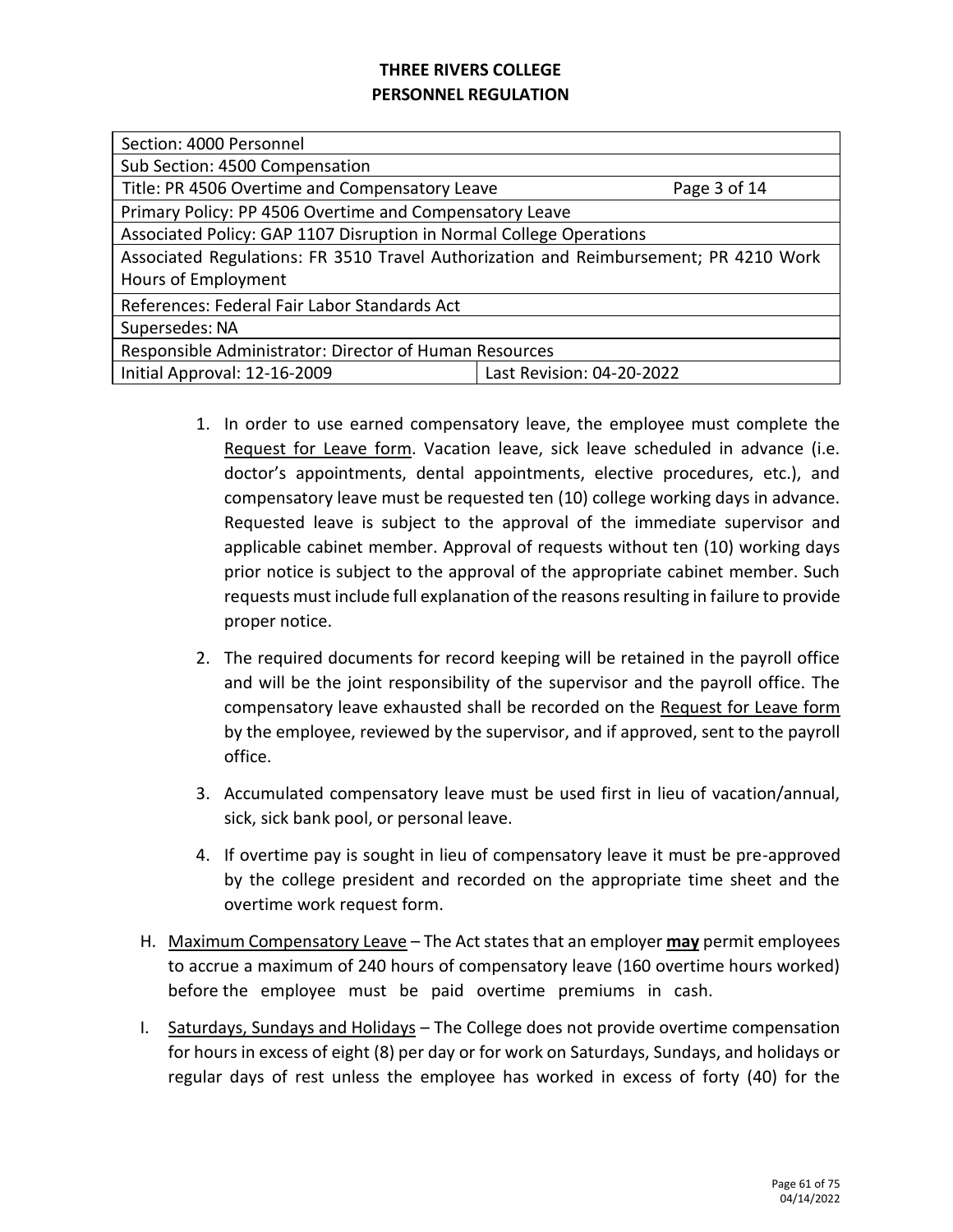# THREE RIVERS COLLEGE
## PERSONNEL REGULATION

| Section: 4000 Personnel | |
|---|---|
| Sub Section: 4500 Compensation | |
| Title: PR 4506 Overtime and Compensatory Leave | Page 3 of 14 |
| Primary Policy: PP 4506 Overtime and Compensatory Leave | |
| Associated Policy: GAP 1107 Disruption in Normal College Operations | |
| Associated Regulations: FR 3510 Travel Authorization and Reimbursement; PR 4210 Work Hours of Employment | |
| References: Federal Fair Labor Standards Act | |
| Supersedes: NA | |
| Responsible Administrator: Director of Human Resources | |
| Initial Approval: 12-16-2009 | Last Revision: 04-20-2022 |

1. In order to use earned compensatory leave, the employee must complete the Request for Leave form. Vacation leave, sick leave scheduled in advance (i.e. doctor's appointments, dental appointments, elective procedures, etc.), and compensatory leave must be requested ten (10) college working days in advance. Requested leave is subject to the approval of the immediate supervisor and applicable cabinet member. Approval of requests without ten (10) working days prior notice is subject to the approval of the appropriate cabinet member. Such requests must include full explanation of the reasons resulting in failure to provide proper notice.

2. The required documents for record keeping will be retained in the payroll office and will be the joint responsibility of the supervisor and the payroll office. The compensatory leave exhausted shall be recorded on the Request for Leave form by the employee, reviewed by the supervisor, and if approved, sent to the payroll office.

3. Accumulated compensatory leave must be used first in lieu of vacation/annual, sick, sick bank pool, or personal leave.

4. If overtime pay is sought in lieu of compensatory leave it must be pre-approved by the college president and recorded on the appropriate time sheet and the overtime work request form.

H. Maximum Compensatory Leave – The Act states that an employer **may** permit employees to accrue a maximum of 240 hours of compensatory leave (160 overtime hours worked) before the employee must be paid overtime premiums in cash.

I. Saturdays, Sundays and Holidays – The College does not provide overtime compensation for hours in excess of eight (8) per day or for work on Saturdays, Sundays, and holidays or regular days of rest unless the employee has worked in excess of forty (40) for the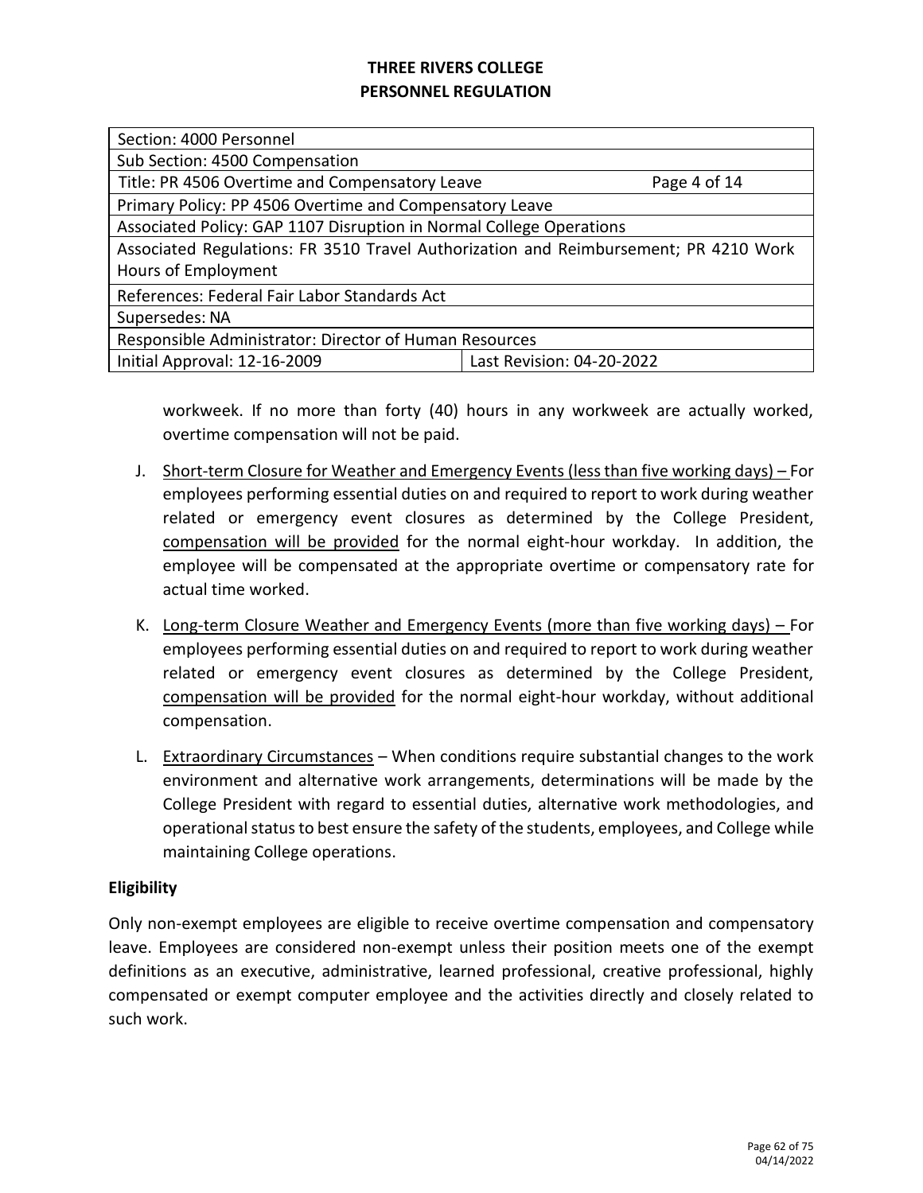# THREE RIVERS COLLEGE
# PERSONNEL REGULATION

| Section: 4000 Personnel | |
|---|---|
| Sub Section: 4500 Compensation | |
| Title: PR 4506 Overtime and Compensatory Leave | Page 4 of 14 |
| Primary Policy: PP 4506 Overtime and Compensatory Leave | |
| Associated Policy: GAP 1107 Disruption in Normal College Operations | |
| Associated Regulations: FR 3510 Travel Authorization and Reimbursement; PR 4210 Work Hours of Employment | |
| References: Federal Fair Labor Standards Act | |
| Supersedes: NA | |
| Responsible Administrator: Director of Human Resources | |
| Initial Approval: 12-16-2009 | Last Revision: 04-20-2022 |

workweek. If no more than forty (40) hours in any workweek are actually worked, overtime compensation will not be paid.

J. Short-term Closure for Weather and Emergency Events (less than five working days) – For employees performing essential duties on and required to report to work during weather related or emergency event closures as determined by the College President, compensation will be provided for the normal eight-hour workday. In addition, the employee will be compensated at the appropriate overtime or compensatory rate for actual time worked.

K. Long-term Closure Weather and Emergency Events (more than five working days) – For employees performing essential duties on and required to report to work during weather related or emergency event closures as determined by the College President, compensation will be provided for the normal eight-hour workday, without additional compensation.

L. Extraordinary Circumstances – When conditions require substantial changes to the work environment and alternative work arrangements, determinations will be made by the College President with regard to essential duties, alternative work methodologies, and operational status to best ensure the safety of the students, employees, and College while maintaining College operations.

**Eligibility**

Only non-exempt employees are eligible to receive overtime compensation and compensatory leave. Employees are considered non-exempt unless their position meets one of the exempt definitions as an executive, administrative, learned professional, creative professional, highly compensated or exempt computer employee and the activities directly and closely related to such work.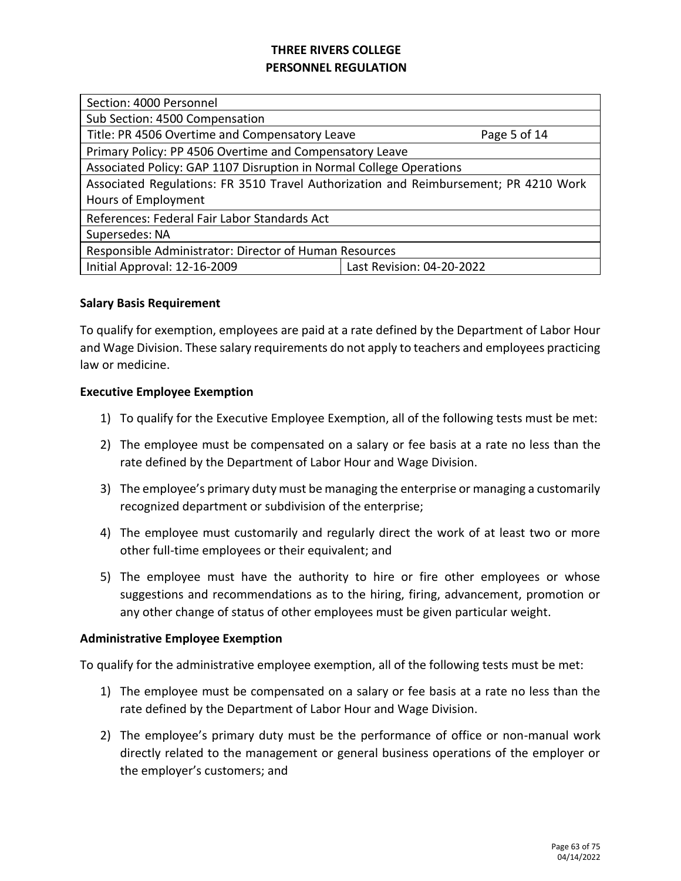# THREE RIVERS COLLEGE
# PERSONNEL REGULATION

| Section: 4000 Personnel | |
|---|---|
| Sub Section: 4500 Compensation | |
| Title: PR 4506 Overtime and Compensatory Leave | Page 5 of 14 |
| Primary Policy: PP 4506 Overtime and Compensatory Leave | |
| Associated Policy: GAP 1107 Disruption in Normal College Operations | |
| Associated Regulations: FR 3510 Travel Authorization and Reimbursement; PR 4210 Work Hours of Employment | |
| References: Federal Fair Labor Standards Act | |
| Supersedes: NA | |
| Responsible Administrator: Director of Human Resources | |
| Initial Approval: 12-16-2009 | Last Revision: 04-20-2022 |

**Salary Basis Requirement**

To qualify for exemption, employees are paid at a rate defined by the Department of Labor Hour and Wage Division. These salary requirements do not apply to teachers and employees practicing law or medicine.

**Executive Employee Exemption**

1) To qualify for the Executive Employee Exemption, all of the following tests must be met:
2) The employee must be compensated on a salary or fee basis at a rate no less than the rate defined by the Department of Labor Hour and Wage Division.
3) The employee's primary duty must be managing the enterprise or managing a customarily recognized department or subdivision of the enterprise;
4) The employee must customarily and regularly direct the work of at least two or more other full-time employees or their equivalent; and
5) The employee must have the authority to hire or fire other employees or whose suggestions and recommendations as to the hiring, firing, advancement, promotion or any other change of status of other employees must be given particular weight.

**Administrative Employee Exemption**

To qualify for the administrative employee exemption, all of the following tests must be met:

1) The employee must be compensated on a salary or fee basis at a rate no less than the rate defined by the Department of Labor Hour and Wage Division.
2) The employee's primary duty must be the performance of office or non-manual work directly related to the management or general business operations of the employer or the employer's customers; and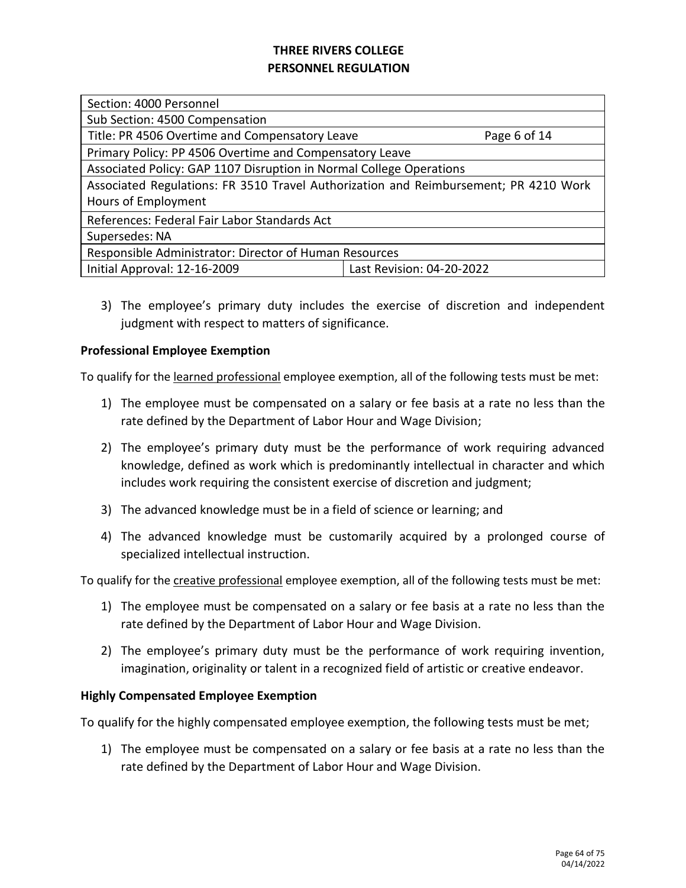**THREE RIVERS COLLEGE**
**PERSONNEL REGULATION**

| Section: 4000 Personnel | |
|---|---|
| Sub Section: 4500 Compensation | |
| Title: PR 4506 Overtime and Compensatory Leave | Page 6 of 14 |
| Primary Policy: PP 4506 Overtime and Compensatory Leave | |
| Associated Policy: GAP 1107 Disruption in Normal College Operations | |
| Associated Regulations: FR 3510 Travel Authorization and Reimbursement; PR 4210 Work Hours of Employment | |
| References: Federal Fair Labor Standards Act | |
| Supersedes: NA | |
| Responsible Administrator: Director of Human Resources | |
| Initial Approval: 12-16-2009 | Last Revision: 04-20-2022 |

3) The employee's primary duty includes the exercise of discretion and independent judgment with respect to matters of significance.

**Professional Employee Exemption**

To qualify for the learned professional employee exemption, all of the following tests must be met:

1) The employee must be compensated on a salary or fee basis at a rate no less than the rate defined by the Department of Labor Hour and Wage Division;
2) The employee's primary duty must be the performance of work requiring advanced knowledge, defined as work which is predominantly intellectual in character and which includes work requiring the consistent exercise of discretion and judgment;
3) The advanced knowledge must be in a field of science or learning; and
4) The advanced knowledge must be customarily acquired by a prolonged course of specialized intellectual instruction.

To qualify for the creative professional employee exemption, all of the following tests must be met:

1) The employee must be compensated on a salary or fee basis at a rate no less than the rate defined by the Department of Labor Hour and Wage Division.
2) The employee's primary duty must be the performance of work requiring invention, imagination, originality or talent in a recognized field of artistic or creative endeavor.

**Highly Compensated Employee Exemption**

To qualify for the highly compensated employee exemption, the following tests must be met;

1) The employee must be compensated on a salary or fee basis at a rate no less than the rate defined by the Department of Labor Hour and Wage Division.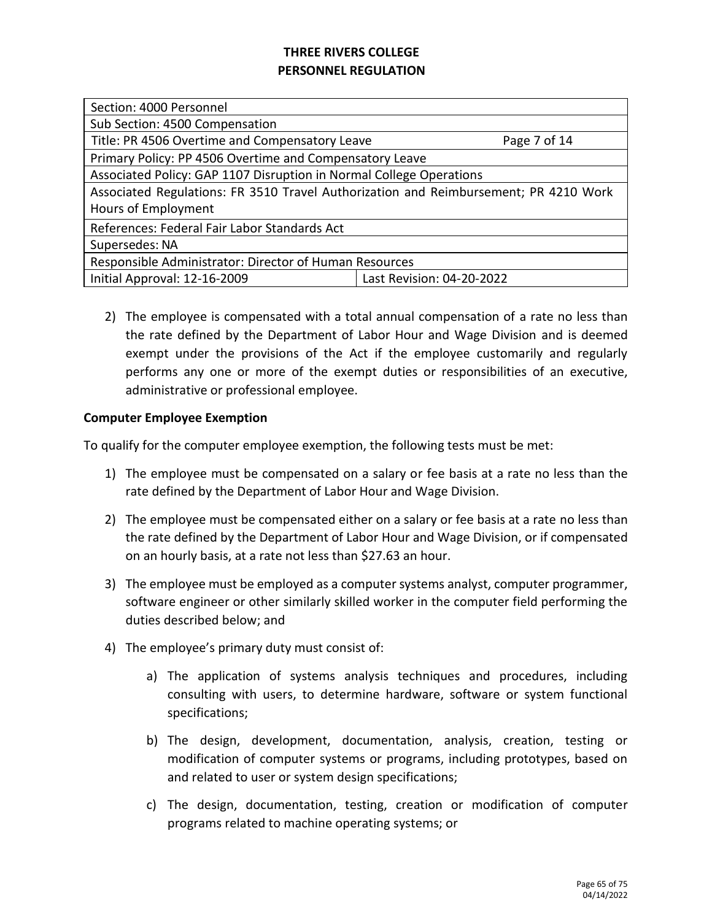2) The employee is compensated with a total annual compensation of a rate no less than the rate defined by the Department of Labor Hour and Wage Division and is deemed exempt under the provisions of the Act if the employee customarily and regularly performs any one or more of the exempt duties or responsibilities of an executive, administrative or professional employee.

**Computer Employee Exemption**

To qualify for the computer employee exemption, the following tests must be met:

1) The employee must be compensated on a salary or fee basis at a rate no less than the rate defined by the Department of Labor Hour and Wage Division.

2) The employee must be compensated either on a salary or fee basis at a rate no less than the rate defined by the Department of Labor Hour and Wage Division, or if compensated on an hourly basis, at a rate not less than $27.63 an hour.

3) The employee must be employed as a computer systems analyst, computer programmer, software engineer or other similarly skilled worker in the computer field performing the duties described below; and

4) The employee's primary duty must consist of:

   a) The application of systems analysis techniques and procedures, including consulting with users, to determine hardware, software or system functional specifications;

   b) The design, development, documentation, analysis, creation, testing or modification of computer systems or programs, including prototypes, based on and related to user or system design specifications;

   c) The design, documentation, testing, creation or modification of computer programs related to machine operating systems; or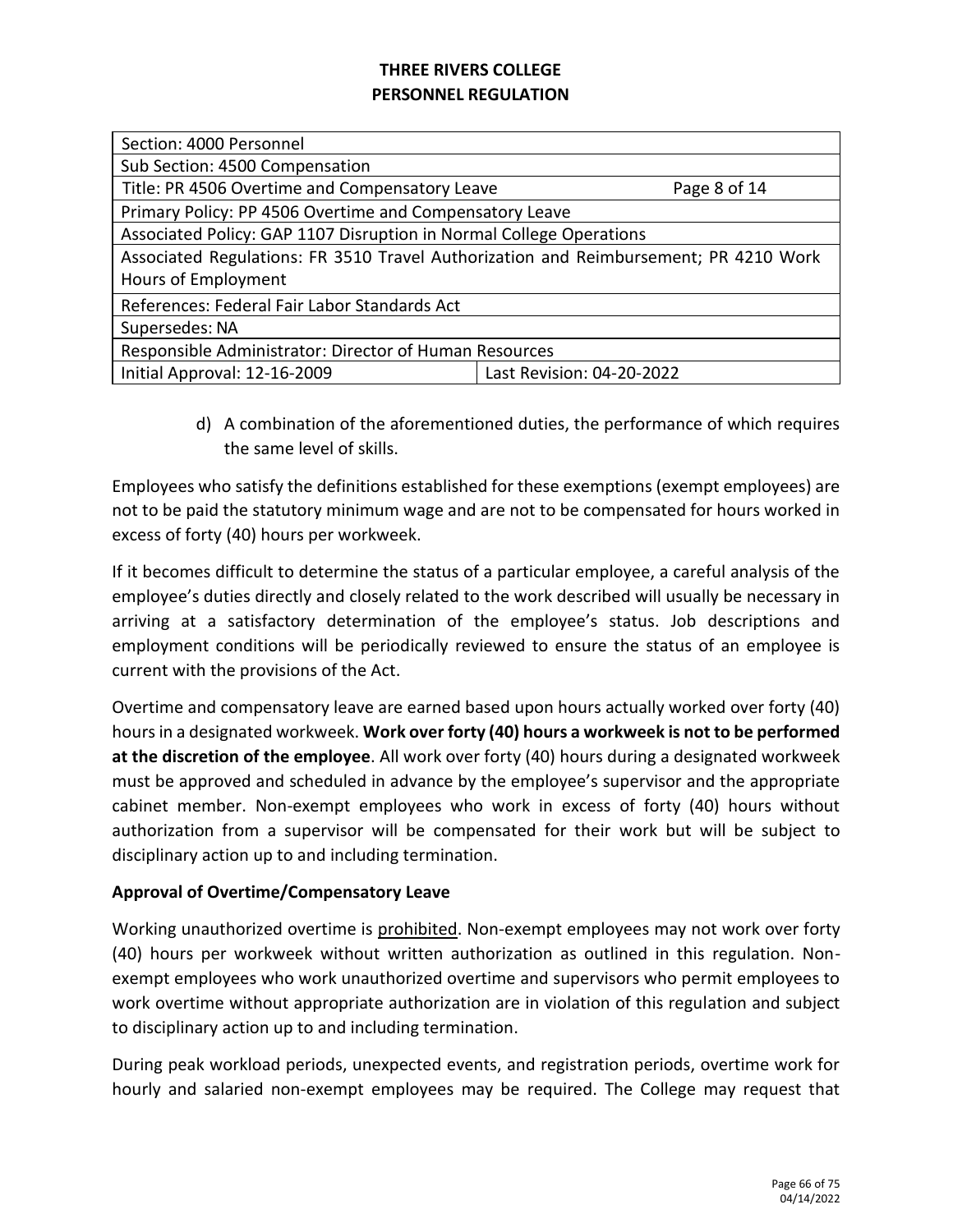# THREE RIVERS COLLEGE
# PERSONNEL REGULATION

| Section: 4000 Personnel | |
|---|---|
| Sub Section: 4500 Compensation | |
| Title: PR 4506 Overtime and Compensatory Leave | Page 8 of 14 |
| Primary Policy: PP 4506 Overtime and Compensatory Leave | |
| Associated Policy: GAP 1107 Disruption in Normal College Operations | |
| Associated Regulations: FR 3510 Travel Authorization and Reimbursement; PR 4210 Work Hours of Employment | |
| References: Federal Fair Labor Standards Act | |
| Supersedes: NA | |
| Responsible Administrator: Director of Human Resources | |
| Initial Approval: 12-16-2009 | Last Revision: 04-20-2022 |

d) A combination of the aforementioned duties, the performance of which requires the same level of skills.

Employees who satisfy the definitions established for these exemptions (exempt employees) are not to be paid the statutory minimum wage and are not to be compensated for hours worked in excess of forty (40) hours per workweek.

If it becomes difficult to determine the status of a particular employee, a careful analysis of the employee's duties directly and closely related to the work described will usually be necessary in arriving at a satisfactory determination of the employee's status. Job descriptions and employment conditions will be periodically reviewed to ensure the status of an employee is current with the provisions of the Act.

Overtime and compensatory leave are earned based upon hours actually worked over forty (40) hours in a designated workweek. **Work over forty (40) hours a workweek is not to be performed at the discretion of the employee**. All work over forty (40) hours during a designated workweek must be approved and scheduled in advance by the employee's supervisor and the appropriate cabinet member. Non-exempt employees who work in excess of forty (40) hours without authorization from a supervisor will be compensated for their work but will be subject to disciplinary action up to and including termination.

**Approval of Overtime/Compensatory Leave**

Working unauthorized overtime is prohibited. Non-exempt employees may not work over forty (40) hours per workweek without written authorization as outlined in this regulation. Non-exempt employees who work unauthorized overtime and supervisors who permit employees to work overtime without appropriate authorization are in violation of this regulation and subject to disciplinary action up to and including termination.

During peak workload periods, unexpected events, and registration periods, overtime work for hourly and salaried non-exempt employees may be required. The College may request that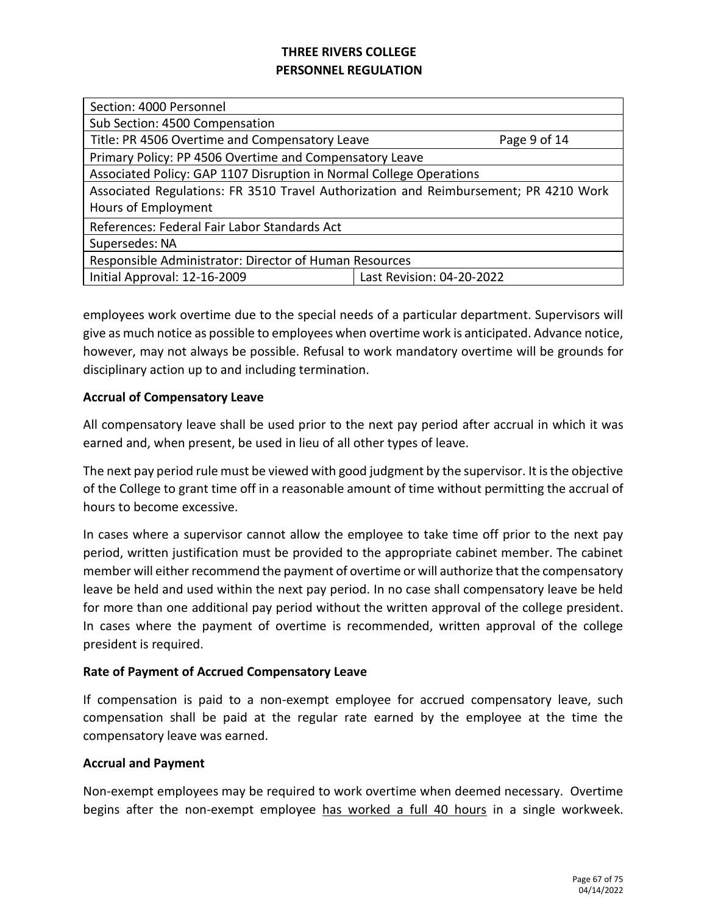**THREE RIVERS COLLEGE**
**PERSONNEL REGULATION**

| Section: 4000 Personnel | |
|---|---|
| Sub Section: 4500 Compensation | |
| Title: PR 4506 Overtime and Compensatory Leave | Page 9 of 14 |
| Primary Policy: PP 4506 Overtime and Compensatory Leave | |
| Associated Policy: GAP 1107 Disruption in Normal College Operations | |
| Associated Regulations: FR 3510 Travel Authorization and Reimbursement; PR 4210 Work Hours of Employment | |
| References: Federal Fair Labor Standards Act | |
| Supersedes: NA | |
| Responsible Administrator: Director of Human Resources | |
| Initial Approval: 12-16-2009 | Last Revision: 04-20-2022 |

employees work overtime due to the special needs of a particular department. Supervisors will give as much notice as possible to employees when overtime work is anticipated. Advance notice, however, may not always be possible. Refusal to work mandatory overtime will be grounds for disciplinary action up to and including termination.

**Accrual of Compensatory Leave**

All compensatory leave shall be used prior to the next pay period after accrual in which it was earned and, when present, be used in lieu of all other types of leave.

The next pay period rule must be viewed with good judgment by the supervisor. It is the objective of the College to grant time off in a reasonable amount of time without permitting the accrual of hours to become excessive.

In cases where a supervisor cannot allow the employee to take time off prior to the next pay period, written justification must be provided to the appropriate cabinet member. The cabinet member will either recommend the payment of overtime or will authorize that the compensatory leave be held and used within the next pay period. In no case shall compensatory leave be held for more than one additional pay period without the written approval of the college president. In cases where the payment of overtime is recommended, written approval of the college president is required.

**Rate of Payment of Accrued Compensatory Leave**

If compensation is paid to a non-exempt employee for accrued compensatory leave, such compensation shall be paid at the regular rate earned by the employee at the time the compensatory leave was earned.

**Accrual and Payment**

Non-exempt employees may be required to work overtime when deemed necessary. Overtime begins after the non-exempt employee <u>has worked a full 40 hours</u> in a single workweek.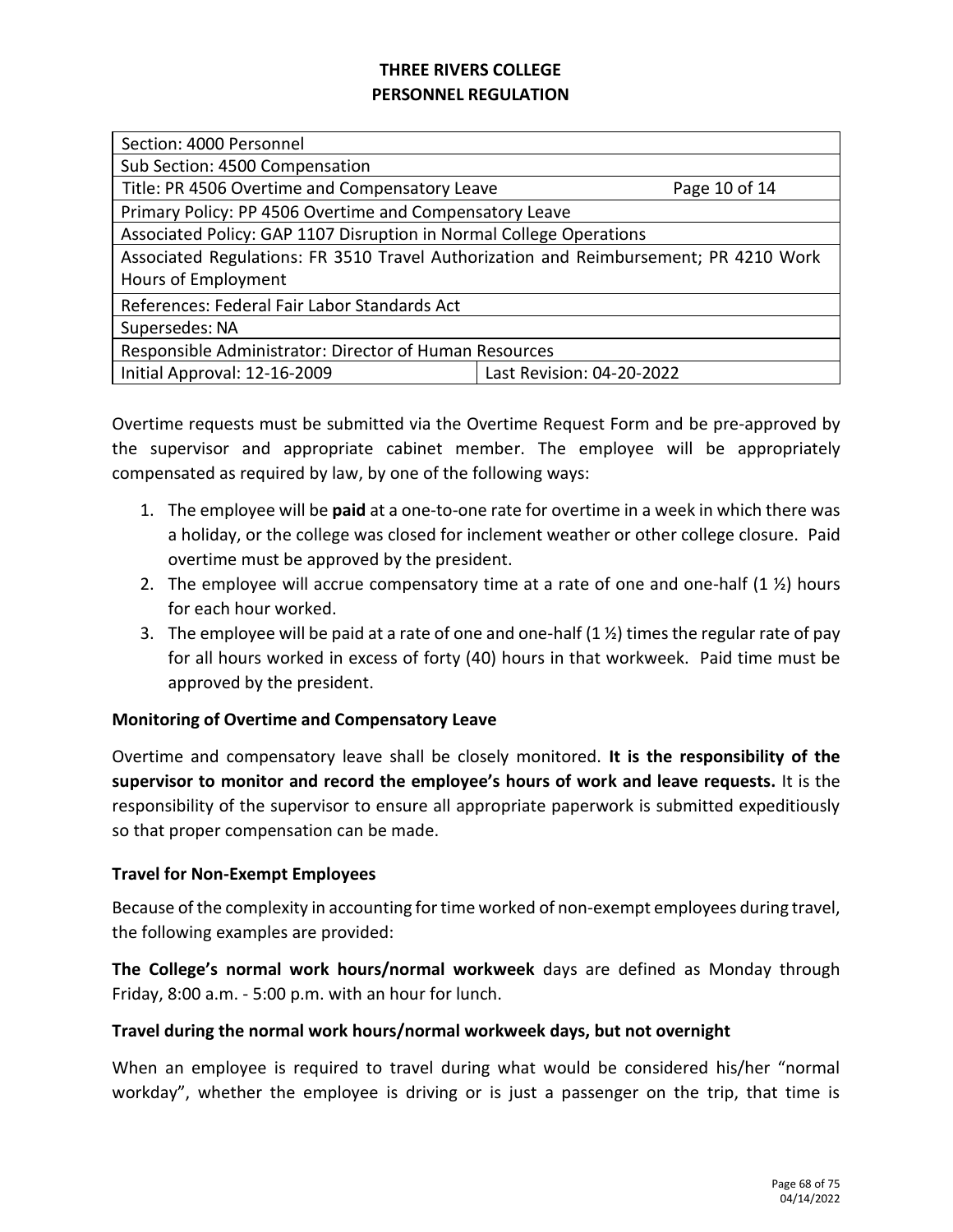**THREE RIVERS COLLEGE**
**PERSONNEL REGULATION**

| Section: 4000 Personnel | |
|---|---|
| Sub Section: 4500 Compensation | |
| Title: PR 4506 Overtime and Compensatory Leave | Page 10 of 14 |
| Primary Policy: PP 4506 Overtime and Compensatory Leave | |
| Associated Policy: GAP 1107 Disruption in Normal College Operations | |
| Associated Regulations: FR 3510 Travel Authorization and Reimbursement; PR 4210 Work Hours of Employment | |
| References: Federal Fair Labor Standards Act | |
| Supersedes: NA | |
| Responsible Administrator: Director of Human Resources | |
| Initial Approval: 12-16-2009 | Last Revision: 04-20-2022 |

Overtime requests must be submitted via the Overtime Request Form and be pre-approved by the supervisor and appropriate cabinet member. The employee will be appropriately compensated as required by law, by one of the following ways:

1. The employee will be **paid** at a one-to-one rate for overtime in a week in which there was a holiday, or the college was closed for inclement weather or other college closure. Paid overtime must be approved by the president.
2. The employee will accrue compensatory time at a rate of one and one-half (1 ½) hours for each hour worked.
3. The employee will be paid at a rate of one and one-half (1 ½) times the regular rate of pay for all hours worked in excess of forty (40) hours in that workweek. Paid time must be approved by the president.

**Monitoring of Overtime and Compensatory Leave**

Overtime and compensatory leave shall be closely monitored. **It is the responsibility of the supervisor to monitor and record the employee's hours of work and leave requests.** It is the responsibility of the supervisor to ensure all appropriate paperwork is submitted expeditiously so that proper compensation can be made.

**Travel for Non-Exempt Employees**

Because of the complexity in accounting for time worked of non-exempt employees during travel, the following examples are provided:

**The College's normal work hours/normal workweek** days are defined as Monday through Friday, 8:00 a.m. - 5:00 p.m. with an hour for lunch.

**Travel during the normal work hours/normal workweek days, but not overnight**

When an employee is required to travel during what would be considered his/her "normal workday", whether the employee is driving or is just a passenger on the trip, that time is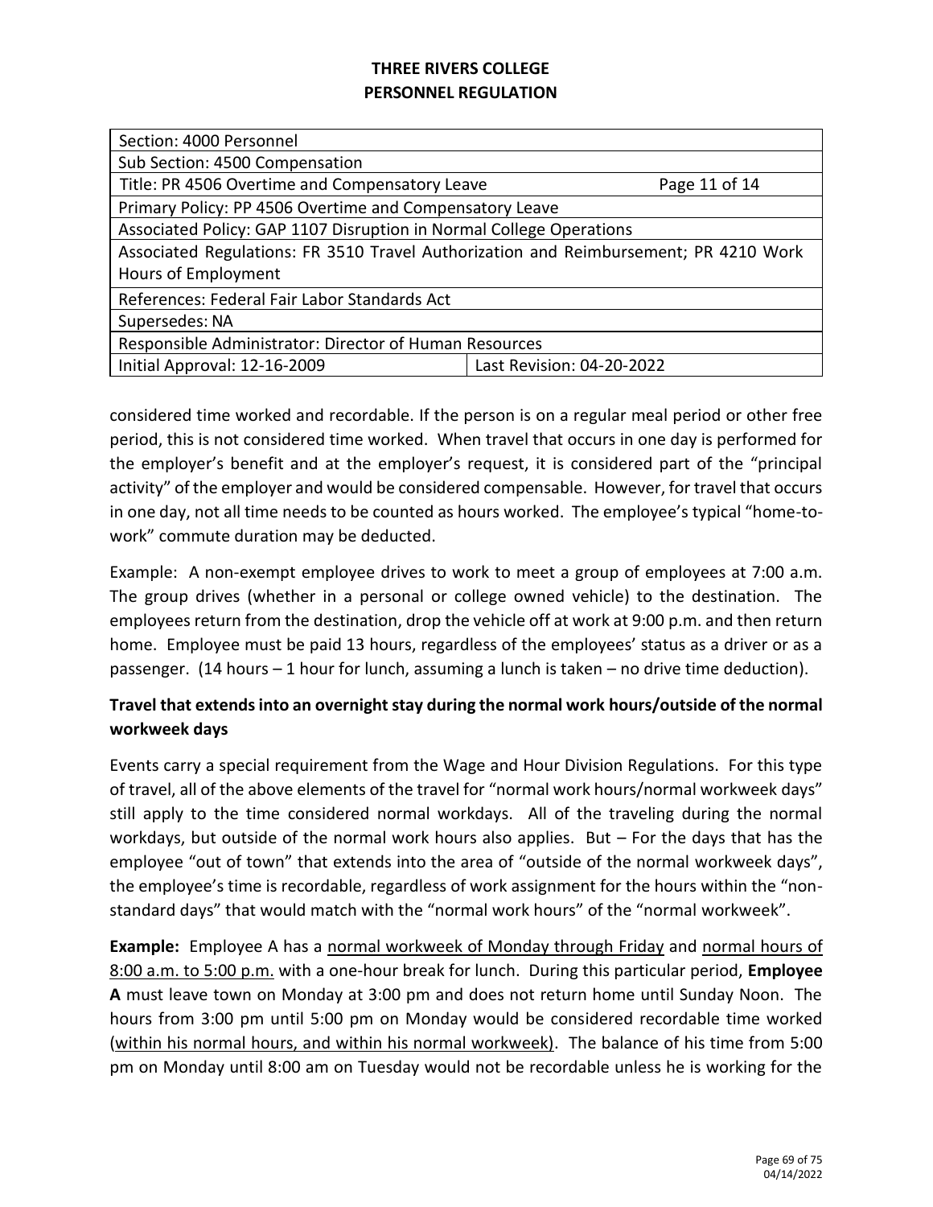**THREE RIVERS COLLEGE**
**PERSONNEL REGULATION**

| Section: 4000 Personnel | |
|---|---|
| Sub Section: 4500 Compensation | |
| Title: PR 4506 Overtime and Compensatory Leave | Page 11 of 14 |
| Primary Policy: PP 4506 Overtime and Compensatory Leave | |
| Associated Policy: GAP 1107 Disruption in Normal College Operations | |
| Associated Regulations: FR 3510 Travel Authorization and Reimbursement; PR 4210 Work Hours of Employment | |
| References: Federal Fair Labor Standards Act | |
| Supersedes: NA | |
| Responsible Administrator: Director of Human Resources | |
| Initial Approval: 12-16-2009 | Last Revision: 04-20-2022 |

considered time worked and recordable. If the person is on a regular meal period or other free period, this is not considered time worked. When travel that occurs in one day is performed for the employer's benefit and at the employer's request, it is considered part of the "principal activity" of the employer and would be considered compensable. However, for travel that occurs in one day, not all time needs to be counted as hours worked. The employee's typical "home-to-work" commute duration may be deducted.

Example: A non-exempt employee drives to work to meet a group of employees at 7:00 a.m. The group drives (whether in a personal or college owned vehicle) to the destination. The employees return from the destination, drop the vehicle off at work at 9:00 p.m. and then return home. Employee must be paid 13 hours, regardless of the employees' status as a driver or as a passenger. (14 hours – 1 hour for lunch, assuming a lunch is taken – no drive time deduction).

**Travel that extends into an overnight stay during the normal work hours/outside of the normal workweek days**

Events carry a special requirement from the Wage and Hour Division Regulations. For this type of travel, all of the above elements of the travel for "normal work hours/normal workweek days" still apply to the time considered normal workdays. All of the traveling during the normal workdays, but outside of the normal work hours also applies. But – For the days that has the employee "out of town" that extends into the area of "outside of the normal workweek days", the employee's time is recordable, regardless of work assignment for the hours within the "non-standard days" that would match with the "normal work hours" of the "normal workweek".

**Example:** Employee A has a <u>normal workweek of Monday through Friday</u> and <u>normal hours of 8:00 a.m. to 5:00 p.m.</u> with a one-hour break for lunch. During this particular period, **Employee A** must leave town on Monday at 3:00 pm and does not return home until Sunday Noon. The hours from 3:00 pm until 5:00 pm on Monday would be considered recordable time worked (<u>within his normal hours, and within his normal workweek)</u>. The balance of his time from 5:00 pm on Monday until 8:00 am on Tuesday would not be recordable unless he is working for the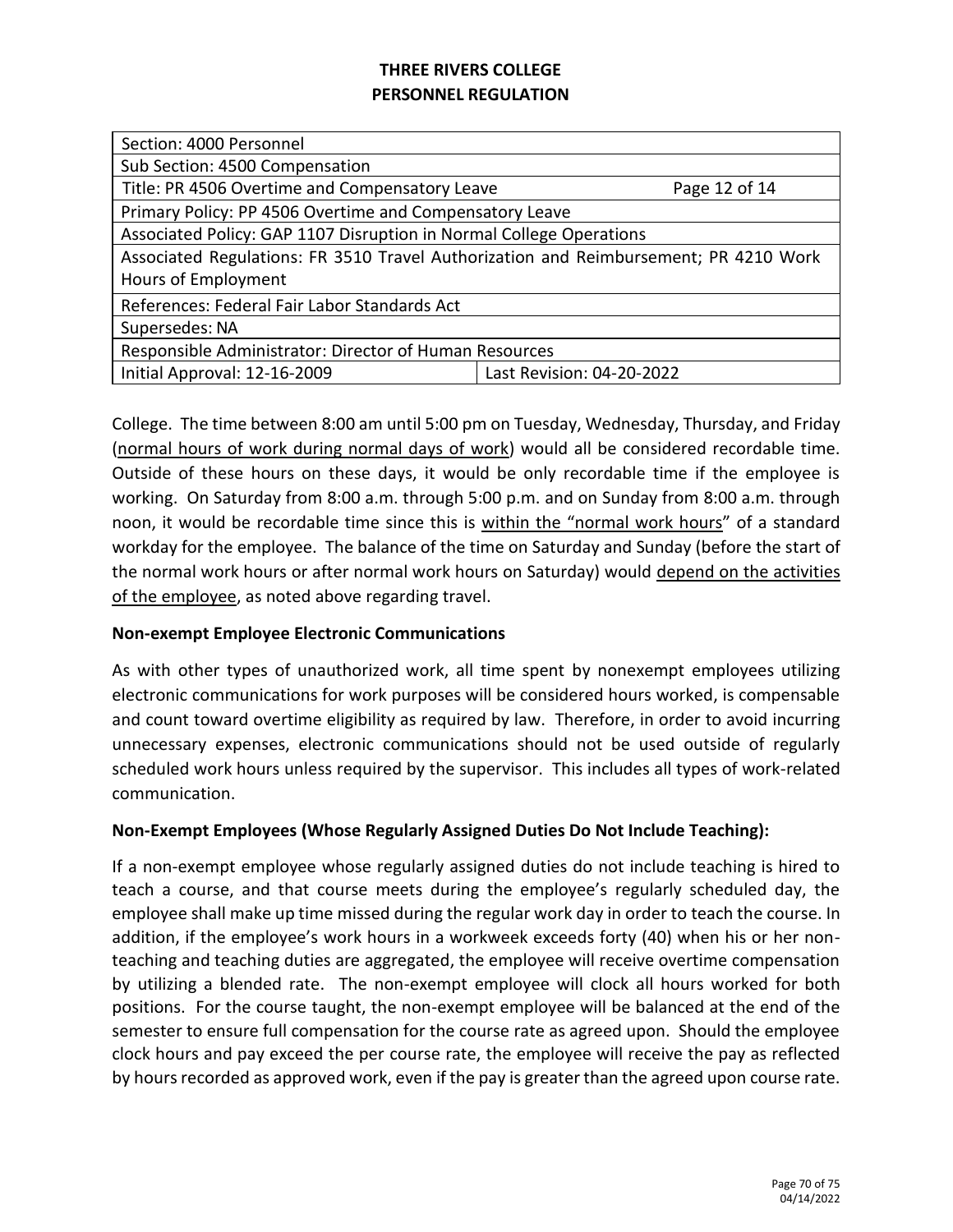**THREE RIVERS COLLEGE**
**PERSONNEL REGULATION**

| Section: 4000 Personnel | |
|---|---|
| Sub Section: 4500 Compensation | |
| Title: PR 4506 Overtime and Compensatory Leave | Page 12 of 14 |
| Primary Policy: PP 4506 Overtime and Compensatory Leave | |
| Associated Policy: GAP 1107 Disruption in Normal College Operations | |
| Associated Regulations: FR 3510 Travel Authorization and Reimbursement; PR 4210 Work Hours of Employment | |
| References: Federal Fair Labor Standards Act | |
| Supersedes: NA | |
| Responsible Administrator: Director of Human Resources | |
| Initial Approval: 12-16-2009 | Last Revision: 04-20-2022 |

College. The time between 8:00 am until 5:00 pm on Tuesday, Wednesday, Thursday, and Friday (<u>normal hours of work during normal days of work</u>) would all be considered recordable time. Outside of these hours on these days, it would be only recordable time if the employee is working. On Saturday from 8:00 a.m. through 5:00 p.m. and on Sunday from 8:00 a.m. through noon, it would be recordable time since this is <u>within the "normal work hours"</u> of a standard workday for the employee. The balance of the time on Saturday and Sunday (before the start of the normal work hours or after normal work hours on Saturday) would <u>depend on the activities of the employee</u>, as noted above regarding travel.

**Non-exempt Employee Electronic Communications**

As with other types of unauthorized work, all time spent by nonexempt employees utilizing electronic communications for work purposes will be considered hours worked, is compensable and count toward overtime eligibility as required by law. Therefore, in order to avoid incurring unnecessary expenses, electronic communications should not be used outside of regularly scheduled work hours unless required by the supervisor. This includes all types of work-related communication.

**Non-Exempt Employees (Whose Regularly Assigned Duties Do Not Include Teaching):**

If a non-exempt employee whose regularly assigned duties do not include teaching is hired to teach a course, and that course meets during the employee's regularly scheduled day, the employee shall make up time missed during the regular work day in order to teach the course. In addition, if the employee's work hours in a workweek exceeds forty (40) when his or her non-teaching and teaching duties are aggregated, the employee will receive overtime compensation by utilizing a blended rate. The non-exempt employee will clock all hours worked for both positions. For the course taught, the non-exempt employee will be balanced at the end of the semester to ensure full compensation for the course rate as agreed upon. Should the employee clock hours and pay exceed the per course rate, the employee will receive the pay as reflected by hours recorded as approved work, even if the pay is greater than the agreed upon course rate.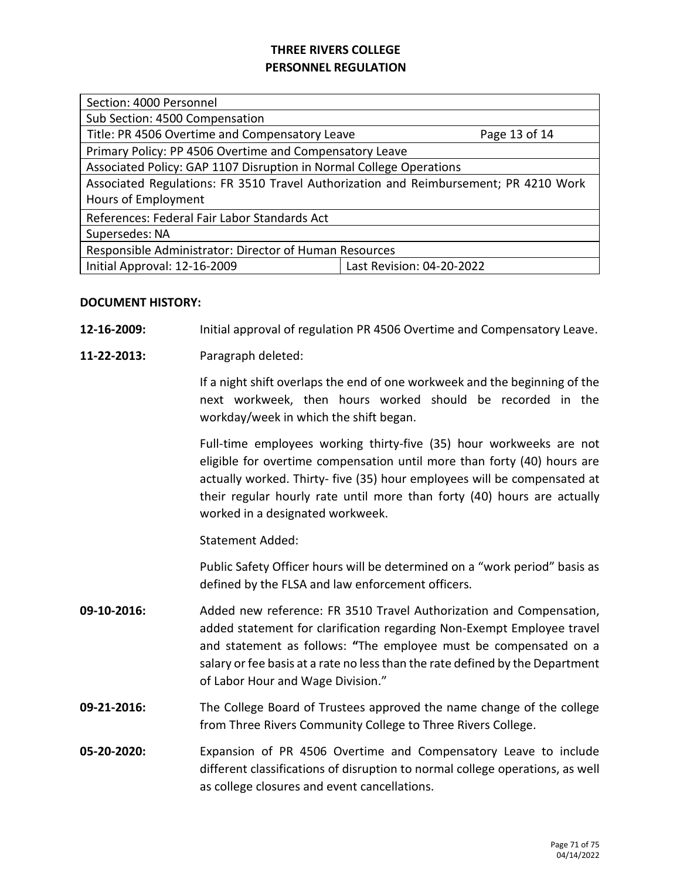# THREE RIVERS COLLEGE
# PERSONNEL REGULATION

| Section: 4000 Personnel | |
|---|---|
| Sub Section: 4500 Compensation | |
| Title: PR 4506 Overtime and Compensatory Leave | Page 13 of 14 |
| Primary Policy: PP 4506 Overtime and Compensatory Leave | |
| Associated Policy: GAP 1107 Disruption in Normal College Operations | |
| Associated Regulations: FR 3510 Travel Authorization and Reimbursement; PR 4210 Work Hours of Employment | |
| References: Federal Fair Labor Standards Act | |
| Supersedes: NA | |
| Responsible Administrator: Director of Human Resources | |
| Initial Approval: 12-16-2009 | Last Revision: 04-20-2022 |

**DOCUMENT HISTORY:**

**12-16-2009:** Initial approval of regulation PR 4506 Overtime and Compensatory Leave.

**11-22-2013:** Paragraph deleted:

If a night shift overlaps the end of one workweek and the beginning of the next workweek, then hours worked should be recorded in the workday/week in which the shift began.

Full-time employees working thirty-five (35) hour workweeks are not eligible for overtime compensation until more than forty (40) hours are actually worked. Thirty- five (35) hour employees will be compensated at their regular hourly rate until more than forty (40) hours are actually worked in a designated workweek.

Statement Added:

Public Safety Officer hours will be determined on a "work period" basis as defined by the FLSA and law enforcement officers.

**09-10-2016:** Added new reference: FR 3510 Travel Authorization and Compensation, added statement for clarification regarding Non-Exempt Employee travel and statement as follows: **"**The employee must be compensated on a salary or fee basis at a rate no less than the rate defined by the Department of Labor Hour and Wage Division."

**09-21-2016:** The College Board of Trustees approved the name change of the college from Three Rivers Community College to Three Rivers College.

**05-20-2020:** Expansion of PR 4506 Overtime and Compensatory Leave to include different classifications of disruption to normal college operations, as well as college closures and event cancellations.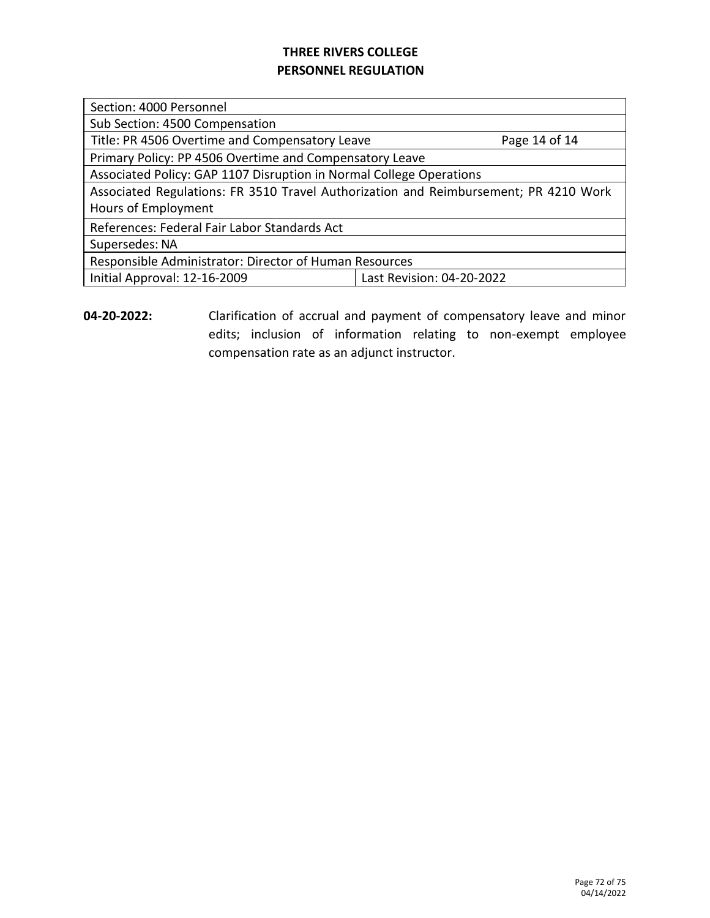**THREE RIVERS COLLEGE**
**PERSONNEL REGULATION**

| Section: 4000 Personnel | |
|---|---|
| Sub Section: 4500 Compensation | |
| Title: PR 4506 Overtime and Compensatory Leave | Page 14 of 14 |
| Primary Policy: PP 4506 Overtime and Compensatory Leave | |
| Associated Policy: GAP 1107 Disruption in Normal College Operations | |
| Associated Regulations: FR 3510 Travel Authorization and Reimbursement; PR 4210 Work Hours of Employment | |
| References: Federal Fair Labor Standards Act | |
| Supersedes: NA | |
| Responsible Administrator: Director of Human Resources | |
| Initial Approval: 12-16-2009 | Last Revision: 04-20-2022 |

**04-20-2022:** Clarification of accrual and payment of compensatory leave and minor edits; inclusion of information relating to non-exempt employee compensation rate as an adjunct instructor.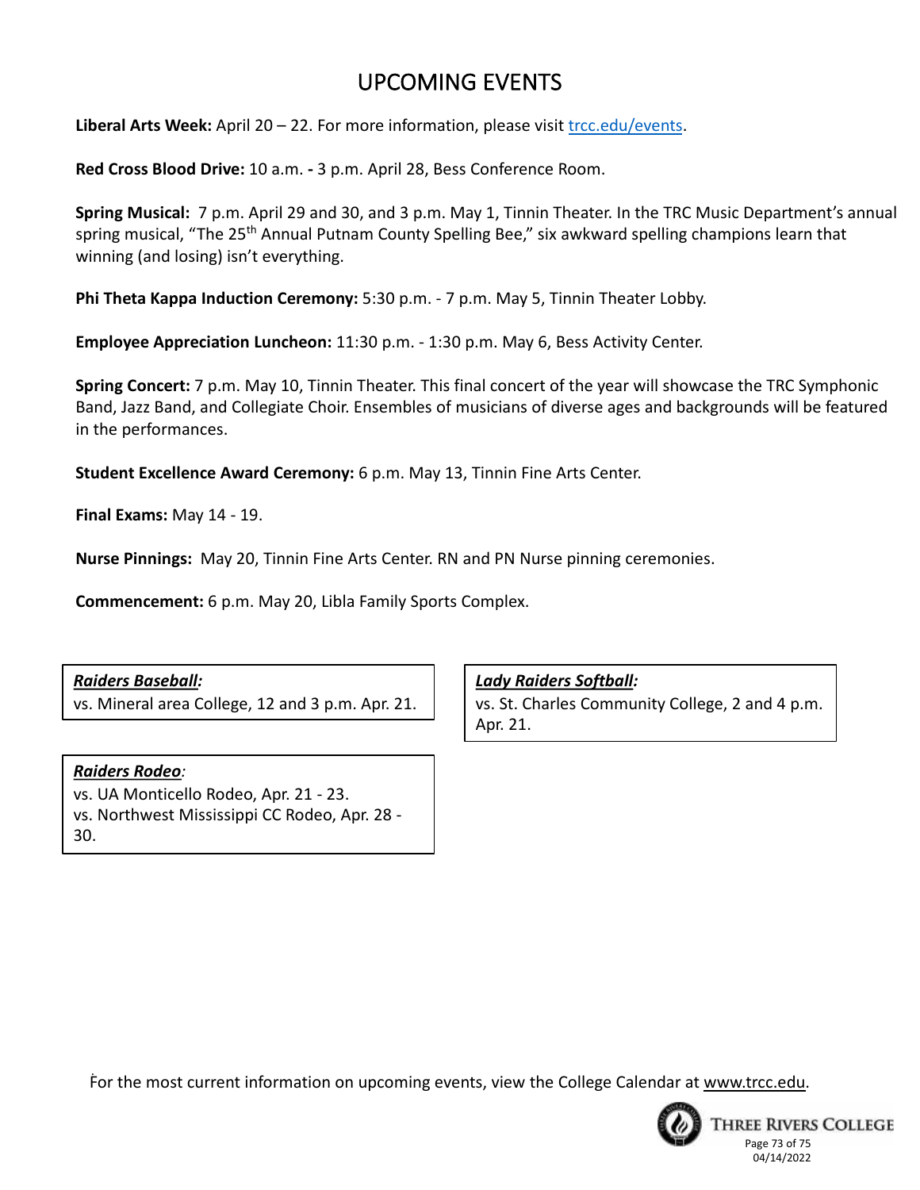# UPCOMING EVENTS

**Liberal Arts Week:** April 20 – 22. For more information, please visit trcc.edu/events.

**Red Cross Blood Drive:** 10 a.m. **-** 3 p.m. April 28, Bess Conference Room.

**Spring Musical:** 7 p.m. April 29 and 30, and 3 p.m. May 1, Tinnin Theater. In the TRC Music Department's annual spring musical, "The 25th Annual Putnam County Spelling Bee," six awkward spelling champions learn that winning (and losing) isn't everything.

**Phi Theta Kappa Induction Ceremony:** 5:30 p.m. - 7 p.m. May 5, Tinnin Theater Lobby.

**Employee Appreciation Luncheon:** 11:30 p.m. - 1:30 p.m. May 6, Bess Activity Center.

**Spring Concert:** 7 p.m. May 10, Tinnin Theater. This final concert of the year will showcase the TRC Symphonic Band, Jazz Band, and Collegiate Choir. Ensembles of musicians of diverse ages and backgrounds will be featured in the performances.

**Student Excellence Award Ceremony:** 6 p.m. May 13, Tinnin Fine Arts Center.

**Final Exams:** May 14 - 19.

**Nurse Pinnings:** May 20, Tinnin Fine Arts Center. RN and PN Nurse pinning ceremonies.

**Commencement:** 6 p.m. May 20, Libla Family Sports Complex.

***Raiders Baseball:***
vs. Mineral area College, 12 and 3 p.m. Apr. 21.

***Lady Raiders Softball:***
vs. St. Charles Community College, 2 and 4 p.m. Apr. 21.

***Raiders Rodeo:***
vs. UA Monticello Rodeo, Apr. 21 - 23.
vs. Northwest Mississippi CC Rodeo, Apr. 28 - 30.

For the most current information on upcoming events, view the College Calendar at www.trcc.edu.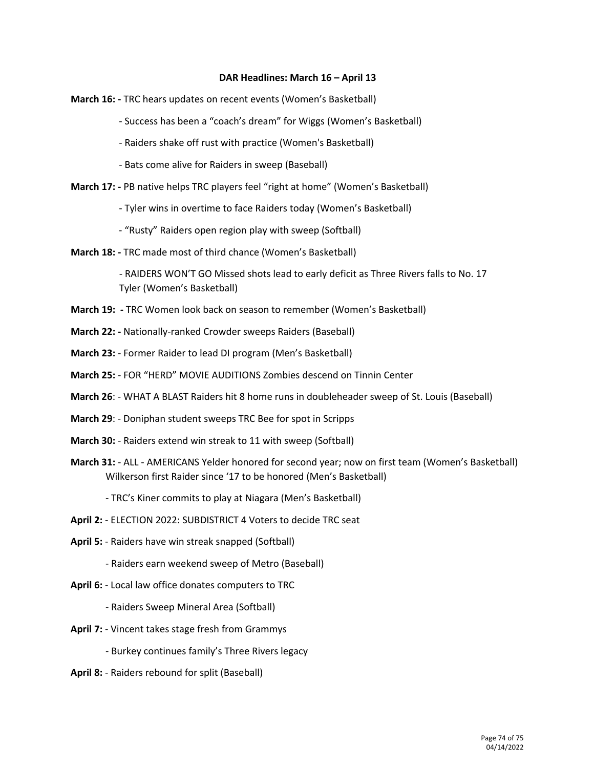**DAR Headlines: March 16 – April 13**

**March 16: -** TRC hears updates on recent events (Women's Basketball)

- Success has been a "coach's dream" for Wiggs (Women's Basketball)
- Raiders shake off rust with practice (Women's Basketball)
- Bats come alive for Raiders in sweep (Baseball)

**March 17: -** PB native helps TRC players feel "right at home" (Women's Basketball)

- Tyler wins in overtime to face Raiders today (Women's Basketball)
- "Rusty" Raiders open region play with sweep (Softball)

**March 18: -** TRC made most of third chance (Women's Basketball)

- RAIDERS WON'T GO Missed shots lead to early deficit as Three Rivers falls to No. 17 Tyler (Women's Basketball)

**March 19: -** TRC Women look back on season to remember (Women's Basketball)

**March 22: -** Nationally-ranked Crowder sweeps Raiders (Baseball)

**March 23:** - Former Raider to lead DI program (Men's Basketball)

**March 25:** - FOR "HERD" MOVIE AUDITIONS Zombies descend on Tinnin Center

**March 26**: - WHAT A BLAST Raiders hit 8 home runs in doubleheader sweep of St. Louis (Baseball)

**March 29**: - Doniphan student sweeps TRC Bee for spot in Scripps

**March 30:** - Raiders extend win streak to 11 with sweep (Softball)

**March 31:** - ALL - AMERICANS Yelder honored for second year; now on first team (Women's Basketball) Wilkerson first Raider since '17 to be honored (Men's Basketball)

- TRC's Kiner commits to play at Niagara (Men's Basketball)

**April 2:** - ELECTION 2022: SUBDISTRICT 4 Voters to decide TRC seat

**April 5:** - Raiders have win streak snapped (Softball)

- Raiders earn weekend sweep of Metro (Baseball)

**April 6:** - Local law office donates computers to TRC

- Raiders Sweep Mineral Area (Softball)

**April 7:** - Vincent takes stage fresh from Grammys

- Burkey continues family's Three Rivers legacy

**April 8:** - Raiders rebound for split (Baseball)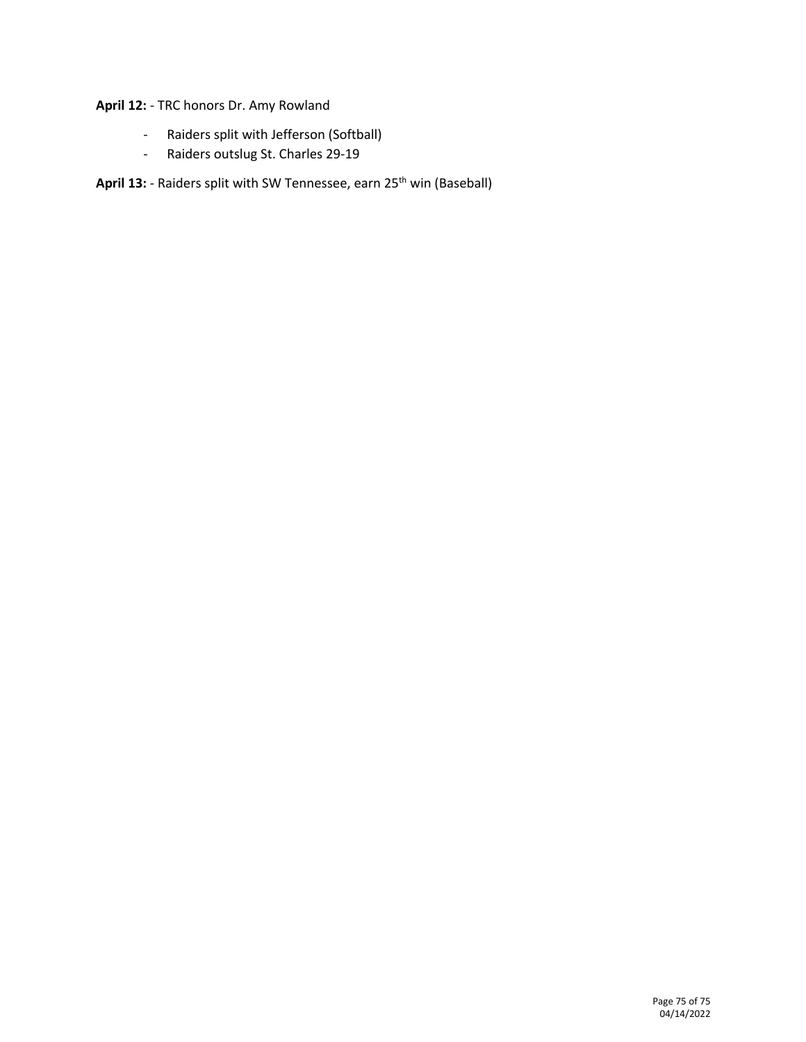**April 12:** - TRC honors Dr. Amy Rowland

- Raiders split with Jefferson (Softball)
- Raiders outslug St. Charles 29-19

**April 13:** - Raiders split with SW Tennessee, earn 25th win (Baseball)